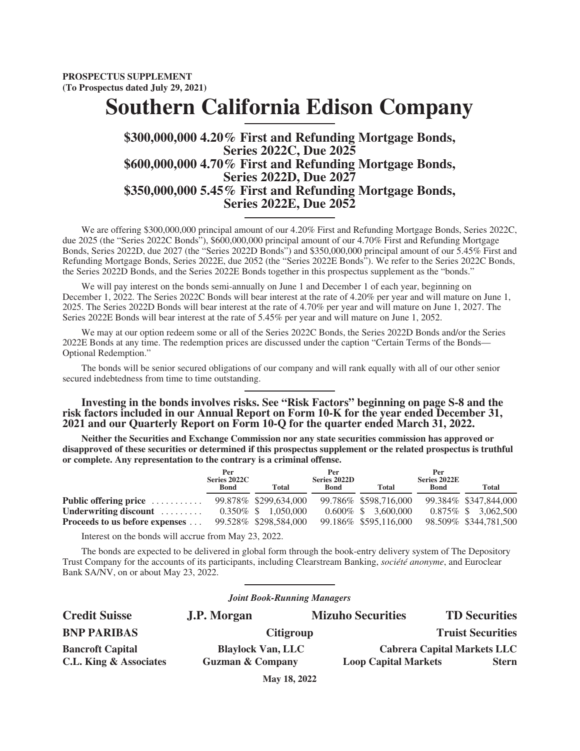**PROSPECTUS SUPPLEMENT**
**(To Prospectus dated July 29, 2021)**

# Southern California Edison Company

## $300,000,000 4.20% First and Refunding Mortgage Bonds, Series 2022C, Due 2025
## $600,000,000 4.70% First and Refunding Mortgage Bonds, Series 2022D, Due 2027
## $350,000,000 5.45% First and Refunding Mortgage Bonds, Series 2022E, Due 2052

We are offering $300,000,000 principal amount of our 4.20% First and Refunding Mortgage Bonds, Series 2022C, due 2025 (the "Series 2022C Bonds"), $600,000,000 principal amount of our 4.70% First and Refunding Mortgage Bonds, Series 2022D, due 2027 (the "Series 2022D Bonds") and $350,000,000 principal amount of our 5.45% First and Refunding Mortgage Bonds, Series 2022E, due 2052 (the "Series 2022E Bonds"). We refer to the Series 2022C Bonds, the Series 2022D Bonds, and the Series 2022E Bonds together in this prospectus supplement as the "bonds."

We will pay interest on the bonds semi-annually on June 1 and December 1 of each year, beginning on December 1, 2022. The Series 2022C Bonds will bear interest at the rate of 4.20% per year and will mature on June 1, 2025. The Series 2022D Bonds will bear interest at the rate of 4.70% per year and will mature on June 1, 2027. The Series 2022E Bonds will bear interest at the rate of 5.45% per year and will mature on June 1, 2052.

We may at our option redeem some or all of the Series 2022C Bonds, the Series 2022D Bonds and/or the Series 2022E Bonds at any time. The redemption prices are discussed under the caption "Certain Terms of the Bonds—Optional Redemption."

The bonds will be senior secured obligations of our company and will rank equally with all of our other senior secured indebtedness from time to time outstanding.

**Investing in the bonds involves risks. See "Risk Factors" beginning on page S-8 and the risk factors included in our Annual Report on Form 10-K for the year ended December 31, 2021 and our Quarterly Report on Form 10-Q for the quarter ended March 31, 2022.**

**Neither the Securities and Exchange Commission nor any state securities commission has approved or disapproved of these securities or determined if this prospectus supplement or the related prospectus is truthful or complete. Any representation to the contrary is a criminal offense.**

| | Per Series 2022C Bond | Total | Per Series 2022D Bond | Total | Per Series 2022E Bond | Total |
|---|---|---|---|---|---|---|
| **Public offering price** | 99.878% | $299,634,000 | 99.786% | $598,716,000 | 99.384% | $347,844,000 |
| **Underwriting discount** | 0.350% | $ 1,050,000 | 0.600% | $ 3,600,000 | 0.875% | $ 3,062,500 |
| **Proceeds to us before expenses** | 99.528% | $298,584,000 | 99.186% | $595,116,000 | 98.509% | $344,781,500 |

Interest on the bonds will accrue from May 23, 2022.

The bonds are expected to be delivered in global form through the book-entry delivery system of The Depository Trust Company for the accounts of its participants, including Clearstream Banking, *société anonyme*, and Euroclear Bank SA/NV, on or about May 23, 2022.

***Joint Book-Running Managers***

**Credit Suisse** **J.P. Morgan** **Mizuho Securities** **TD Securities**

**BNP PARIBAS** **Citigroup** **Truist Securities**

**Bancroft Capital** **Blaylock Van, LLC** **Cabrera Capital Markets LLC**

**C.L. King & Associates** **Guzman & Company** **Loop Capital Markets** **Stern**

**May 18, 2022**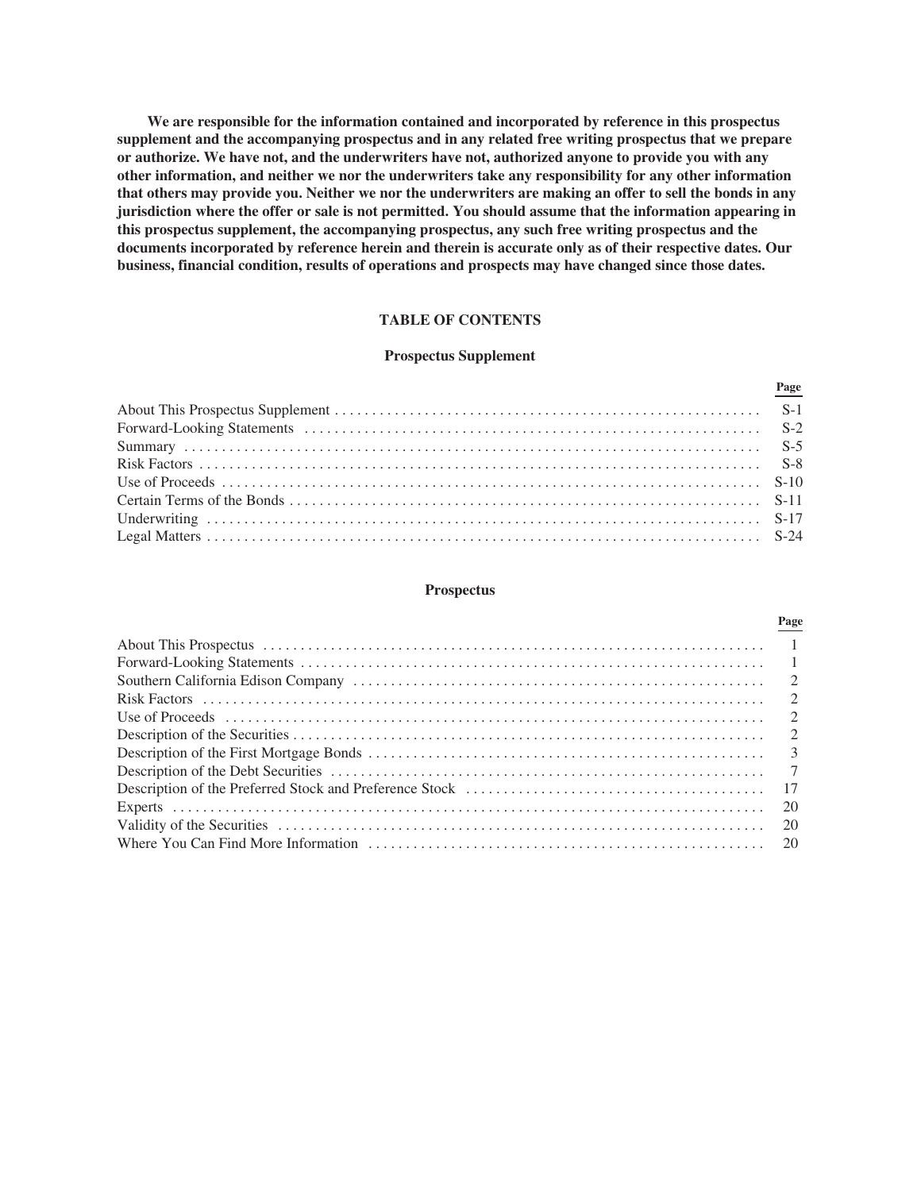**We are responsible for the information contained and incorporated by reference in this prospectus supplement and the accompanying prospectus and in any related free writing prospectus that we prepare or authorize. We have not, and the underwriters have not, authorized anyone to provide you with any other information, and neither we nor the underwriters take any responsibility for any other information that others may provide you. Neither we nor the underwriters are making an offer to sell the bonds in any jurisdiction where the offer or sale is not permitted. You should assume that the information appearing in this prospectus supplement, the accompanying prospectus, any such free writing prospectus and the documents incorporated by reference herein and therein is accurate only as of their respective dates. Our business, financial condition, results of operations and prospects may have changed since those dates.**

## TABLE OF CONTENTS

### Prospectus Supplement

| | Page |
|---|---|
| About This Prospectus Supplement | S-1 |
| Forward-Looking Statements | S-2 |
| Summary | S-5 |
| Risk Factors | S-8 |
| Use of Proceeds | S-10 |
| Certain Terms of the Bonds | S-11 |
| Underwriting | S-17 |
| Legal Matters | S-24 |

### Prospectus

| | Page |
|---|---|
| About This Prospectus | 1 |
| Forward-Looking Statements | 1 |
| Southern California Edison Company | 2 |
| Risk Factors | 2 |
| Use of Proceeds | 2 |
| Description of the Securities | 2 |
| Description of the First Mortgage Bonds | 3 |
| Description of the Debt Securities | 7 |
| Description of the Preferred Stock and Preference Stock | 17 |
| Experts | 20 |
| Validity of the Securities | 20 |
| Where You Can Find More Information | 20 |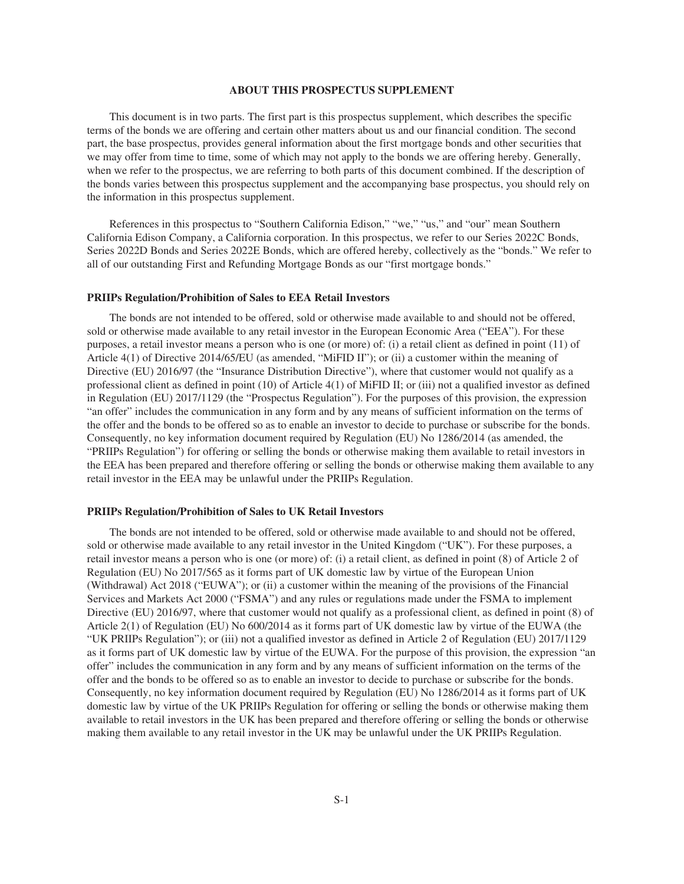## ABOUT THIS PROSPECTUS SUPPLEMENT

This document is in two parts. The first part is this prospectus supplement, which describes the specific terms of the bonds we are offering and certain other matters about us and our financial condition. The second part, the base prospectus, provides general information about the first mortgage bonds and other securities that we may offer from time to time, some of which may not apply to the bonds we are offering hereby. Generally, when we refer to the prospectus, we are referring to both parts of this document combined. If the description of the bonds varies between this prospectus supplement and the accompanying base prospectus, you should rely on the information in this prospectus supplement.

References in this prospectus to "Southern California Edison," "we," "us," and "our" mean Southern California Edison Company, a California corporation. In this prospectus, we refer to our Series 2022C Bonds, Series 2022D Bonds and Series 2022E Bonds, which are offered hereby, collectively as the "bonds." We refer to all of our outstanding First and Refunding Mortgage Bonds as our "first mortgage bonds."

### PRIIPs Regulation/Prohibition of Sales to EEA Retail Investors

The bonds are not intended to be offered, sold or otherwise made available to and should not be offered, sold or otherwise made available to any retail investor in the European Economic Area ("EEA"). For these purposes, a retail investor means a person who is one (or more) of: (i) a retail client as defined in point (11) of Article 4(1) of Directive 2014/65/EU (as amended, "MiFID II"); or (ii) a customer within the meaning of Directive (EU) 2016/97 (the "Insurance Distribution Directive"), where that customer would not qualify as a professional client as defined in point (10) of Article 4(1) of MiFID II; or (iii) not a qualified investor as defined in Regulation (EU) 2017/1129 (the "Prospectus Regulation"). For the purposes of this provision, the expression "an offer" includes the communication in any form and by any means of sufficient information on the terms of the offer and the bonds to be offered so as to enable an investor to decide to purchase or subscribe for the bonds. Consequently, no key information document required by Regulation (EU) No 1286/2014 (as amended, the "PRIIPs Regulation") for offering or selling the bonds or otherwise making them available to retail investors in the EEA has been prepared and therefore offering or selling the bonds or otherwise making them available to any retail investor in the EEA may be unlawful under the PRIIPs Regulation.

### PRIIPs Regulation/Prohibition of Sales to UK Retail Investors

The bonds are not intended to be offered, sold or otherwise made available to and should not be offered, sold or otherwise made available to any retail investor in the United Kingdom ("UK"). For these purposes, a retail investor means a person who is one (or more) of: (i) a retail client, as defined in point (8) of Article 2 of Regulation (EU) No 2017/565 as it forms part of UK domestic law by virtue of the European Union (Withdrawal) Act 2018 ("EUWA"); or (ii) a customer within the meaning of the provisions of the Financial Services and Markets Act 2000 ("FSMA") and any rules or regulations made under the FSMA to implement Directive (EU) 2016/97, where that customer would not qualify as a professional client, as defined in point (8) of Article 2(1) of Regulation (EU) No 600/2014 as it forms part of UK domestic law by virtue of the EUWA (the "UK PRIIPs Regulation"); or (iii) not a qualified investor as defined in Article 2 of Regulation (EU) 2017/1129 as it forms part of UK domestic law by virtue of the EUWA. For the purpose of this provision, the expression "an offer" includes the communication in any form and by any means of sufficient information on the terms of the offer and the bonds to be offered so as to enable an investor to decide to purchase or subscribe for the bonds. Consequently, no key information document required by Regulation (EU) No 1286/2014 as it forms part of UK domestic law by virtue of the UK PRIIPs Regulation for offering or selling the bonds or otherwise making them available to retail investors in the UK has been prepared and therefore offering or selling the bonds or otherwise making them available to any retail investor in the UK may be unlawful under the UK PRIIPs Regulation.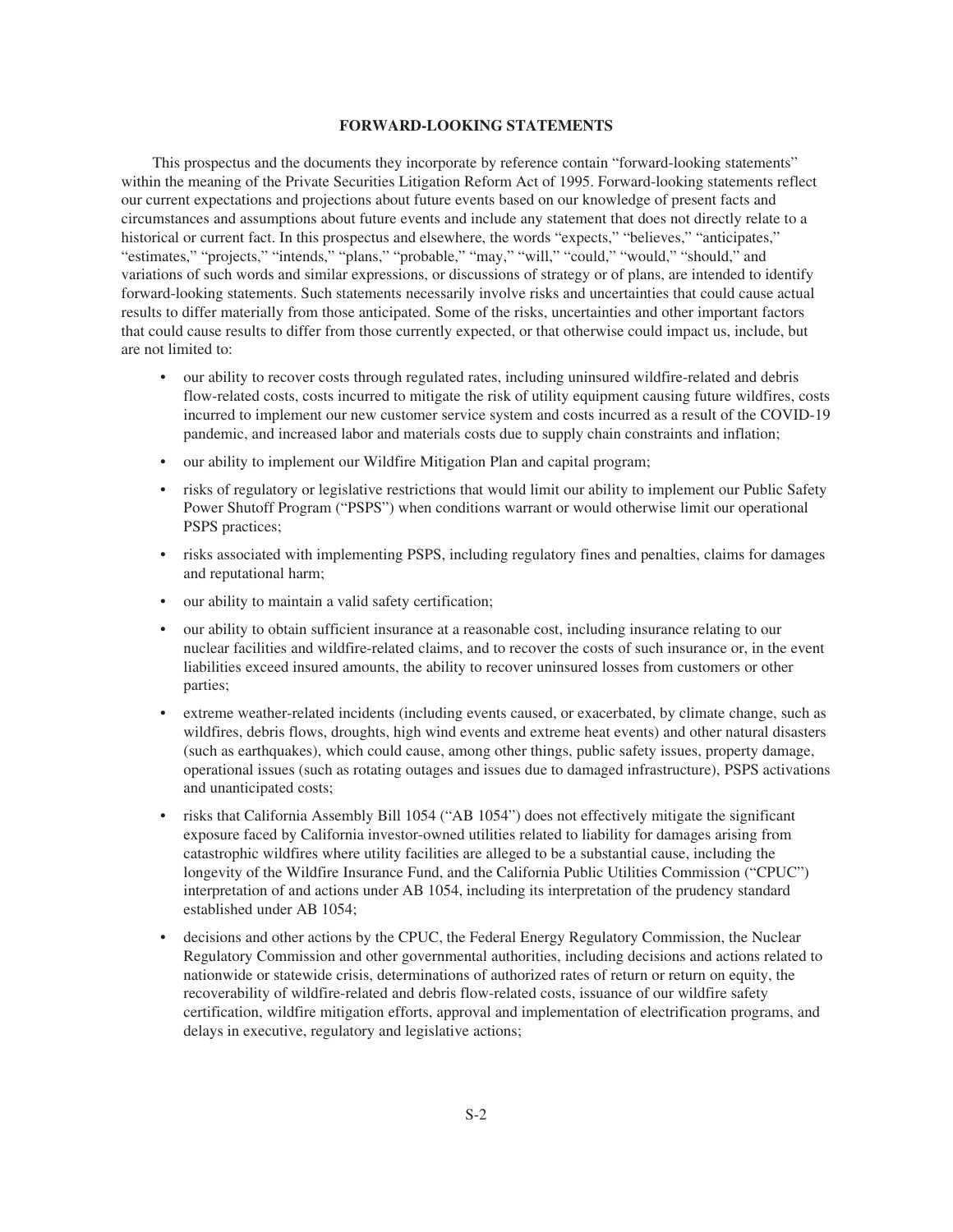## FORWARD-LOOKING STATEMENTS

This prospectus and the documents they incorporate by reference contain "forward-looking statements" within the meaning of the Private Securities Litigation Reform Act of 1995. Forward-looking statements reflect our current expectations and projections about future events based on our knowledge of present facts and circumstances and assumptions about future events and include any statement that does not directly relate to a historical or current fact. In this prospectus and elsewhere, the words "expects," "believes," "anticipates," "estimates," "projects," "intends," "plans," "probable," "may," "will," "could," "would," "should," and variations of such words and similar expressions, or discussions of strategy or of plans, are intended to identify forward-looking statements. Such statements necessarily involve risks and uncertainties that could cause actual results to differ materially from those anticipated. Some of the risks, uncertainties and other important factors that could cause results to differ from those currently expected, or that otherwise could impact us, include, but are not limited to:

- our ability to recover costs through regulated rates, including uninsured wildfire-related and debris flow-related costs, costs incurred to mitigate the risk of utility equipment causing future wildfires, costs incurred to implement our new customer service system and costs incurred as a result of the COVID-19 pandemic, and increased labor and materials costs due to supply chain constraints and inflation;
- our ability to implement our Wildfire Mitigation Plan and capital program;
- risks of regulatory or legislative restrictions that would limit our ability to implement our Public Safety Power Shutoff Program ("PSPS") when conditions warrant or would otherwise limit our operational PSPS practices;
- risks associated with implementing PSPS, including regulatory fines and penalties, claims for damages and reputational harm;
- our ability to maintain a valid safety certification;
- our ability to obtain sufficient insurance at a reasonable cost, including insurance relating to our nuclear facilities and wildfire-related claims, and to recover the costs of such insurance or, in the event liabilities exceed insured amounts, the ability to recover uninsured losses from customers or other parties;
- extreme weather-related incidents (including events caused, or exacerbated, by climate change, such as wildfires, debris flows, droughts, high wind events and extreme heat events) and other natural disasters (such as earthquakes), which could cause, among other things, public safety issues, property damage, operational issues (such as rotating outages and issues due to damaged infrastructure), PSPS activations and unanticipated costs;
- risks that California Assembly Bill 1054 ("AB 1054") does not effectively mitigate the significant exposure faced by California investor-owned utilities related to liability for damages arising from catastrophic wildfires where utility facilities are alleged to be a substantial cause, including the longevity of the Wildfire Insurance Fund, and the California Public Utilities Commission ("CPUC") interpretation of and actions under AB 1054, including its interpretation of the prudency standard established under AB 1054;
- decisions and other actions by the CPUC, the Federal Energy Regulatory Commission, the Nuclear Regulatory Commission and other governmental authorities, including decisions and actions related to nationwide or statewide crisis, determinations of authorized rates of return or return on equity, the recoverability of wildfire-related and debris flow-related costs, issuance of our wildfire safety certification, wildfire mitigation efforts, approval and implementation of electrification programs, and delays in executive, regulatory and legislative actions;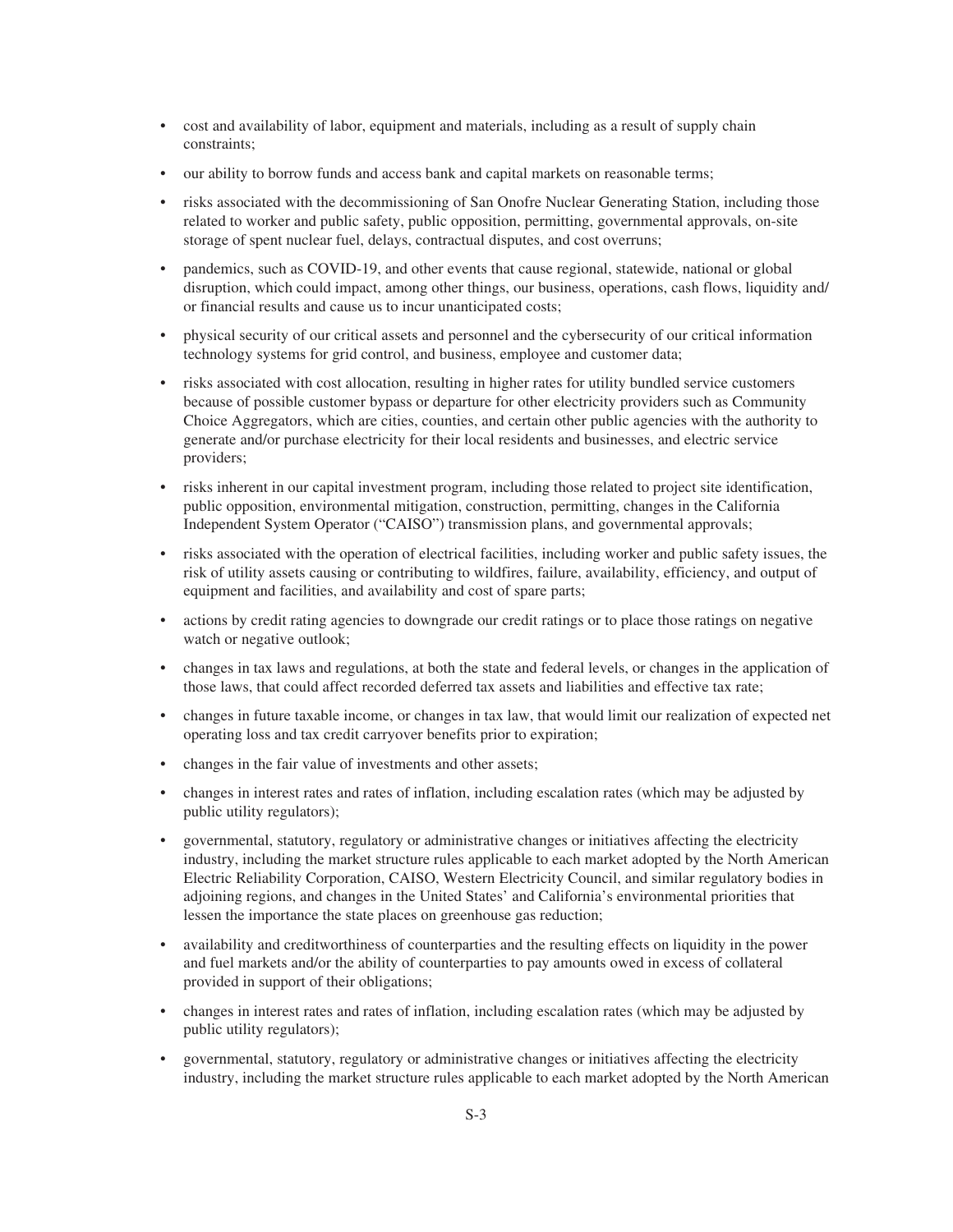- cost and availability of labor, equipment and materials, including as a result of supply chain constraints;
- our ability to borrow funds and access bank and capital markets on reasonable terms;
- risks associated with the decommissioning of San Onofre Nuclear Generating Station, including those related to worker and public safety, public opposition, permitting, governmental approvals, on-site storage of spent nuclear fuel, delays, contractual disputes, and cost overruns;
- pandemics, such as COVID-19, and other events that cause regional, statewide, national or global disruption, which could impact, among other things, our business, operations, cash flows, liquidity and/or financial results and cause us to incur unanticipated costs;
- physical security of our critical assets and personnel and the cybersecurity of our critical information technology systems for grid control, and business, employee and customer data;
- risks associated with cost allocation, resulting in higher rates for utility bundled service customers because of possible customer bypass or departure for other electricity providers such as Community Choice Aggregators, which are cities, counties, and certain other public agencies with the authority to generate and/or purchase electricity for their local residents and businesses, and electric service providers;
- risks inherent in our capital investment program, including those related to project site identification, public opposition, environmental mitigation, construction, permitting, changes in the California Independent System Operator ("CAISO") transmission plans, and governmental approvals;
- risks associated with the operation of electrical facilities, including worker and public safety issues, the risk of utility assets causing or contributing to wildfires, failure, availability, efficiency, and output of equipment and facilities, and availability and cost of spare parts;
- actions by credit rating agencies to downgrade our credit ratings or to place those ratings on negative watch or negative outlook;
- changes in tax laws and regulations, at both the state and federal levels, or changes in the application of those laws, that could affect recorded deferred tax assets and liabilities and effective tax rate;
- changes in future taxable income, or changes in tax law, that would limit our realization of expected net operating loss and tax credit carryover benefits prior to expiration;
- changes in the fair value of investments and other assets;
- changes in interest rates and rates of inflation, including escalation rates (which may be adjusted by public utility regulators);
- governmental, statutory, regulatory or administrative changes or initiatives affecting the electricity industry, including the market structure rules applicable to each market adopted by the North American Electric Reliability Corporation, CAISO, Western Electricity Council, and similar regulatory bodies in adjoining regions, and changes in the United States' and California's environmental priorities that lessen the importance the state places on greenhouse gas reduction;
- availability and creditworthiness of counterparties and the resulting effects on liquidity in the power and fuel markets and/or the ability of counterparties to pay amounts owed in excess of collateral provided in support of their obligations;
- changes in interest rates and rates of inflation, including escalation rates (which may be adjusted by public utility regulators);
- governmental, statutory, regulatory or administrative changes or initiatives affecting the electricity industry, including the market structure rules applicable to each market adopted by the North American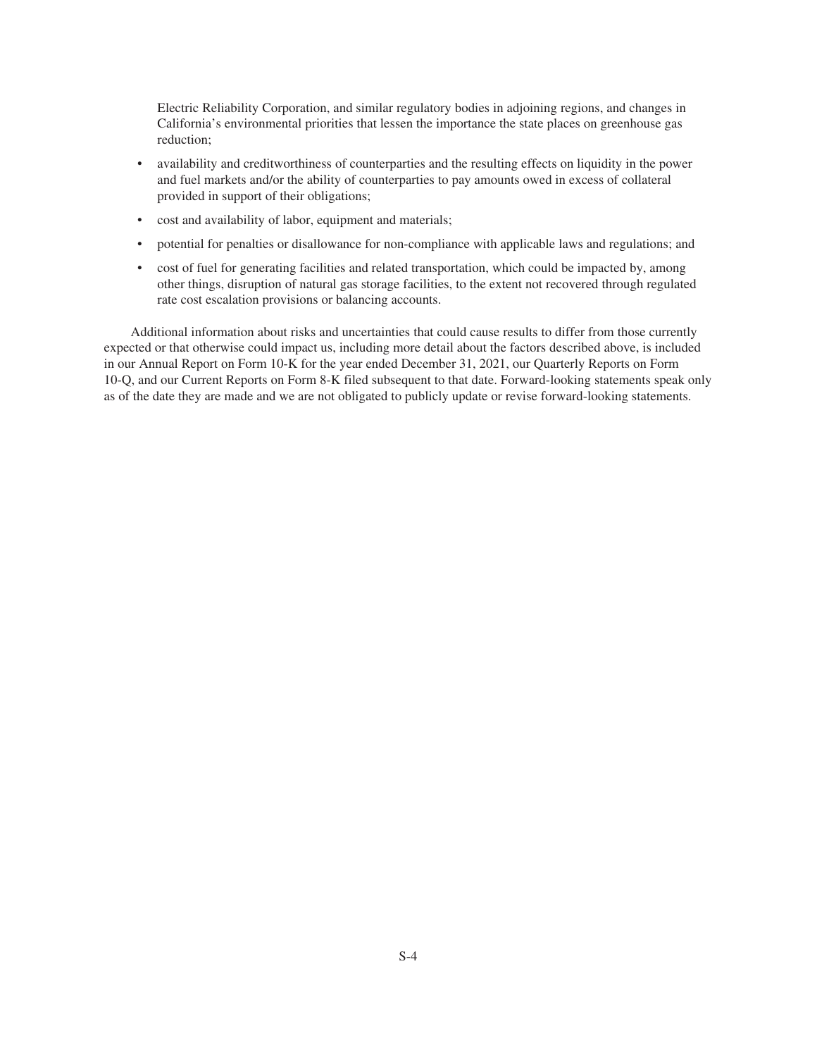Electric Reliability Corporation, and similar regulatory bodies in adjoining regions, and changes in California's environmental priorities that lessen the importance the state places on greenhouse gas reduction;

- availability and creditworthiness of counterparties and the resulting effects on liquidity in the power and fuel markets and/or the ability of counterparties to pay amounts owed in excess of collateral provided in support of their obligations;
- cost and availability of labor, equipment and materials;
- potential for penalties or disallowance for non-compliance with applicable laws and regulations; and
- cost of fuel for generating facilities and related transportation, which could be impacted by, among other things, disruption of natural gas storage facilities, to the extent not recovered through regulated rate cost escalation provisions or balancing accounts.

Additional information about risks and uncertainties that could cause results to differ from those currently expected or that otherwise could impact us, including more detail about the factors described above, is included in our Annual Report on Form 10-K for the year ended December 31, 2021, our Quarterly Reports on Form 10-Q, and our Current Reports on Form 8-K filed subsequent to that date. Forward-looking statements speak only as of the date they are made and we are not obligated to publicly update or revise forward-looking statements.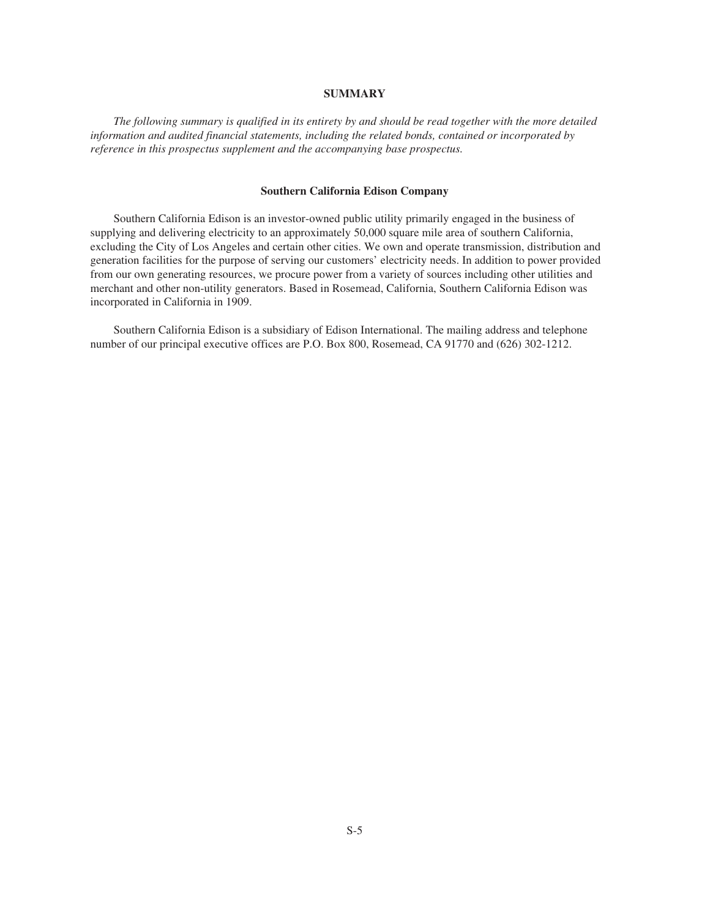## SUMMARY

*The following summary is qualified in its entirety by and should be read together with the more detailed information and audited financial statements, including the related bonds, contained or incorporated by reference in this prospectus supplement and the accompanying base prospectus.*

### Southern California Edison Company

Southern California Edison is an investor-owned public utility primarily engaged in the business of supplying and delivering electricity to an approximately 50,000 square mile area of southern California, excluding the City of Los Angeles and certain other cities. We own and operate transmission, distribution and generation facilities for the purpose of serving our customers' electricity needs. In addition to power provided from our own generating resources, we procure power from a variety of sources including other utilities and merchant and other non-utility generators. Based in Rosemead, California, Southern California Edison was incorporated in California in 1909.

Southern California Edison is a subsidiary of Edison International. The mailing address and telephone number of our principal executive offices are P.O. Box 800, Rosemead, CA 91770 and (626) 302-1212.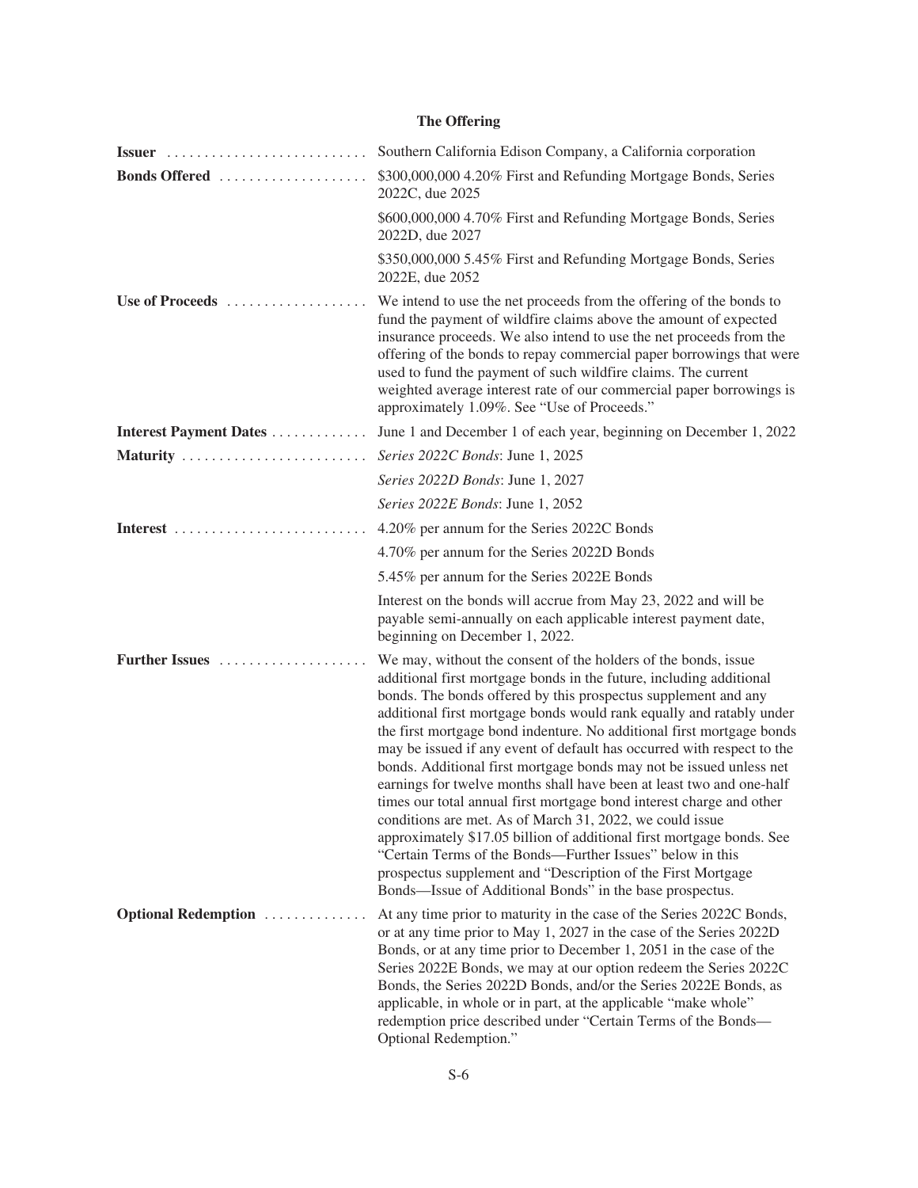## The Offering

| | |
|---|---|
| **Issuer** | Southern California Edison Company, a California corporation |
| **Bonds Offered** | $300,000,000 4.20% First and Refunding Mortgage Bonds, Series 2022C, due 2025 |
| | $600,000,000 4.70% First and Refunding Mortgage Bonds, Series 2022D, due 2027 |
| | $350,000,000 5.45% First and Refunding Mortgage Bonds, Series 2022E, due 2052 |
| **Use of Proceeds** | We intend to use the net proceeds from the offering of the bonds to fund the payment of wildfire claims above the amount of expected insurance proceeds. We also intend to use the net proceeds from the offering of the bonds to repay commercial paper borrowings that were used to fund the payment of such wildfire claims. The current weighted average interest rate of our commercial paper borrowings is approximately 1.09%. See "Use of Proceeds." |
| **Interest Payment Dates** | June 1 and December 1 of each year, beginning on December 1, 2022 |
| **Maturity** | *Series 2022C Bonds*: June 1, 2025 |
| | *Series 2022D Bonds*: June 1, 2027 |
| | *Series 2022E Bonds*: June 1, 2052 |
| **Interest** | 4.20% per annum for the Series 2022C Bonds |
| | 4.70% per annum for the Series 2022D Bonds |
| | 5.45% per annum for the Series 2022E Bonds |
| | Interest on the bonds will accrue from May 23, 2022 and will be payable semi-annually on each applicable interest payment date, beginning on December 1, 2022. |
| **Further Issues** | We may, without the consent of the holders of the bonds, issue additional first mortgage bonds in the future, including additional bonds. The bonds offered by this prospectus supplement and any additional first mortgage bonds would rank equally and ratably under the first mortgage bond indenture. No additional first mortgage bonds may be issued if any event of default has occurred with respect to the bonds. Additional first mortgage bonds may not be issued unless net earnings for twelve months shall have been at least two and one-half times our total annual first mortgage bond interest charge and other conditions are met. As of March 31, 2022, we could issue approximately $17.05 billion of additional first mortgage bonds. See "Certain Terms of the Bonds—Further Issues" below in this prospectus supplement and "Description of the First Mortgage Bonds—Issue of Additional Bonds" in the base prospectus. |
| **Optional Redemption** | At any time prior to maturity in the case of the Series 2022C Bonds, or at any time prior to May 1, 2027 in the case of the Series 2022D Bonds, or at any time prior to December 1, 2051 in the case of the Series 2022E Bonds, we may at our option redeem the Series 2022C Bonds, the Series 2022D Bonds, and/or the Series 2022E Bonds, as applicable, in whole or in part, at the applicable "make whole" redemption price described under "Certain Terms of the Bonds—Optional Redemption." |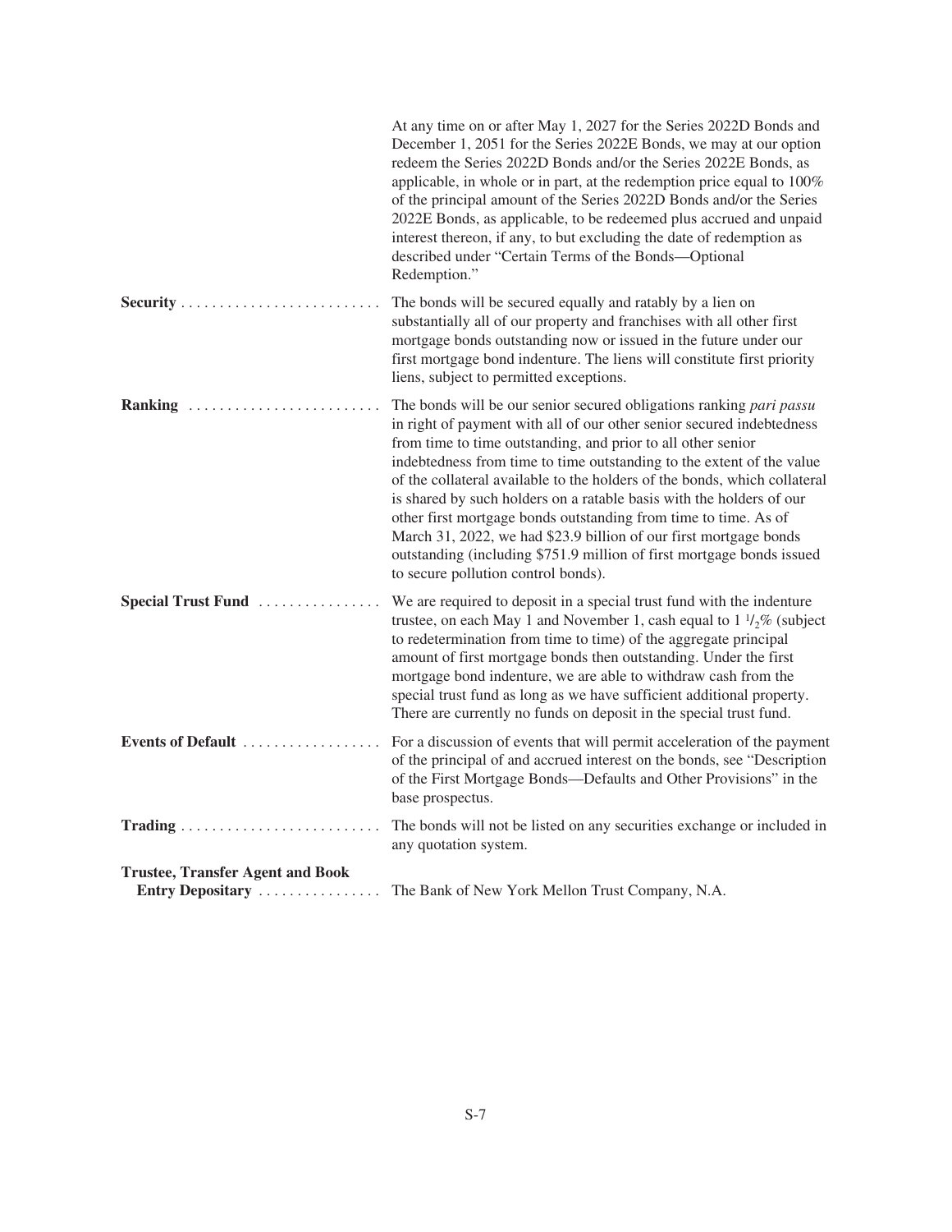At any time on or after May 1, 2027 for the Series 2022D Bonds and December 1, 2051 for the Series 2022E Bonds, we may at our option redeem the Series 2022D Bonds and/or the Series 2022E Bonds, as applicable, in whole or in part, at the redemption price equal to 100% of the principal amount of the Series 2022D Bonds and/or the Series 2022E Bonds, as applicable, to be redeemed plus accrued and unpaid interest thereon, if any, to but excluding the date of redemption as described under "Certain Terms of the Bonds—Optional Redemption."

**Security** — The bonds will be secured equally and ratably by a lien on substantially all of our property and franchises with all other first mortgage bonds outstanding now or issued in the future under our first mortgage bond indenture. The liens will constitute first priority liens, subject to permitted exceptions.

**Ranking** — The bonds will be our senior secured obligations ranking *pari passu* in right of payment with all of our other senior secured indebtedness from time to time outstanding, and prior to all other senior indebtedness from time to time outstanding to the extent of the value of the collateral available to the holders of the bonds, which collateral is shared by such holders on a ratable basis with the holders of our other first mortgage bonds outstanding from time to time. As of March 31, 2022, we had $23.9 billion of our first mortgage bonds outstanding (including $751.9 million of first mortgage bonds issued to secure pollution control bonds).

**Special Trust Fund** — We are required to deposit in a special trust fund with the indenture trustee, on each May 1 and November 1, cash equal to 1 1/2% (subject to redetermination from time to time) of the aggregate principal amount of first mortgage bonds then outstanding. Under the first mortgage bond indenture, we are able to withdraw cash from the special trust fund as long as we have sufficient additional property. There are currently no funds on deposit in the special trust fund.

**Events of Default** — For a discussion of events that will permit acceleration of the payment of the principal of and accrued interest on the bonds, see "Description of the First Mortgage Bonds—Defaults and Other Provisions" in the base prospectus.

**Trading** — The bonds will not be listed on any securities exchange or included in any quotation system.

**Trustee, Transfer Agent and Book Entry Depositary** — The Bank of New York Mellon Trust Company, N.A.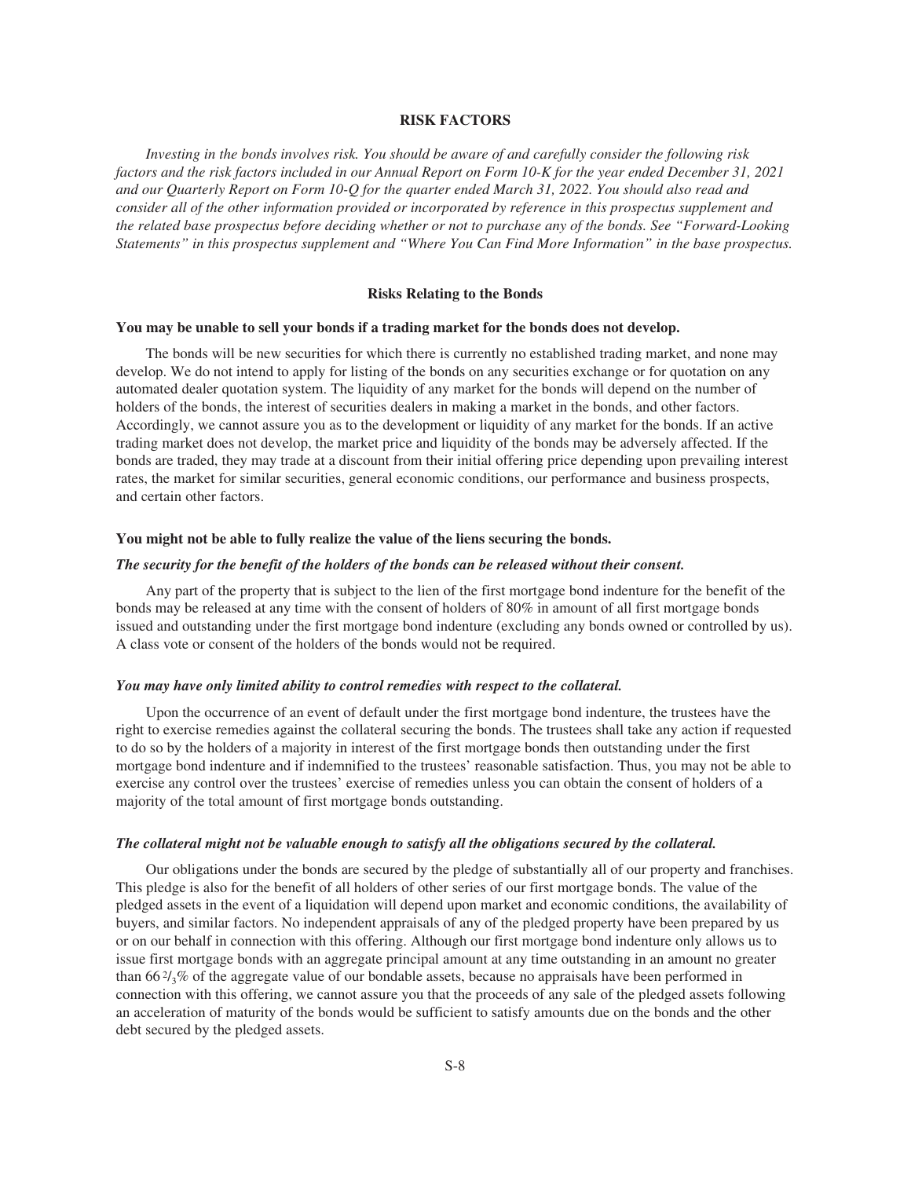## RISK FACTORS

*Investing in the bonds involves risk. You should be aware of and carefully consider the following risk factors and the risk factors included in our Annual Report on Form 10-K for the year ended December 31, 2021 and our Quarterly Report on Form 10-Q for the quarter ended March 31, 2022. You should also read and consider all of the other information provided or incorporated by reference in this prospectus supplement and the related base prospectus before deciding whether or not to purchase any of the bonds. See "Forward-Looking Statements" in this prospectus supplement and "Where You Can Find More Information" in the base prospectus.*

### Risks Relating to the Bonds

**You may be unable to sell your bonds if a trading market for the bonds does not develop.**

The bonds will be new securities for which there is currently no established trading market, and none may develop. We do not intend to apply for listing of the bonds on any securities exchange or for quotation on any automated dealer quotation system. The liquidity of any market for the bonds will depend on the number of holders of the bonds, the interest of securities dealers in making a market in the bonds, and other factors. Accordingly, we cannot assure you as to the development or liquidity of any market for the bonds. If an active trading market does not develop, the market price and liquidity of the bonds may be adversely affected. If the bonds are traded, they may trade at a discount from their initial offering price depending upon prevailing interest rates, the market for similar securities, general economic conditions, our performance and business prospects, and certain other factors.

**You might not be able to fully realize the value of the liens securing the bonds.**

***The security for the benefit of the holders of the bonds can be released without their consent.***

Any part of the property that is subject to the lien of the first mortgage bond indenture for the benefit of the bonds may be released at any time with the consent of holders of 80% in amount of all first mortgage bonds issued and outstanding under the first mortgage bond indenture (excluding any bonds owned or controlled by us). A class vote or consent of the holders of the bonds would not be required.

***You may have only limited ability to control remedies with respect to the collateral.***

Upon the occurrence of an event of default under the first mortgage bond indenture, the trustees have the right to exercise remedies against the collateral securing the bonds. The trustees shall take any action if requested to do so by the holders of a majority in interest of the first mortgage bonds then outstanding under the first mortgage bond indenture and if indemnified to the trustees' reasonable satisfaction. Thus, you may not be able to exercise any control over the trustees' exercise of remedies unless you can obtain the consent of holders of a majority of the total amount of first mortgage bonds outstanding.

***The collateral might not be valuable enough to satisfy all the obligations secured by the collateral.***

Our obligations under the bonds are secured by the pledge of substantially all of our property and franchises. This pledge is also for the benefit of all holders of other series of our first mortgage bonds. The value of the pledged assets in the event of a liquidation will depend upon market and economic conditions, the availability of buyers, and similar factors. No independent appraisals of any of the pledged property have been prepared by us or on our behalf in connection with this offering. Although our first mortgage bond indenture only allows us to issue first mortgage bonds with an aggregate principal amount at any time outstanding in an amount no greater than $66\frac{2}{3}$% of the aggregate value of our bondable assets, because no appraisals have been performed in connection with this offering, we cannot assure you that the proceeds of any sale of the pledged assets following an acceleration of maturity of the bonds would be sufficient to satisfy amounts due on the bonds and the other debt secured by the pledged assets.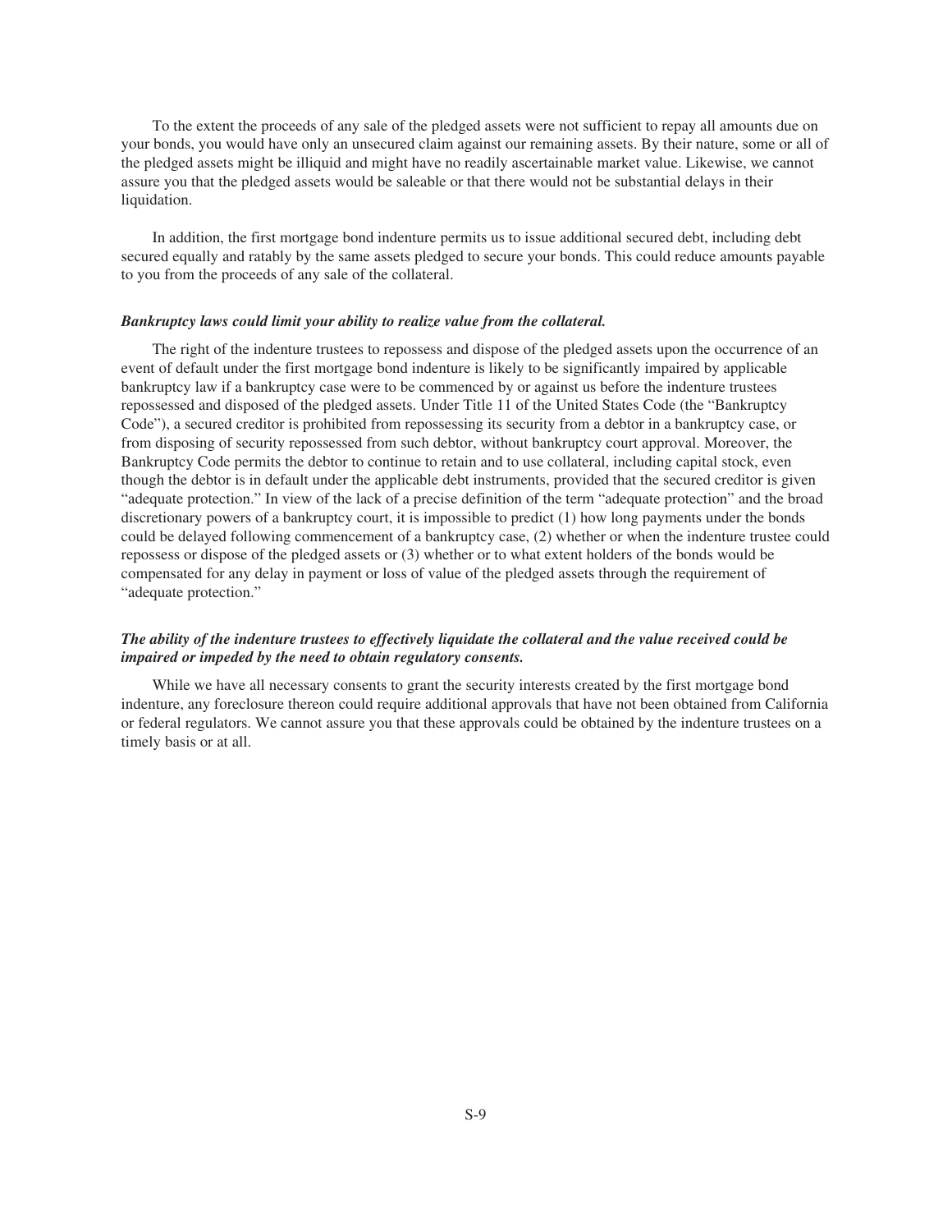To the extent the proceeds of any sale of the pledged assets were not sufficient to repay all amounts due on your bonds, you would have only an unsecured claim against our remaining assets. By their nature, some or all of the pledged assets might be illiquid and might have no readily ascertainable market value. Likewise, we cannot assure you that the pledged assets would be saleable or that there would not be substantial delays in their liquidation.

In addition, the first mortgage bond indenture permits us to issue additional secured debt, including debt secured equally and ratably by the same assets pledged to secure your bonds. This could reduce amounts payable to you from the proceeds of any sale of the collateral.

***Bankruptcy laws could limit your ability to realize value from the collateral.***

The right of the indenture trustees to repossess and dispose of the pledged assets upon the occurrence of an event of default under the first mortgage bond indenture is likely to be significantly impaired by applicable bankruptcy law if a bankruptcy case were to be commenced by or against us before the indenture trustees repossessed and disposed of the pledged assets. Under Title 11 of the United States Code (the "Bankruptcy Code"), a secured creditor is prohibited from repossessing its security from a debtor in a bankruptcy case, or from disposing of security repossessed from such debtor, without bankruptcy court approval. Moreover, the Bankruptcy Code permits the debtor to continue to retain and to use collateral, including capital stock, even though the debtor is in default under the applicable debt instruments, provided that the secured creditor is given "adequate protection." In view of the lack of a precise definition of the term "adequate protection" and the broad discretionary powers of a bankruptcy court, it is impossible to predict (1) how long payments under the bonds could be delayed following commencement of a bankruptcy case, (2) whether or when the indenture trustee could repossess or dispose of the pledged assets or (3) whether or to what extent holders of the bonds would be compensated for any delay in payment or loss of value of the pledged assets through the requirement of "adequate protection."

***The ability of the indenture trustees to effectively liquidate the collateral and the value received could be impaired or impeded by the need to obtain regulatory consents.***

While we have all necessary consents to grant the security interests created by the first mortgage bond indenture, any foreclosure thereon could require additional approvals that have not been obtained from California or federal regulators. We cannot assure you that these approvals could be obtained by the indenture trustees on a timely basis or at all.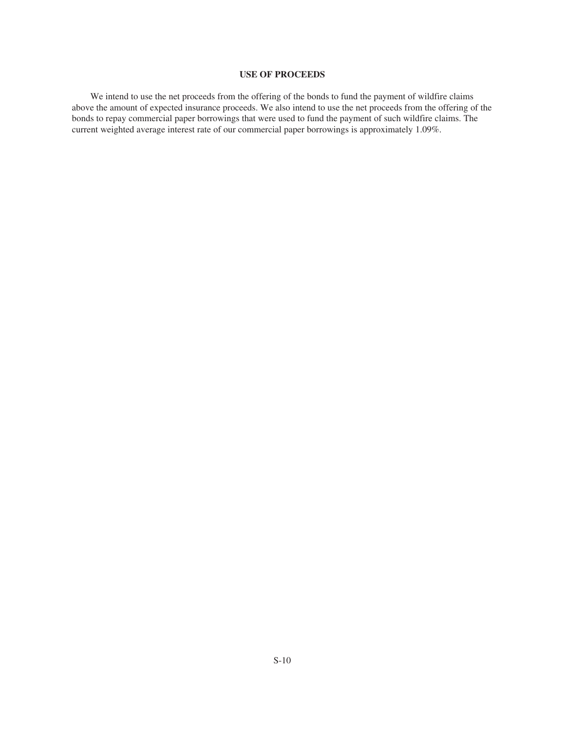## USE OF PROCEEDS

We intend to use the net proceeds from the offering of the bonds to fund the payment of wildfire claims above the amount of expected insurance proceeds. We also intend to use the net proceeds from the offering of the bonds to repay commercial paper borrowings that were used to fund the payment of such wildfire claims. The current weighted average interest rate of our commercial paper borrowings is approximately 1.09%.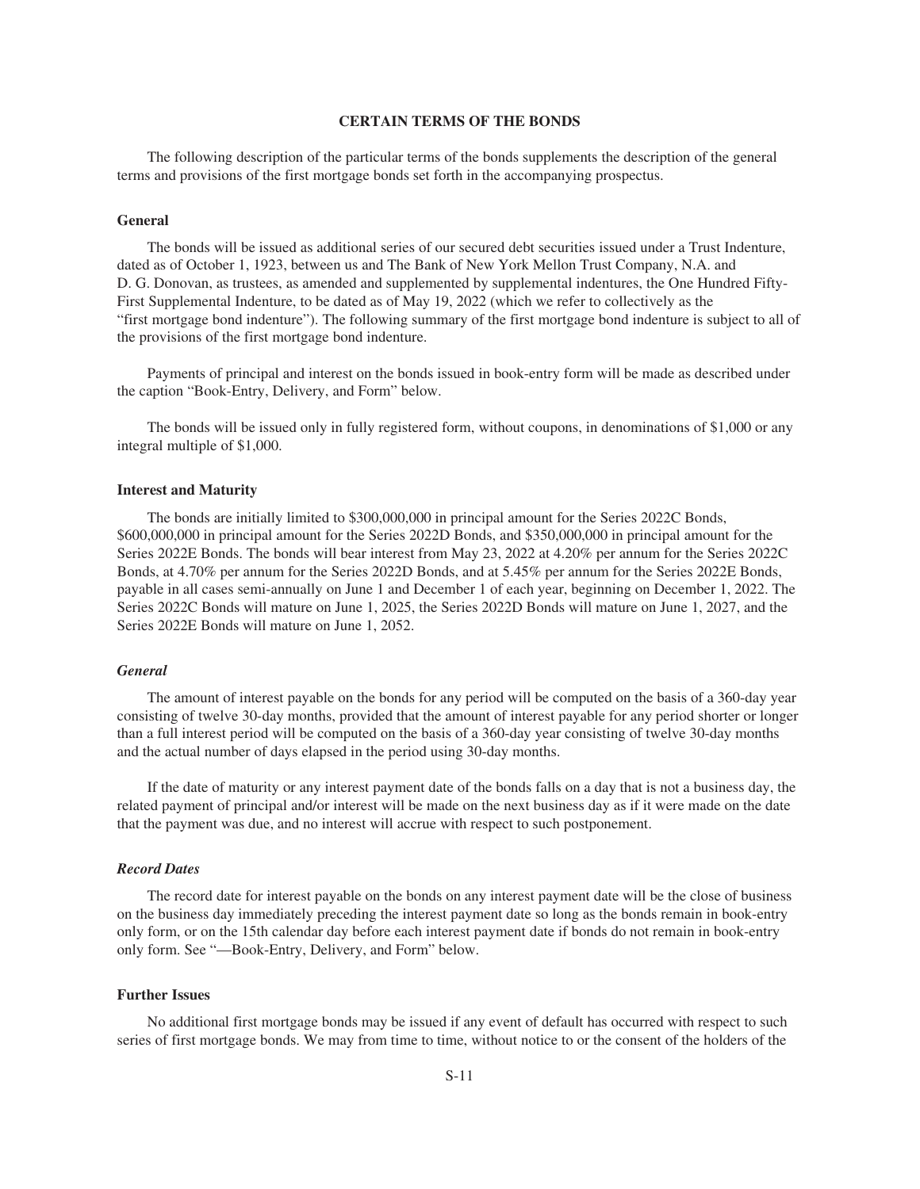## CERTAIN TERMS OF THE BONDS

The following description of the particular terms of the bonds supplements the description of the general terms and provisions of the first mortgage bonds set forth in the accompanying prospectus.

### General

The bonds will be issued as additional series of our secured debt securities issued under a Trust Indenture, dated as of October 1, 1923, between us and The Bank of New York Mellon Trust Company, N.A. and D. G. Donovan, as trustees, as amended and supplemented by supplemental indentures, the One Hundred Fifty-First Supplemental Indenture, to be dated as of May 19, 2022 (which we refer to collectively as the "first mortgage bond indenture"). The following summary of the first mortgage bond indenture is subject to all of the provisions of the first mortgage bond indenture.

Payments of principal and interest on the bonds issued in book-entry form will be made as described under the caption "Book-Entry, Delivery, and Form" below.

The bonds will be issued only in fully registered form, without coupons, in denominations of $1,000 or any integral multiple of $1,000.

### Interest and Maturity

The bonds are initially limited to $300,000,000 in principal amount for the Series 2022C Bonds, $600,000,000 in principal amount for the Series 2022D Bonds, and $350,000,000 in principal amount for the Series 2022E Bonds. The bonds will bear interest from May 23, 2022 at 4.20% per annum for the Series 2022C Bonds, at 4.70% per annum for the Series 2022D Bonds, and at 5.45% per annum for the Series 2022E Bonds, payable in all cases semi-annually on June 1 and December 1 of each year, beginning on December 1, 2022. The Series 2022C Bonds will mature on June 1, 2025, the Series 2022D Bonds will mature on June 1, 2027, and the Series 2022E Bonds will mature on June 1, 2052.

#### *General*

The amount of interest payable on the bonds for any period will be computed on the basis of a 360-day year consisting of twelve 30-day months, provided that the amount of interest payable for any period shorter or longer than a full interest period will be computed on the basis of a 360-day year consisting of twelve 30-day months and the actual number of days elapsed in the period using 30-day months.

If the date of maturity or any interest payment date of the bonds falls on a day that is not a business day, the related payment of principal and/or interest will be made on the next business day as if it were made on the date that the payment was due, and no interest will accrue with respect to such postponement.

#### *Record Dates*

The record date for interest payable on the bonds on any interest payment date will be the close of business on the business day immediately preceding the interest payment date so long as the bonds remain in book-entry only form, or on the 15th calendar day before each interest payment date if bonds do not remain in book-entry only form. See "—Book-Entry, Delivery, and Form" below.

### Further Issues

No additional first mortgage bonds may be issued if any event of default has occurred with respect to such series of first mortgage bonds. We may from time to time, without notice to or the consent of the holders of the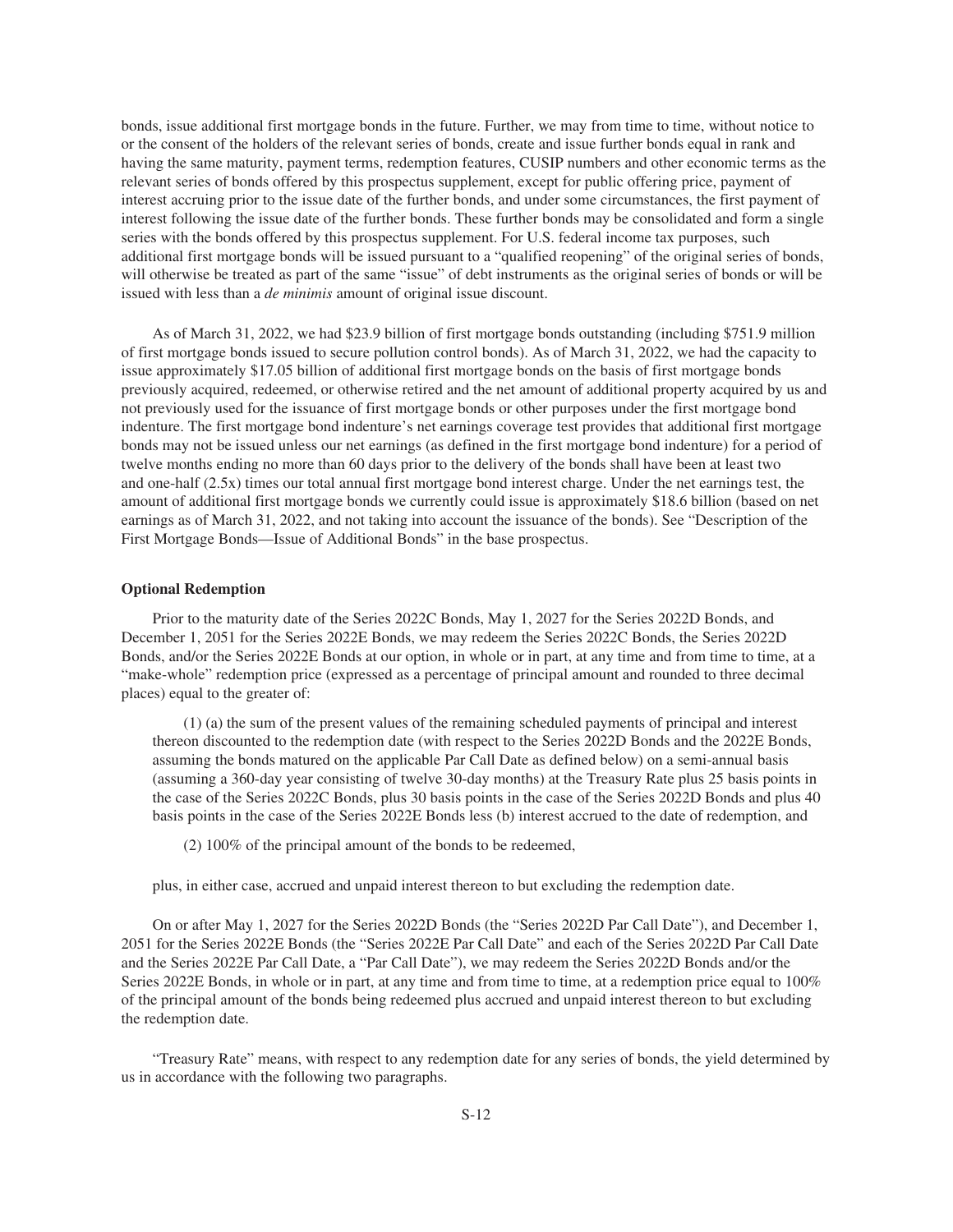bonds, issue additional first mortgage bonds in the future. Further, we may from time to time, without notice to or the consent of the holders of the relevant series of bonds, create and issue further bonds equal in rank and having the same maturity, payment terms, redemption features, CUSIP numbers and other economic terms as the relevant series of bonds offered by this prospectus supplement, except for public offering price, payment of interest accruing prior to the issue date of the further bonds, and under some circumstances, the first payment of interest following the issue date of the further bonds. These further bonds may be consolidated and form a single series with the bonds offered by this prospectus supplement. For U.S. federal income tax purposes, such additional first mortgage bonds will be issued pursuant to a "qualified reopening" of the original series of bonds, will otherwise be treated as part of the same "issue" of debt instruments as the original series of bonds or will be issued with less than a *de minimis* amount of original issue discount.

As of March 31, 2022, we had $23.9 billion of first mortgage bonds outstanding (including $751.9 million of first mortgage bonds issued to secure pollution control bonds). As of March 31, 2022, we had the capacity to issue approximately $17.05 billion of additional first mortgage bonds on the basis of first mortgage bonds previously acquired, redeemed, or otherwise retired and the net amount of additional property acquired by us and not previously used for the issuance of first mortgage bonds or other purposes under the first mortgage bond indenture. The first mortgage bond indenture's net earnings coverage test provides that additional first mortgage bonds may not be issued unless our net earnings (as defined in the first mortgage bond indenture) for a period of twelve months ending no more than 60 days prior to the delivery of the bonds shall have been at least two and one-half (2.5x) times our total annual first mortgage bond interest charge. Under the net earnings test, the amount of additional first mortgage bonds we currently could issue is approximately $18.6 billion (based on net earnings as of March 31, 2022, and not taking into account the issuance of the bonds). See "Description of the First Mortgage Bonds—Issue of Additional Bonds" in the base prospectus.

### Optional Redemption

Prior to the maturity date of the Series 2022C Bonds, May 1, 2027 for the Series 2022D Bonds, and December 1, 2051 for the Series 2022E Bonds, we may redeem the Series 2022C Bonds, the Series 2022D Bonds, and/or the Series 2022E Bonds at our option, in whole or in part, at any time and from time to time, at a "make-whole" redemption price (expressed as a percentage of principal amount and rounded to three decimal places) equal to the greater of:

(1) (a) the sum of the present values of the remaining scheduled payments of principal and interest thereon discounted to the redemption date (with respect to the Series 2022D Bonds and the 2022E Bonds, assuming the bonds matured on the applicable Par Call Date as defined below) on a semi-annual basis (assuming a 360-day year consisting of twelve 30-day months) at the Treasury Rate plus 25 basis points in the case of the Series 2022C Bonds, plus 30 basis points in the case of the Series 2022D Bonds and plus 40 basis points in the case of the Series 2022E Bonds less (b) interest accrued to the date of redemption, and

(2) 100% of the principal amount of the bonds to be redeemed,

plus, in either case, accrued and unpaid interest thereon to but excluding the redemption date.

On or after May 1, 2027 for the Series 2022D Bonds (the "Series 2022D Par Call Date"), and December 1, 2051 for the Series 2022E Bonds (the "Series 2022E Par Call Date" and each of the Series 2022D Par Call Date and the Series 2022E Par Call Date, a "Par Call Date"), we may redeem the Series 2022D Bonds and/or the Series 2022E Bonds, in whole or in part, at any time and from time to time, at a redemption price equal to 100% of the principal amount of the bonds being redeemed plus accrued and unpaid interest thereon to but excluding the redemption date.

"Treasury Rate" means, with respect to any redemption date for any series of bonds, the yield determined by us in accordance with the following two paragraphs.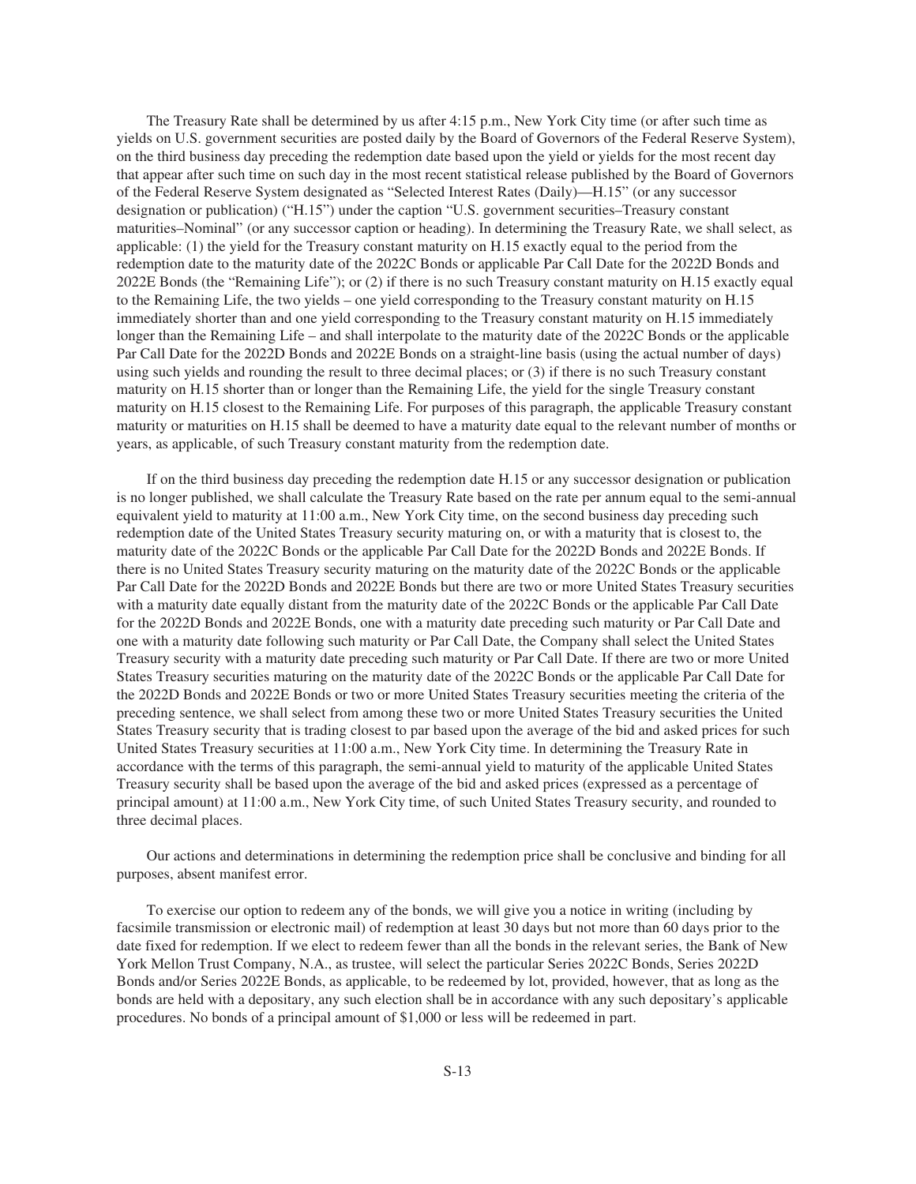The Treasury Rate shall be determined by us after 4:15 p.m., New York City time (or after such time as yields on U.S. government securities are posted daily by the Board of Governors of the Federal Reserve System), on the third business day preceding the redemption date based upon the yield or yields for the most recent day that appear after such time on such day in the most recent statistical release published by the Board of Governors of the Federal Reserve System designated as "Selected Interest Rates (Daily)—H.15" (or any successor designation or publication) ("H.15") under the caption "U.S. government securities–Treasury constant maturities–Nominal" (or any successor caption or heading). In determining the Treasury Rate, we shall select, as applicable: (1) the yield for the Treasury constant maturity on H.15 exactly equal to the period from the redemption date to the maturity date of the 2022C Bonds or applicable Par Call Date for the 2022D Bonds and 2022E Bonds (the "Remaining Life"); or (2) if there is no such Treasury constant maturity on H.15 exactly equal to the Remaining Life, the two yields – one yield corresponding to the Treasury constant maturity on H.15 immediately shorter than and one yield corresponding to the Treasury constant maturity on H.15 immediately longer than the Remaining Life – and shall interpolate to the maturity date of the 2022C Bonds or the applicable Par Call Date for the 2022D Bonds and 2022E Bonds on a straight-line basis (using the actual number of days) using such yields and rounding the result to three decimal places; or (3) if there is no such Treasury constant maturity on H.15 shorter than or longer than the Remaining Life, the yield for the single Treasury constant maturity on H.15 closest to the Remaining Life. For purposes of this paragraph, the applicable Treasury constant maturity or maturities on H.15 shall be deemed to have a maturity date equal to the relevant number of months or years, as applicable, of such Treasury constant maturity from the redemption date.

If on the third business day preceding the redemption date H.15 or any successor designation or publication is no longer published, we shall calculate the Treasury Rate based on the rate per annum equal to the semi-annual equivalent yield to maturity at 11:00 a.m., New York City time, on the second business day preceding such redemption date of the United States Treasury security maturing on, or with a maturity that is closest to, the maturity date of the 2022C Bonds or the applicable Par Call Date for the 2022D Bonds and 2022E Bonds. If there is no United States Treasury security maturing on the maturity date of the 2022C Bonds or the applicable Par Call Date for the 2022D Bonds and 2022E Bonds but there are two or more United States Treasury securities with a maturity date equally distant from the maturity date of the 2022C Bonds or the applicable Par Call Date for the 2022D Bonds and 2022E Bonds, one with a maturity date preceding such maturity or Par Call Date and one with a maturity date following such maturity or Par Call Date, the Company shall select the United States Treasury security with a maturity date preceding such maturity or Par Call Date. If there are two or more United States Treasury securities maturing on the maturity date of the 2022C Bonds or the applicable Par Call Date for the 2022D Bonds and 2022E Bonds or two or more United States Treasury securities meeting the criteria of the preceding sentence, we shall select from among these two or more United States Treasury securities the United States Treasury security that is trading closest to par based upon the average of the bid and asked prices for such United States Treasury securities at 11:00 a.m., New York City time. In determining the Treasury Rate in accordance with the terms of this paragraph, the semi-annual yield to maturity of the applicable United States Treasury security shall be based upon the average of the bid and asked prices (expressed as a percentage of principal amount) at 11:00 a.m., New York City time, of such United States Treasury security, and rounded to three decimal places.

Our actions and determinations in determining the redemption price shall be conclusive and binding for all purposes, absent manifest error.

To exercise our option to redeem any of the bonds, we will give you a notice in writing (including by facsimile transmission or electronic mail) of redemption at least 30 days but not more than 60 days prior to the date fixed for redemption. If we elect to redeem fewer than all the bonds in the relevant series, the Bank of New York Mellon Trust Company, N.A., as trustee, will select the particular Series 2022C Bonds, Series 2022D Bonds and/or Series 2022E Bonds, as applicable, to be redeemed by lot, provided, however, that as long as the bonds are held with a depositary, any such election shall be in accordance with any such depositary's applicable procedures. No bonds of a principal amount of $1,000 or less will be redeemed in part.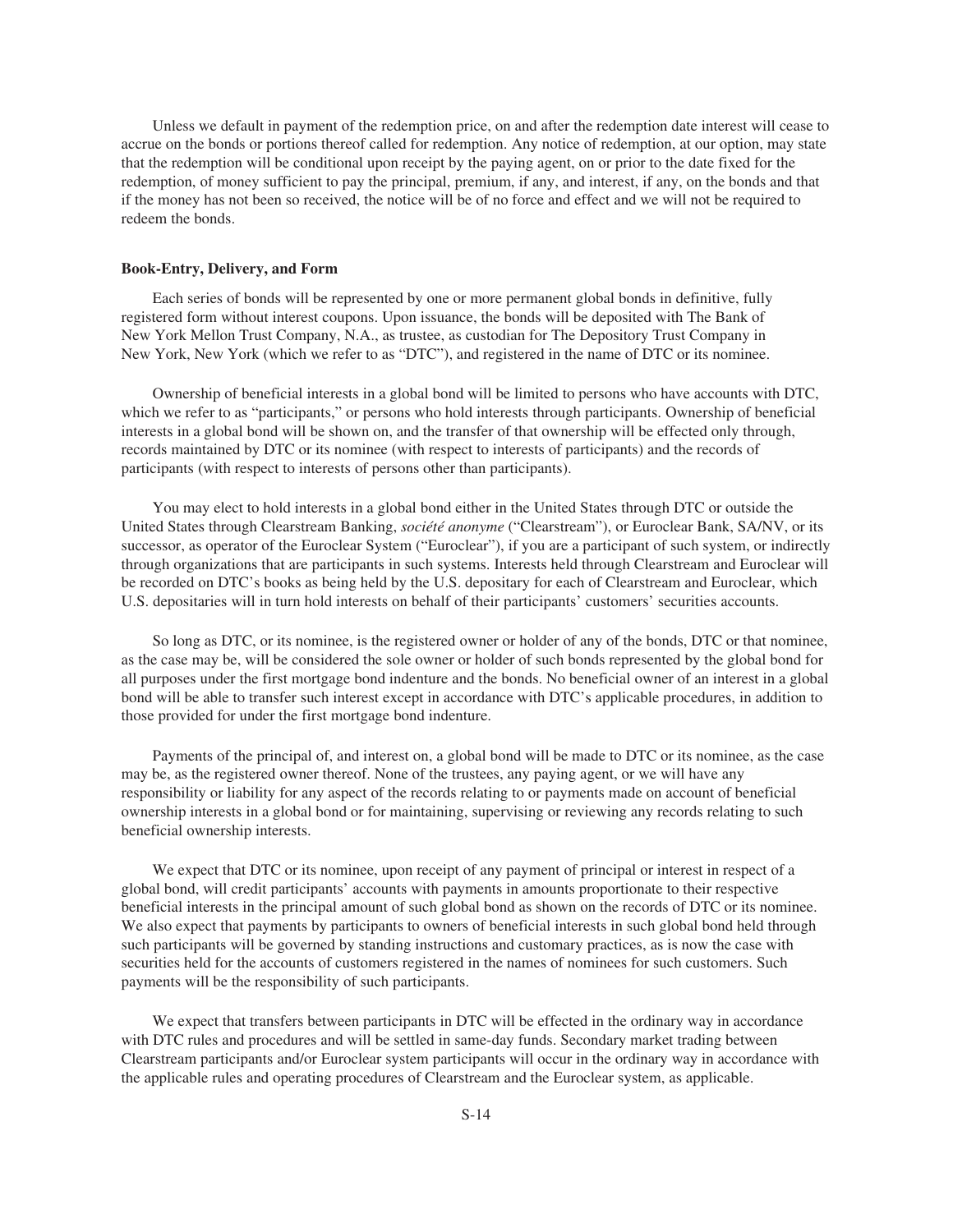Unless we default in payment of the redemption price, on and after the redemption date interest will cease to accrue on the bonds or portions thereof called for redemption. Any notice of redemption, at our option, may state that the redemption will be conditional upon receipt by the paying agent, on or prior to the date fixed for the redemption, of money sufficient to pay the principal, premium, if any, and interest, if any, on the bonds and that if the money has not been so received, the notice will be of no force and effect and we will not be required to redeem the bonds.

**Book-Entry, Delivery, and Form**

Each series of bonds will be represented by one or more permanent global bonds in definitive, fully registered form without interest coupons. Upon issuance, the bonds will be deposited with The Bank of New York Mellon Trust Company, N.A., as trustee, as custodian for The Depository Trust Company in New York, New York (which we refer to as "DTC"), and registered in the name of DTC or its nominee.

Ownership of beneficial interests in a global bond will be limited to persons who have accounts with DTC, which we refer to as "participants," or persons who hold interests through participants. Ownership of beneficial interests in a global bond will be shown on, and the transfer of that ownership will be effected only through, records maintained by DTC or its nominee (with respect to interests of participants) and the records of participants (with respect to interests of persons other than participants).

You may elect to hold interests in a global bond either in the United States through DTC or outside the United States through Clearstream Banking, *société anonyme* ("Clearstream"), or Euroclear Bank, SA/NV, or its successor, as operator of the Euroclear System ("Euroclear"), if you are a participant of such system, or indirectly through organizations that are participants in such systems. Interests held through Clearstream and Euroclear will be recorded on DTC's books as being held by the U.S. depositary for each of Clearstream and Euroclear, which U.S. depositaries will in turn hold interests on behalf of their participants' customers' securities accounts.

So long as DTC, or its nominee, is the registered owner or holder of any of the bonds, DTC or that nominee, as the case may be, will be considered the sole owner or holder of such bonds represented by the global bond for all purposes under the first mortgage bond indenture and the bonds. No beneficial owner of an interest in a global bond will be able to transfer such interest except in accordance with DTC's applicable procedures, in addition to those provided for under the first mortgage bond indenture.

Payments of the principal of, and interest on, a global bond will be made to DTC or its nominee, as the case may be, as the registered owner thereof. None of the trustees, any paying agent, or we will have any responsibility or liability for any aspect of the records relating to or payments made on account of beneficial ownership interests in a global bond or for maintaining, supervising or reviewing any records relating to such beneficial ownership interests.

We expect that DTC or its nominee, upon receipt of any payment of principal or interest in respect of a global bond, will credit participants' accounts with payments in amounts proportionate to their respective beneficial interests in the principal amount of such global bond as shown on the records of DTC or its nominee. We also expect that payments by participants to owners of beneficial interests in such global bond held through such participants will be governed by standing instructions and customary practices, as is now the case with securities held for the accounts of customers registered in the names of nominees for such customers. Such payments will be the responsibility of such participants.

We expect that transfers between participants in DTC will be effected in the ordinary way in accordance with DTC rules and procedures and will be settled in same-day funds. Secondary market trading between Clearstream participants and/or Euroclear system participants will occur in the ordinary way in accordance with the applicable rules and operating procedures of Clearstream and the Euroclear system, as applicable.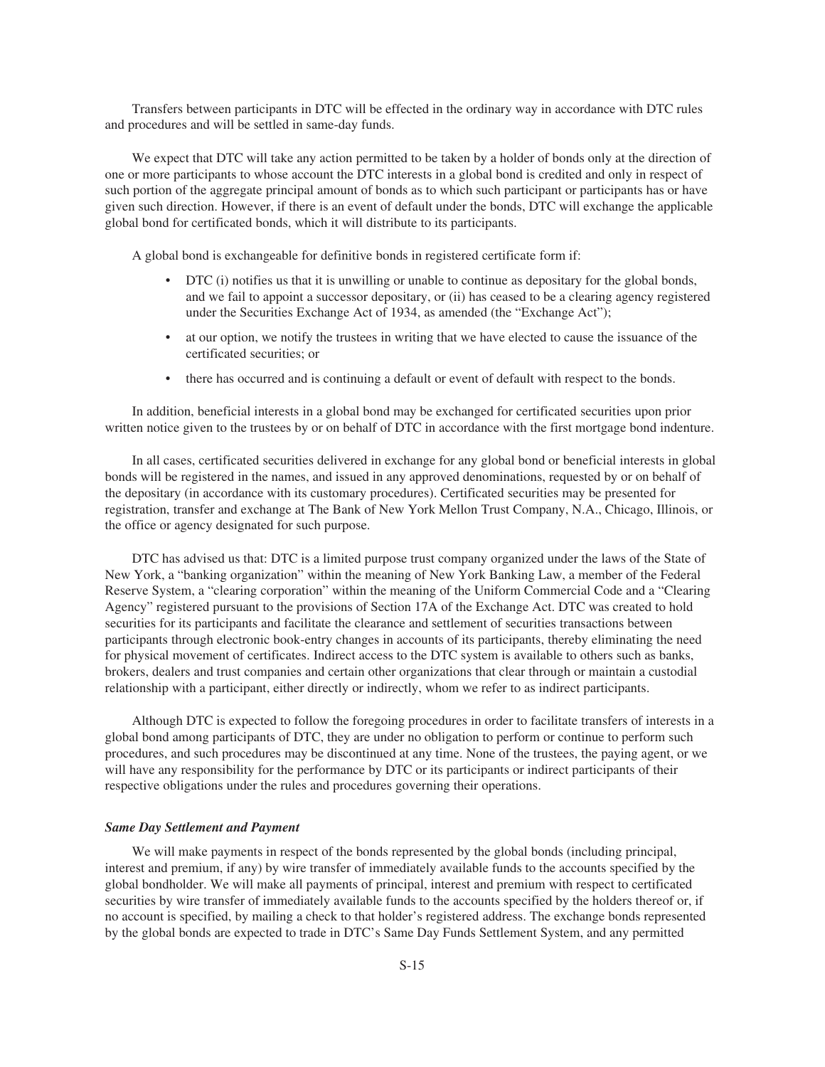Transfers between participants in DTC will be effected in the ordinary way in accordance with DTC rules and procedures and will be settled in same-day funds.

We expect that DTC will take any action permitted to be taken by a holder of bonds only at the direction of one or more participants to whose account the DTC interests in a global bond is credited and only in respect of such portion of the aggregate principal amount of bonds as to which such participant or participants has or have given such direction. However, if there is an event of default under the bonds, DTC will exchange the applicable global bond for certificated bonds, which it will distribute to its participants.

A global bond is exchangeable for definitive bonds in registered certificate form if:

- DTC (i) notifies us that it is unwilling or unable to continue as depositary for the global bonds, and we fail to appoint a successor depositary, or (ii) has ceased to be a clearing agency registered under the Securities Exchange Act of 1934, as amended (the "Exchange Act");
- at our option, we notify the trustees in writing that we have elected to cause the issuance of the certificated securities; or
- there has occurred and is continuing a default or event of default with respect to the bonds.

In addition, beneficial interests in a global bond may be exchanged for certificated securities upon prior written notice given to the trustees by or on behalf of DTC in accordance with the first mortgage bond indenture.

In all cases, certificated securities delivered in exchange for any global bond or beneficial interests in global bonds will be registered in the names, and issued in any approved denominations, requested by or on behalf of the depositary (in accordance with its customary procedures). Certificated securities may be presented for registration, transfer and exchange at The Bank of New York Mellon Trust Company, N.A., Chicago, Illinois, or the office or agency designated for such purpose.

DTC has advised us that: DTC is a limited purpose trust company organized under the laws of the State of New York, a "banking organization" within the meaning of New York Banking Law, a member of the Federal Reserve System, a "clearing corporation" within the meaning of the Uniform Commercial Code and a "Clearing Agency" registered pursuant to the provisions of Section 17A of the Exchange Act. DTC was created to hold securities for its participants and facilitate the clearance and settlement of securities transactions between participants through electronic book-entry changes in accounts of its participants, thereby eliminating the need for physical movement of certificates. Indirect access to the DTC system is available to others such as banks, brokers, dealers and trust companies and certain other organizations that clear through or maintain a custodial relationship with a participant, either directly or indirectly, whom we refer to as indirect participants.

Although DTC is expected to follow the foregoing procedures in order to facilitate transfers of interests in a global bond among participants of DTC, they are under no obligation to perform or continue to perform such procedures, and such procedures may be discontinued at any time. None of the trustees, the paying agent, or we will have any responsibility for the performance by DTC or its participants or indirect participants of their respective obligations under the rules and procedures governing their operations.

***Same Day Settlement and Payment***

We will make payments in respect of the bonds represented by the global bonds (including principal, interest and premium, if any) by wire transfer of immediately available funds to the accounts specified by the global bondholder. We will make all payments of principal, interest and premium with respect to certificated securities by wire transfer of immediately available funds to the accounts specified by the holders thereof or, if no account is specified, by mailing a check to that holder's registered address. The exchange bonds represented by the global bonds are expected to trade in DTC's Same Day Funds Settlement System, and any permitted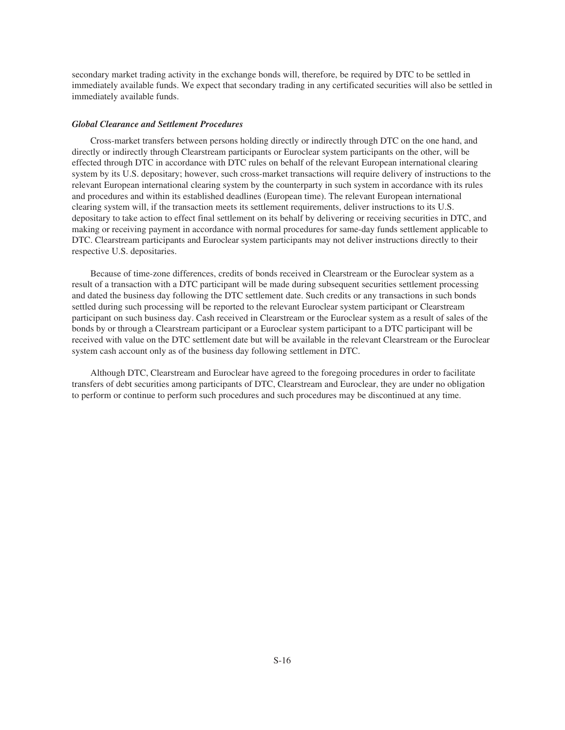secondary market trading activity in the exchange bonds will, therefore, be required by DTC to be settled in immediately available funds. We expect that secondary trading in any certificated securities will also be settled in immediately available funds.

***Global Clearance and Settlement Procedures***

Cross-market transfers between persons holding directly or indirectly through DTC on the one hand, and directly or indirectly through Clearstream participants or Euroclear system participants on the other, will be effected through DTC in accordance with DTC rules on behalf of the relevant European international clearing system by its U.S. depositary; however, such cross-market transactions will require delivery of instructions to the relevant European international clearing system by the counterparty in such system in accordance with its rules and procedures and within its established deadlines (European time). The relevant European international clearing system will, if the transaction meets its settlement requirements, deliver instructions to its U.S. depositary to take action to effect final settlement on its behalf by delivering or receiving securities in DTC, and making or receiving payment in accordance with normal procedures for same-day funds settlement applicable to DTC. Clearstream participants and Euroclear system participants may not deliver instructions directly to their respective U.S. depositaries.

Because of time-zone differences, credits of bonds received in Clearstream or the Euroclear system as a result of a transaction with a DTC participant will be made during subsequent securities settlement processing and dated the business day following the DTC settlement date. Such credits or any transactions in such bonds settled during such processing will be reported to the relevant Euroclear system participant or Clearstream participant on such business day. Cash received in Clearstream or the Euroclear system as a result of sales of the bonds by or through a Clearstream participant or a Euroclear system participant to a DTC participant will be received with value on the DTC settlement date but will be available in the relevant Clearstream or the Euroclear system cash account only as of the business day following settlement in DTC.

Although DTC, Clearstream and Euroclear have agreed to the foregoing procedures in order to facilitate transfers of debt securities among participants of DTC, Clearstream and Euroclear, they are under no obligation to perform or continue to perform such procedures and such procedures may be discontinued at any time.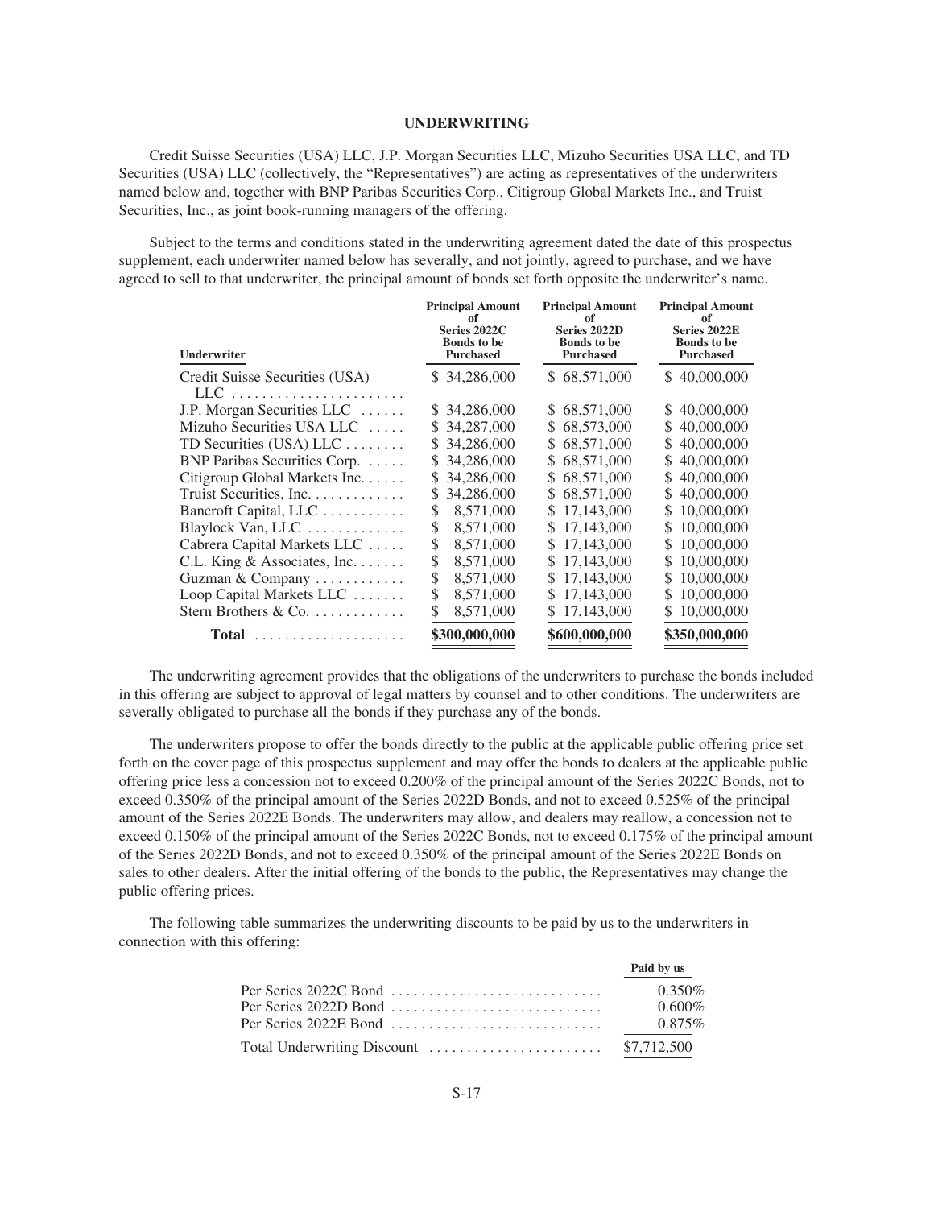## UNDERWRITING

Credit Suisse Securities (USA) LLC, J.P. Morgan Securities LLC, Mizuho Securities USA LLC, and TD Securities (USA) LLC (collectively, the "Representatives") are acting as representatives of the underwriters named below and, together with BNP Paribas Securities Corp., Citigroup Global Markets Inc., and Truist Securities, Inc., as joint book-running managers of the offering.

Subject to the terms and conditions stated in the underwriting agreement dated the date of this prospectus supplement, each underwriter named below has severally, and not jointly, agreed to purchase, and we have agreed to sell to that underwriter, the principal amount of bonds set forth opposite the underwriter's name.

| Underwriter | Principal Amount of Series 2022C Bonds to be Purchased | Principal Amount of Series 2022D Bonds to be Purchased | Principal Amount of Series 2022E Bonds to be Purchased |
|---|---|---|---|
| Credit Suisse Securities (USA) LLC | $ 34,286,000 | $ 68,571,000 | $ 40,000,000 |
| J.P. Morgan Securities LLC | $ 34,286,000 | $ 68,571,000 | $ 40,000,000 |
| Mizuho Securities USA LLC | $ 34,287,000 | $ 68,573,000 | $ 40,000,000 |
| TD Securities (USA) LLC | $ 34,286,000 | $ 68,571,000 | $ 40,000,000 |
| BNP Paribas Securities Corp. | $ 34,286,000 | $ 68,571,000 | $ 40,000,000 |
| Citigroup Global Markets Inc. | $ 34,286,000 | $ 68,571,000 | $ 40,000,000 |
| Truist Securities, Inc. | $ 34,286,000 | $ 68,571,000 | $ 40,000,000 |
| Bancroft Capital, LLC | $ 8,571,000 | $ 17,143,000 | $ 10,000,000 |
| Blaylock Van, LLC | $ 8,571,000 | $ 17,143,000 | $ 10,000,000 |
| Cabrera Capital Markets LLC | $ 8,571,000 | $ 17,143,000 | $ 10,000,000 |
| C.L. King & Associates, Inc. | $ 8,571,000 | $ 17,143,000 | $ 10,000,000 |
| Guzman & Company | $ 8,571,000 | $ 17,143,000 | $ 10,000,000 |
| Loop Capital Markets LLC | $ 8,571,000 | $ 17,143,000 | $ 10,000,000 |
| Stern Brothers & Co. | $ 8,571,000 | $ 17,143,000 | $ 10,000,000 |
| **Total** | **$300,000,000** | **$600,000,000** | **$350,000,000** |

The underwriting agreement provides that the obligations of the underwriters to purchase the bonds included in this offering are subject to approval of legal matters by counsel and to other conditions. The underwriters are severally obligated to purchase all the bonds if they purchase any of the bonds.

The underwriters propose to offer the bonds directly to the public at the applicable public offering price set forth on the cover page of this prospectus supplement and may offer the bonds to dealers at the applicable public offering price less a concession not to exceed 0.200% of the principal amount of the Series 2022C Bonds, not to exceed 0.350% of the principal amount of the Series 2022D Bonds, and not to exceed 0.525% of the principal amount of the Series 2022E Bonds. The underwriters may allow, and dealers may reallow, a concession not to exceed 0.150% of the principal amount of the Series 2022C Bonds, not to exceed 0.175% of the principal amount of the Series 2022D Bonds, and not to exceed 0.350% of the principal amount of the Series 2022E Bonds on sales to other dealers. After the initial offering of the bonds to the public, the Representatives may change the public offering prices.

The following table summarizes the underwriting discounts to be paid by us to the underwriters in connection with this offering:

| | Paid by us |
|---|---|
| Per Series 2022C Bond | 0.350% |
| Per Series 2022D Bond | 0.600% |
| Per Series 2022E Bond | 0.875% |
| Total Underwriting Discount | $7,712,500 |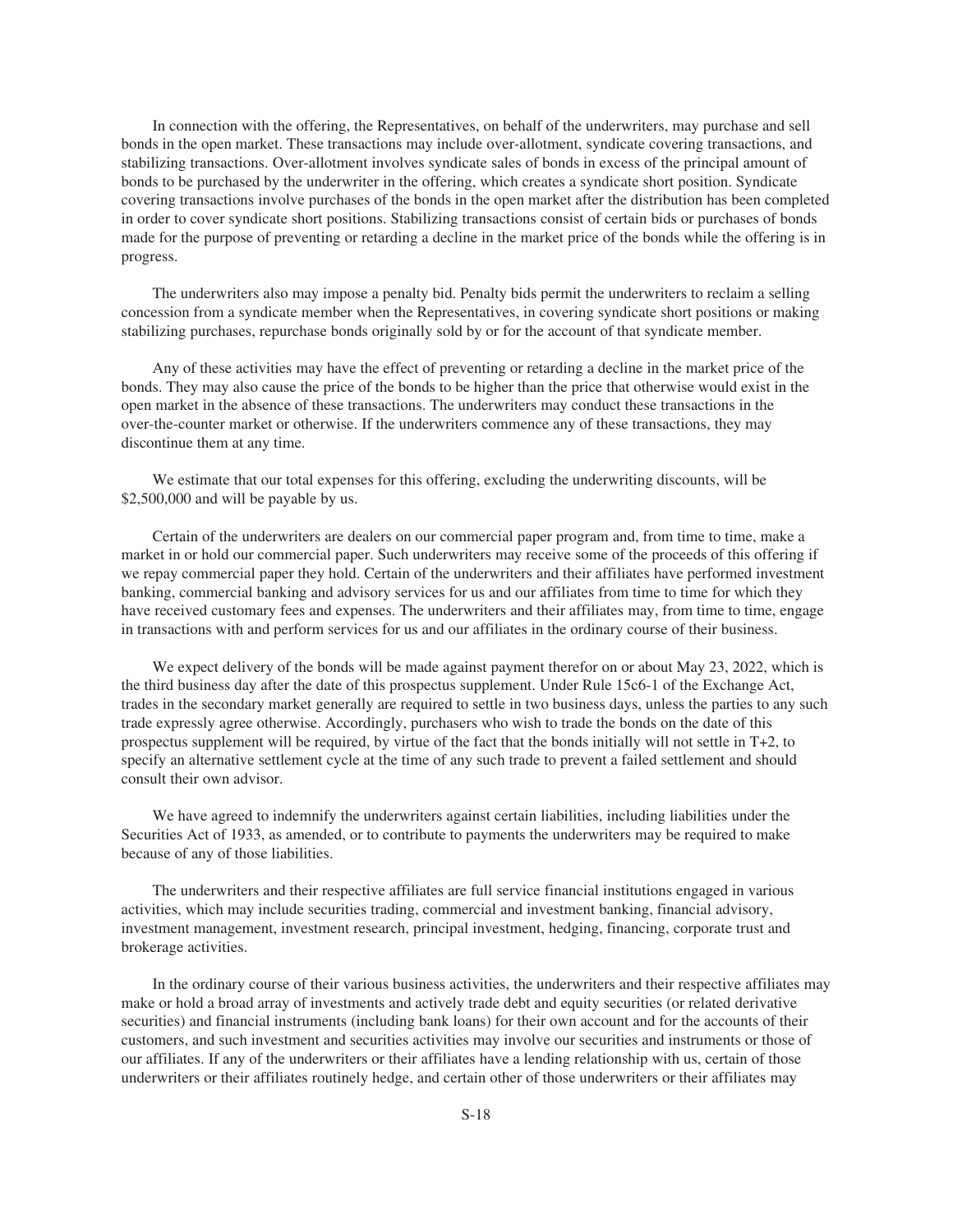In connection with the offering, the Representatives, on behalf of the underwriters, may purchase and sell bonds in the open market. These transactions may include over-allotment, syndicate covering transactions, and stabilizing transactions. Over-allotment involves syndicate sales of bonds in excess of the principal amount of bonds to be purchased by the underwriter in the offering, which creates a syndicate short position. Syndicate covering transactions involve purchases of the bonds in the open market after the distribution has been completed in order to cover syndicate short positions. Stabilizing transactions consist of certain bids or purchases of bonds made for the purpose of preventing or retarding a decline in the market price of the bonds while the offering is in progress.

The underwriters also may impose a penalty bid. Penalty bids permit the underwriters to reclaim a selling concession from a syndicate member when the Representatives, in covering syndicate short positions or making stabilizing purchases, repurchase bonds originally sold by or for the account of that syndicate member.

Any of these activities may have the effect of preventing or retarding a decline in the market price of the bonds. They may also cause the price of the bonds to be higher than the price that otherwise would exist in the open market in the absence of these transactions. The underwriters may conduct these transactions in the over-the-counter market or otherwise. If the underwriters commence any of these transactions, they may discontinue them at any time.

We estimate that our total expenses for this offering, excluding the underwriting discounts, will be $2,500,000 and will be payable by us.

Certain of the underwriters are dealers on our commercial paper program and, from time to time, make a market in or hold our commercial paper. Such underwriters may receive some of the proceeds of this offering if we repay commercial paper they hold. Certain of the underwriters and their affiliates have performed investment banking, commercial banking and advisory services for us and our affiliates from time to time for which they have received customary fees and expenses. The underwriters and their affiliates may, from time to time, engage in transactions with and perform services for us and our affiliates in the ordinary course of their business.

We expect delivery of the bonds will be made against payment therefor on or about May 23, 2022, which is the third business day after the date of this prospectus supplement. Under Rule 15c6-1 of the Exchange Act, trades in the secondary market generally are required to settle in two business days, unless the parties to any such trade expressly agree otherwise. Accordingly, purchasers who wish to trade the bonds on the date of this prospectus supplement will be required, by virtue of the fact that the bonds initially will not settle in T+2, to specify an alternative settlement cycle at the time of any such trade to prevent a failed settlement and should consult their own advisor.

We have agreed to indemnify the underwriters against certain liabilities, including liabilities under the Securities Act of 1933, as amended, or to contribute to payments the underwriters may be required to make because of any of those liabilities.

The underwriters and their respective affiliates are full service financial institutions engaged in various activities, which may include securities trading, commercial and investment banking, financial advisory, investment management, investment research, principal investment, hedging, financing, corporate trust and brokerage activities.

In the ordinary course of their various business activities, the underwriters and their respective affiliates may make or hold a broad array of investments and actively trade debt and equity securities (or related derivative securities) and financial instruments (including bank loans) for their own account and for the accounts of their customers, and such investment and securities activities may involve our securities and instruments or those of our affiliates. If any of the underwriters or their affiliates have a lending relationship with us, certain of those underwriters or their affiliates routinely hedge, and certain other of those underwriters or their affiliates may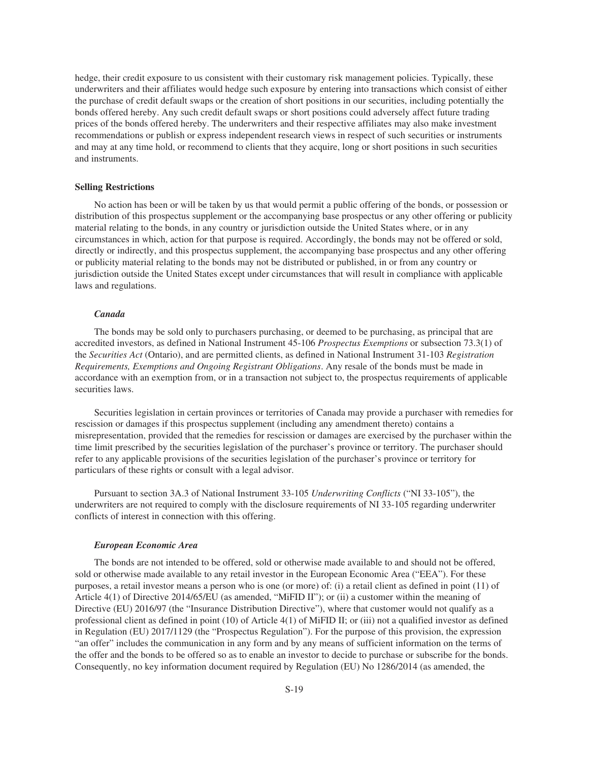hedge, their credit exposure to us consistent with their customary risk management policies. Typically, these underwriters and their affiliates would hedge such exposure by entering into transactions which consist of either the purchase of credit default swaps or the creation of short positions in our securities, including potentially the bonds offered hereby. Any such credit default swaps or short positions could adversely affect future trading prices of the bonds offered hereby. The underwriters and their respective affiliates may also make investment recommendations or publish or express independent research views in respect of such securities or instruments and may at any time hold, or recommend to clients that they acquire, long or short positions in such securities and instruments.

**Selling Restrictions**

No action has been or will be taken by us that would permit a public offering of the bonds, or possession or distribution of this prospectus supplement or the accompanying base prospectus or any other offering or publicity material relating to the bonds, in any country or jurisdiction outside the United States where, or in any circumstances in which, action for that purpose is required. Accordingly, the bonds may not be offered or sold, directly or indirectly, and this prospectus supplement, the accompanying base prospectus and any other offering or publicity material relating to the bonds may not be distributed or published, in or from any country or jurisdiction outside the United States except under circumstances that will result in compliance with applicable laws and regulations.

***Canada***

The bonds may be sold only to purchasers purchasing, or deemed to be purchasing, as principal that are accredited investors, as defined in National Instrument 45-106 *Prospectus Exemptions* or subsection 73.3(1) of the *Securities Act* (Ontario), and are permitted clients, as defined in National Instrument 31-103 *Registration Requirements, Exemptions and Ongoing Registrant Obligations*. Any resale of the bonds must be made in accordance with an exemption from, or in a transaction not subject to, the prospectus requirements of applicable securities laws.

Securities legislation in certain provinces or territories of Canada may provide a purchaser with remedies for rescission or damages if this prospectus supplement (including any amendment thereto) contains a misrepresentation, provided that the remedies for rescission or damages are exercised by the purchaser within the time limit prescribed by the securities legislation of the purchaser's province or territory. The purchaser should refer to any applicable provisions of the securities legislation of the purchaser's province or territory for particulars of these rights or consult with a legal advisor.

Pursuant to section 3A.3 of National Instrument 33-105 *Underwriting Conflicts* ("NI 33-105"), the underwriters are not required to comply with the disclosure requirements of NI 33-105 regarding underwriter conflicts of interest in connection with this offering.

***European Economic Area***

The bonds are not intended to be offered, sold or otherwise made available to and should not be offered, sold or otherwise made available to any retail investor in the European Economic Area ("EEA"). For these purposes, a retail investor means a person who is one (or more) of: (i) a retail client as defined in point (11) of Article 4(1) of Directive 2014/65/EU (as amended, "MiFID II"); or (ii) a customer within the meaning of Directive (EU) 2016/97 (the "Insurance Distribution Directive"), where that customer would not qualify as a professional client as defined in point (10) of Article 4(1) of MiFID II; or (iii) not a qualified investor as defined in Regulation (EU) 2017/1129 (the "Prospectus Regulation"). For the purpose of this provision, the expression "an offer" includes the communication in any form and by any means of sufficient information on the terms of the offer and the bonds to be offered so as to enable an investor to decide to purchase or subscribe for the bonds. Consequently, no key information document required by Regulation (EU) No 1286/2014 (as amended, the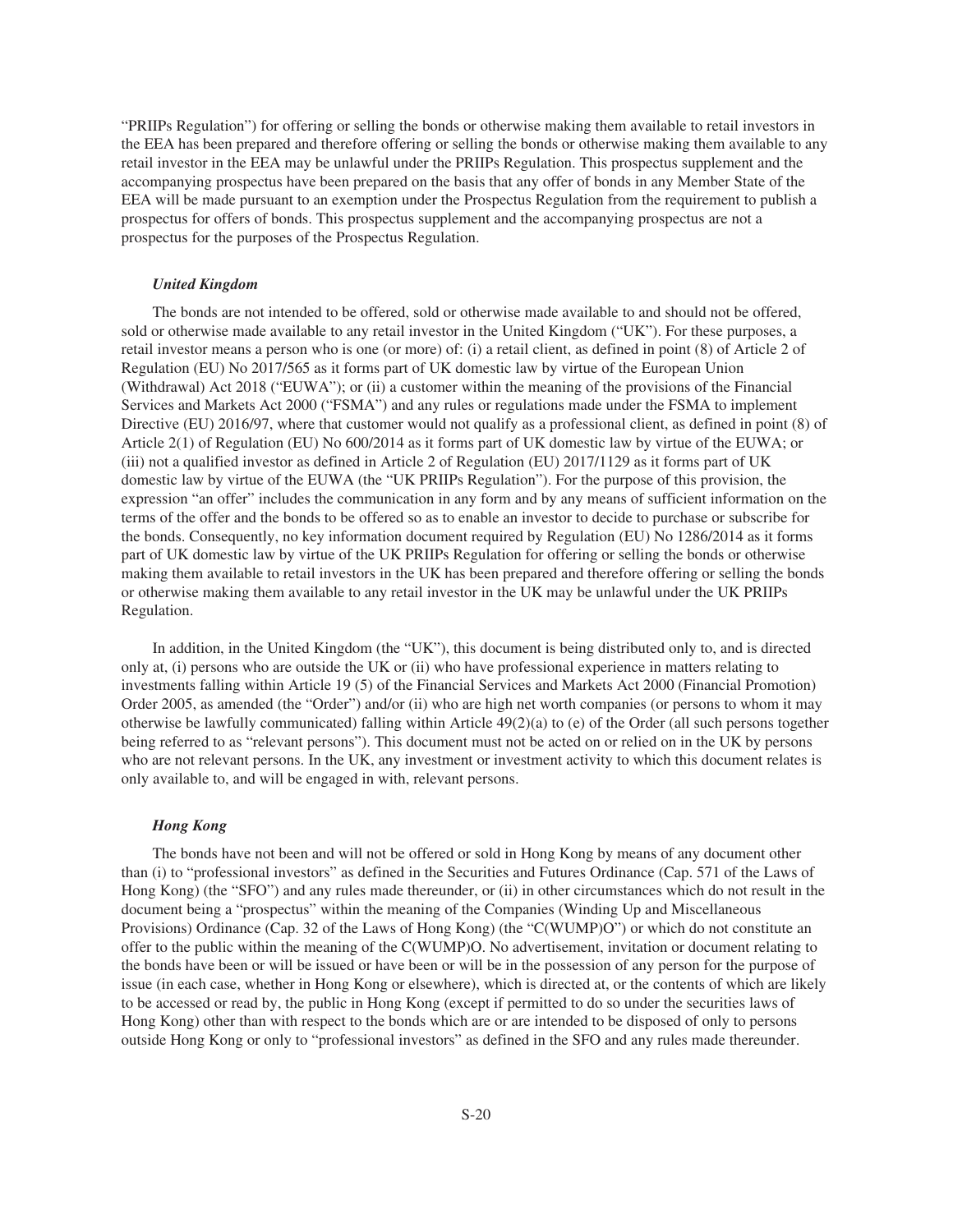"PRIIPs Regulation") for offering or selling the bonds or otherwise making them available to retail investors in the EEA has been prepared and therefore offering or selling the bonds or otherwise making them available to any retail investor in the EEA may be unlawful under the PRIIPs Regulation. This prospectus supplement and the accompanying prospectus have been prepared on the basis that any offer of bonds in any Member State of the EEA will be made pursuant to an exemption under the Prospectus Regulation from the requirement to publish a prospectus for offers of bonds. This prospectus supplement and the accompanying prospectus are not a prospectus for the purposes of the Prospectus Regulation.

***United Kingdom***

The bonds are not intended to be offered, sold or otherwise made available to and should not be offered, sold or otherwise made available to any retail investor in the United Kingdom ("UK"). For these purposes, a retail investor means a person who is one (or more) of: (i) a retail client, as defined in point (8) of Article 2 of Regulation (EU) No 2017/565 as it forms part of UK domestic law by virtue of the European Union (Withdrawal) Act 2018 ("EUWA"); or (ii) a customer within the meaning of the provisions of the Financial Services and Markets Act 2000 ("FSMA") and any rules or regulations made under the FSMA to implement Directive (EU) 2016/97, where that customer would not qualify as a professional client, as defined in point (8) of Article 2(1) of Regulation (EU) No 600/2014 as it forms part of UK domestic law by virtue of the EUWA; or (iii) not a qualified investor as defined in Article 2 of Regulation (EU) 2017/1129 as it forms part of UK domestic law by virtue of the EUWA (the "UK PRIIPs Regulation"). For the purpose of this provision, the expression "an offer" includes the communication in any form and by any means of sufficient information on the terms of the offer and the bonds to be offered so as to enable an investor to decide to purchase or subscribe for the bonds. Consequently, no key information document required by Regulation (EU) No 1286/2014 as it forms part of UK domestic law by virtue of the UK PRIIPs Regulation for offering or selling the bonds or otherwise making them available to retail investors in the UK has been prepared and therefore offering or selling the bonds or otherwise making them available to any retail investor in the UK may be unlawful under the UK PRIIPs Regulation.

In addition, in the United Kingdom (the "UK"), this document is being distributed only to, and is directed only at, (i) persons who are outside the UK or (ii) who have professional experience in matters relating to investments falling within Article 19 (5) of the Financial Services and Markets Act 2000 (Financial Promotion) Order 2005, as amended (the "Order") and/or (ii) who are high net worth companies (or persons to whom it may otherwise be lawfully communicated) falling within Article 49(2)(a) to (e) of the Order (all such persons together being referred to as "relevant persons"). This document must not be acted on or relied on in the UK by persons who are not relevant persons. In the UK, any investment or investment activity to which this document relates is only available to, and will be engaged in with, relevant persons.

***Hong Kong***

The bonds have not been and will not be offered or sold in Hong Kong by means of any document other than (i) to "professional investors" as defined in the Securities and Futures Ordinance (Cap. 571 of the Laws of Hong Kong) (the "SFO") and any rules made thereunder, or (ii) in other circumstances which do not result in the document being a "prospectus" within the meaning of the Companies (Winding Up and Miscellaneous Provisions) Ordinance (Cap. 32 of the Laws of Hong Kong) (the "C(WUMP)O") or which do not constitute an offer to the public within the meaning of the C(WUMP)O. No advertisement, invitation or document relating to the bonds have been or will be issued or have been or will be in the possession of any person for the purpose of issue (in each case, whether in Hong Kong or elsewhere), which is directed at, or the contents of which are likely to be accessed or read by, the public in Hong Kong (except if permitted to do so under the securities laws of Hong Kong) other than with respect to the bonds which are or are intended to be disposed of only to persons outside Hong Kong or only to "professional investors" as defined in the SFO and any rules made thereunder.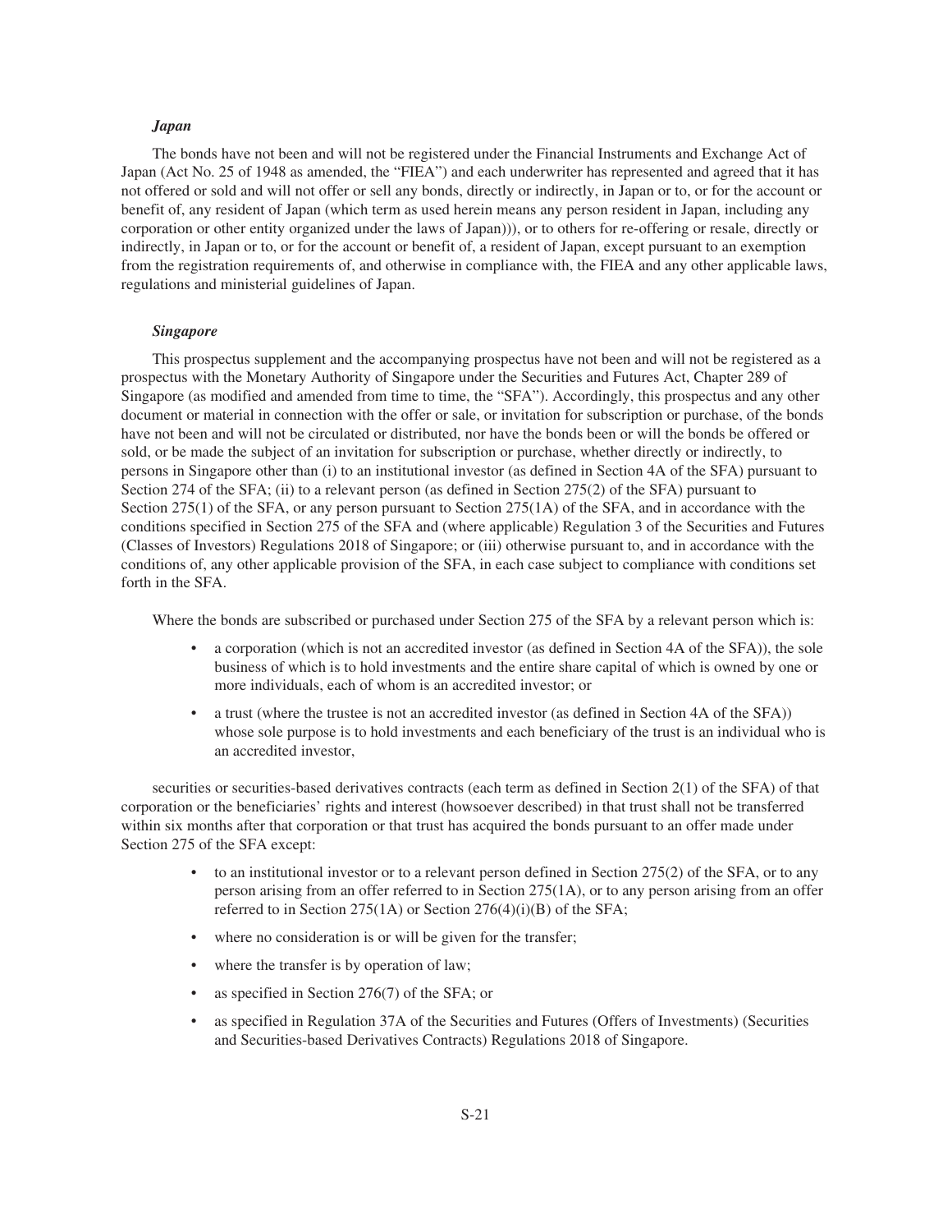### *Japan*

The bonds have not been and will not be registered under the Financial Instruments and Exchange Act of Japan (Act No. 25 of 1948 as amended, the "FIEA") and each underwriter has represented and agreed that it has not offered or sold and will not offer or sell any bonds, directly or indirectly, in Japan or to, or for the account or benefit of, any resident of Japan (which term as used herein means any person resident in Japan, including any corporation or other entity organized under the laws of Japan))), or to others for re-offering or resale, directly or indirectly, in Japan or to, or for the account or benefit of, a resident of Japan, except pursuant to an exemption from the registration requirements of, and otherwise in compliance with, the FIEA and any other applicable laws, regulations and ministerial guidelines of Japan.

### *Singapore*

This prospectus supplement and the accompanying prospectus have not been and will not be registered as a prospectus with the Monetary Authority of Singapore under the Securities and Futures Act, Chapter 289 of Singapore (as modified and amended from time to time, the "SFA"). Accordingly, this prospectus and any other document or material in connection with the offer or sale, or invitation for subscription or purchase, of the bonds have not been and will not be circulated or distributed, nor have the bonds been or will the bonds be offered or sold, or be made the subject of an invitation for subscription or purchase, whether directly or indirectly, to persons in Singapore other than (i) to an institutional investor (as defined in Section 4A of the SFA) pursuant to Section 274 of the SFA; (ii) to a relevant person (as defined in Section 275(2) of the SFA) pursuant to Section 275(1) of the SFA, or any person pursuant to Section 275(1A) of the SFA, and in accordance with the conditions specified in Section 275 of the SFA and (where applicable) Regulation 3 of the Securities and Futures (Classes of Investors) Regulations 2018 of Singapore; or (iii) otherwise pursuant to, and in accordance with the conditions of, any other applicable provision of the SFA, in each case subject to compliance with conditions set forth in the SFA.

Where the bonds are subscribed or purchased under Section 275 of the SFA by a relevant person which is:

- a corporation (which is not an accredited investor (as defined in Section 4A of the SFA)), the sole business of which is to hold investments and the entire share capital of which is owned by one or more individuals, each of whom is an accredited investor; or
- a trust (where the trustee is not an accredited investor (as defined in Section 4A of the SFA)) whose sole purpose is to hold investments and each beneficiary of the trust is an individual who is an accredited investor,

securities or securities-based derivatives contracts (each term as defined in Section 2(1) of the SFA) of that corporation or the beneficiaries' rights and interest (howsoever described) in that trust shall not be transferred within six months after that corporation or that trust has acquired the bonds pursuant to an offer made under Section 275 of the SFA except:

- to an institutional investor or to a relevant person defined in Section 275(2) of the SFA, or to any person arising from an offer referred to in Section 275(1A), or to any person arising from an offer referred to in Section 275(1A) or Section 276(4)(i)(B) of the SFA;
- where no consideration is or will be given for the transfer;
- where the transfer is by operation of law;
- as specified in Section 276(7) of the SFA; or
- as specified in Regulation 37A of the Securities and Futures (Offers of Investments) (Securities and Securities-based Derivatives Contracts) Regulations 2018 of Singapore.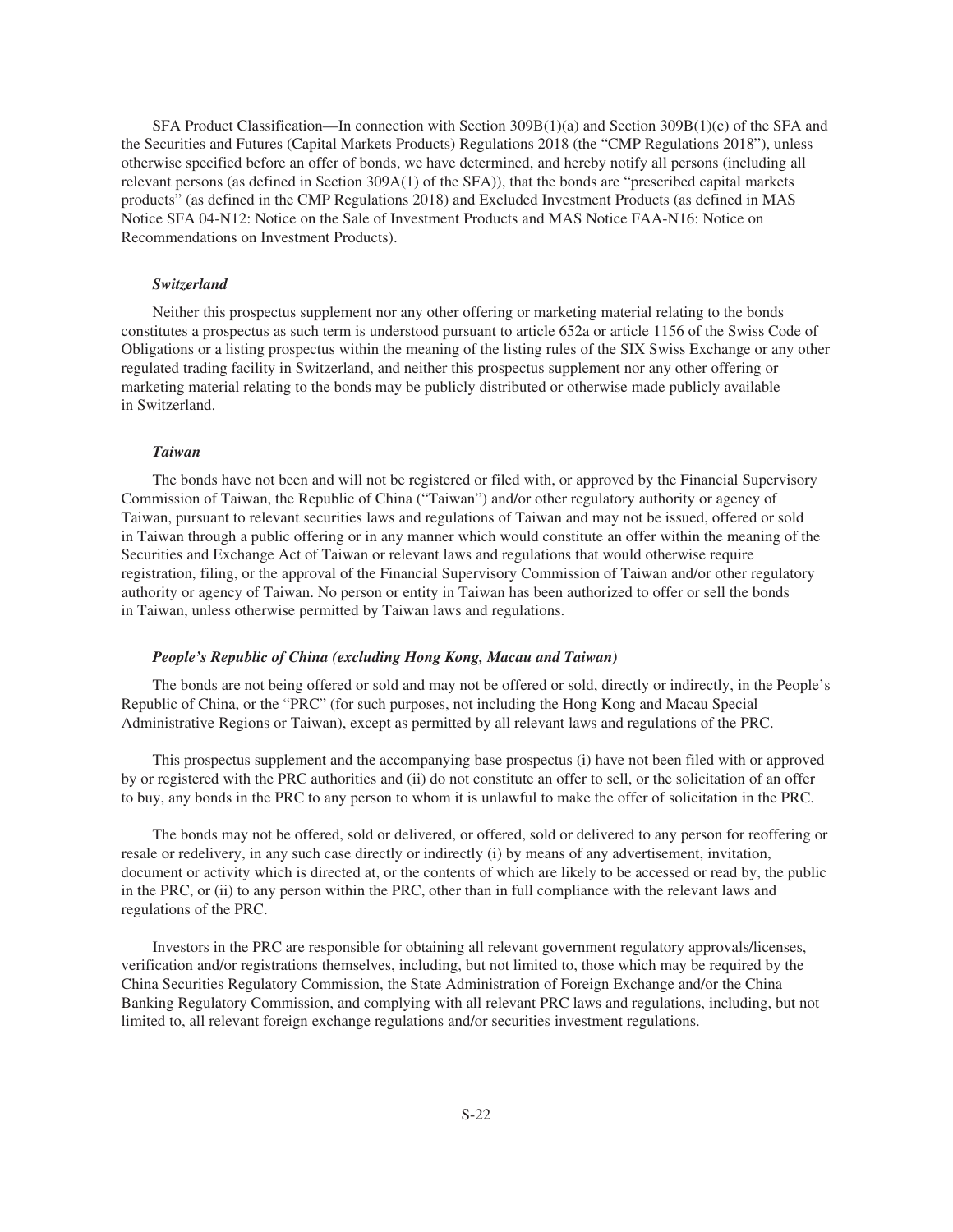SFA Product Classification—In connection with Section 309B(1)(a) and Section 309B(1)(c) of the SFA and the Securities and Futures (Capital Markets Products) Regulations 2018 (the "CMP Regulations 2018"), unless otherwise specified before an offer of bonds, we have determined, and hereby notify all persons (including all relevant persons (as defined in Section 309A(1) of the SFA)), that the bonds are "prescribed capital markets products" (as defined in the CMP Regulations 2018) and Excluded Investment Products (as defined in MAS Notice SFA 04-N12: Notice on the Sale of Investment Products and MAS Notice FAA-N16: Notice on Recommendations on Investment Products).

***Switzerland***

Neither this prospectus supplement nor any other offering or marketing material relating to the bonds constitutes a prospectus as such term is understood pursuant to article 652a or article 1156 of the Swiss Code of Obligations or a listing prospectus within the meaning of the listing rules of the SIX Swiss Exchange or any other regulated trading facility in Switzerland, and neither this prospectus supplement nor any other offering or marketing material relating to the bonds may be publicly distributed or otherwise made publicly available in Switzerland.

***Taiwan***

The bonds have not been and will not be registered or filed with, or approved by the Financial Supervisory Commission of Taiwan, the Republic of China ("Taiwan") and/or other regulatory authority or agency of Taiwan, pursuant to relevant securities laws and regulations of Taiwan and may not be issued, offered or sold in Taiwan through a public offering or in any manner which would constitute an offer within the meaning of the Securities and Exchange Act of Taiwan or relevant laws and regulations that would otherwise require registration, filing, or the approval of the Financial Supervisory Commission of Taiwan and/or other regulatory authority or agency of Taiwan. No person or entity in Taiwan has been authorized to offer or sell the bonds in Taiwan, unless otherwise permitted by Taiwan laws and regulations.

***People's Republic of China (excluding Hong Kong, Macau and Taiwan)***

The bonds are not being offered or sold and may not be offered or sold, directly or indirectly, in the People's Republic of China, or the "PRC" (for such purposes, not including the Hong Kong and Macau Special Administrative Regions or Taiwan), except as permitted by all relevant laws and regulations of the PRC.

This prospectus supplement and the accompanying base prospectus (i) have not been filed with or approved by or registered with the PRC authorities and (ii) do not constitute an offer to sell, or the solicitation of an offer to buy, any bonds in the PRC to any person to whom it is unlawful to make the offer of solicitation in the PRC.

The bonds may not be offered, sold or delivered, or offered, sold or delivered to any person for reoffering or resale or redelivery, in any such case directly or indirectly (i) by means of any advertisement, invitation, document or activity which is directed at, or the contents of which are likely to be accessed or read by, the public in the PRC, or (ii) to any person within the PRC, other than in full compliance with the relevant laws and regulations of the PRC.

Investors in the PRC are responsible for obtaining all relevant government regulatory approvals/licenses, verification and/or registrations themselves, including, but not limited to, those which may be required by the China Securities Regulatory Commission, the State Administration of Foreign Exchange and/or the China Banking Regulatory Commission, and complying with all relevant PRC laws and regulations, including, but not limited to, all relevant foreign exchange regulations and/or securities investment regulations.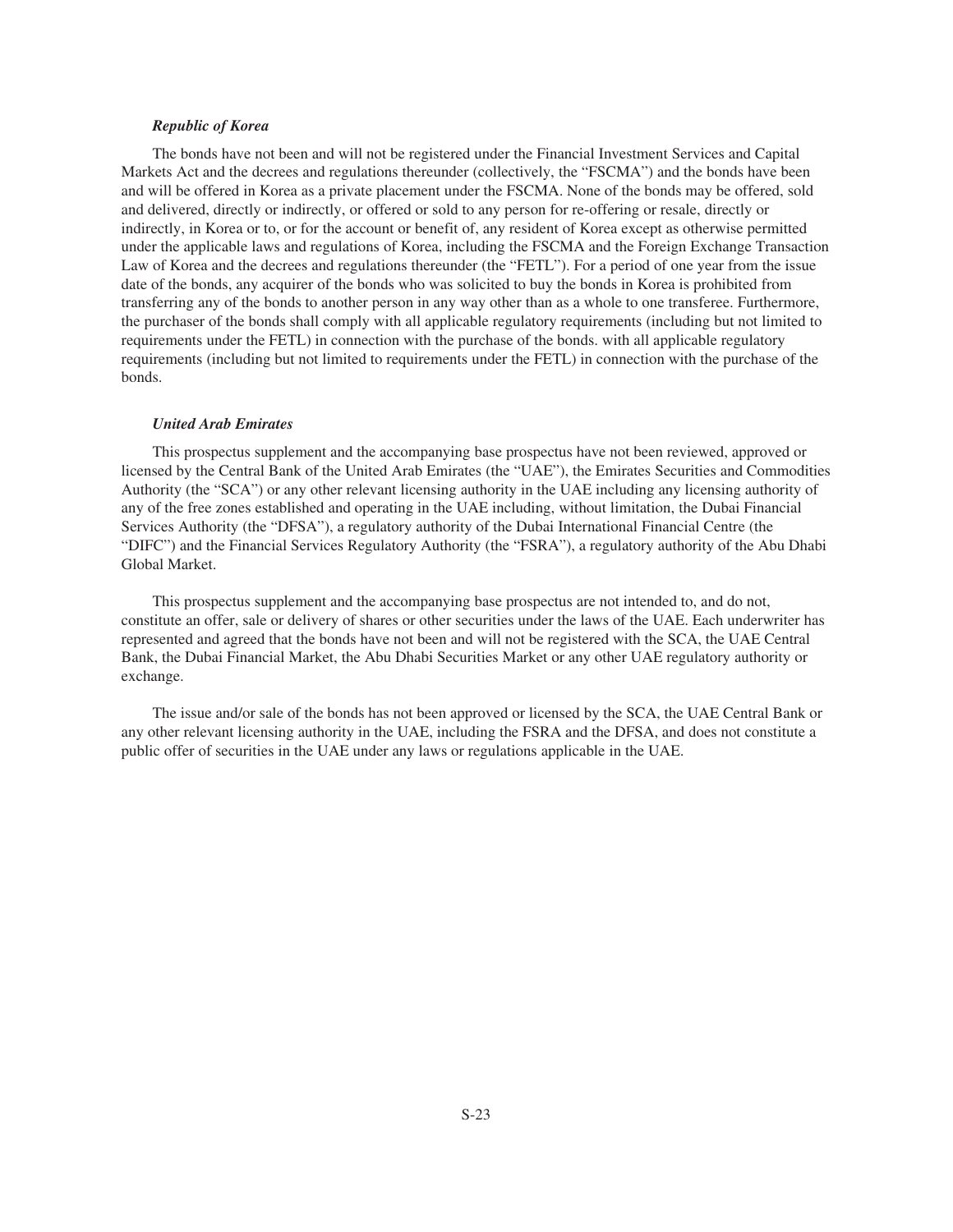*Republic of Korea*

The bonds have not been and will not be registered under the Financial Investment Services and Capital Markets Act and the decrees and regulations thereunder (collectively, the "FSCMA") and the bonds have been and will be offered in Korea as a private placement under the FSCMA. None of the bonds may be offered, sold and delivered, directly or indirectly, or offered or sold to any person for re-offering or resale, directly or indirectly, in Korea or to, or for the account or benefit of, any resident of Korea except as otherwise permitted under the applicable laws and regulations of Korea, including the FSCMA and the Foreign Exchange Transaction Law of Korea and the decrees and regulations thereunder (the "FETL"). For a period of one year from the issue date of the bonds, any acquirer of the bonds who was solicited to buy the bonds in Korea is prohibited from transferring any of the bonds to another person in any way other than as a whole to one transferee. Furthermore, the purchaser of the bonds shall comply with all applicable regulatory requirements (including but not limited to requirements under the FETL) in connection with the purchase of the bonds. with all applicable regulatory requirements (including but not limited to requirements under the FETL) in connection with the purchase of the bonds.

*United Arab Emirates*

This prospectus supplement and the accompanying base prospectus have not been reviewed, approved or licensed by the Central Bank of the United Arab Emirates (the "UAE"), the Emirates Securities and Commodities Authority (the "SCA") or any other relevant licensing authority in the UAE including any licensing authority of any of the free zones established and operating in the UAE including, without limitation, the Dubai Financial Services Authority (the "DFSA"), a regulatory authority of the Dubai International Financial Centre (the "DIFC") and the Financial Services Regulatory Authority (the "FSRA"), a regulatory authority of the Abu Dhabi Global Market.

This prospectus supplement and the accompanying base prospectus are not intended to, and do not, constitute an offer, sale or delivery of shares or other securities under the laws of the UAE. Each underwriter has represented and agreed that the bonds have not been and will not be registered with the SCA, the UAE Central Bank, the Dubai Financial Market, the Abu Dhabi Securities Market or any other UAE regulatory authority or exchange.

The issue and/or sale of the bonds has not been approved or licensed by the SCA, the UAE Central Bank or any other relevant licensing authority in the UAE, including the FSRA and the DFSA, and does not constitute a public offer of securities in the UAE under any laws or regulations applicable in the UAE.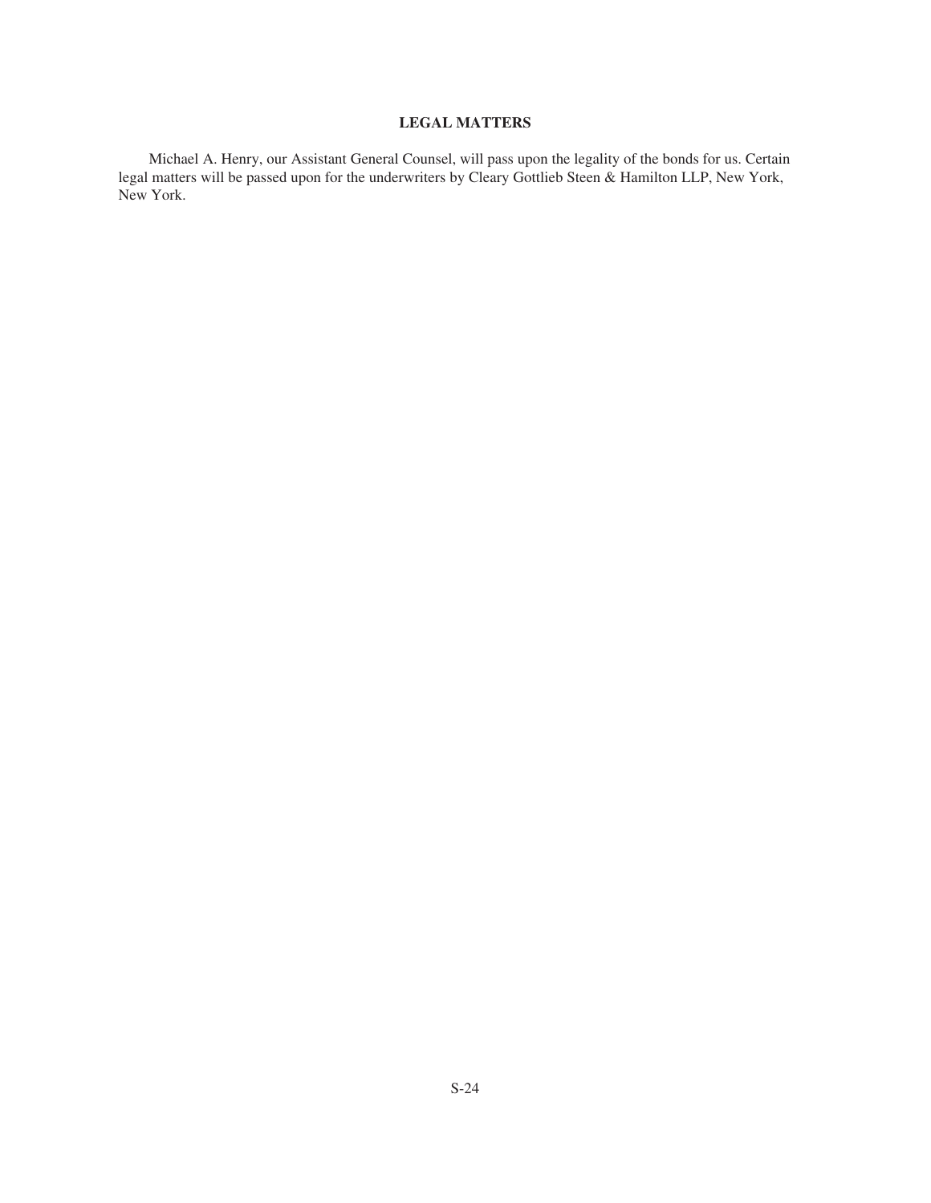## LEGAL MATTERS

Michael A. Henry, our Assistant General Counsel, will pass upon the legality of the bonds for us. Certain legal matters will be passed upon for the underwriters by Cleary Gottlieb Steen & Hamilton LLP, New York, New York.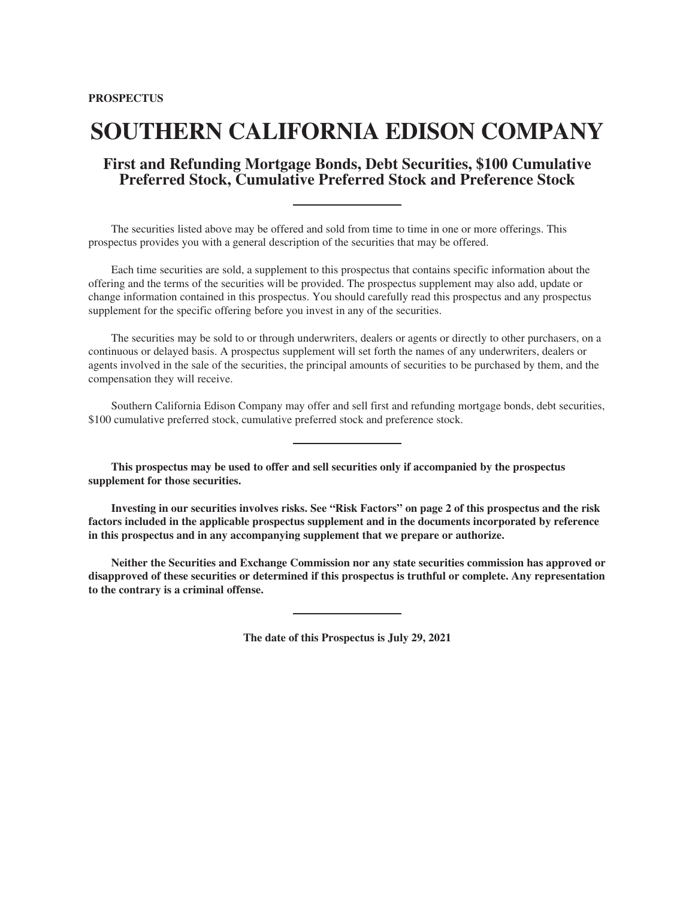**PROSPECTUS**

# SOUTHERN CALIFORNIA EDISON COMPANY

## First and Refunding Mortgage Bonds, Debt Securities, $100 Cumulative Preferred Stock, Cumulative Preferred Stock and Preference Stock

---

The securities listed above may be offered and sold from time to time in one or more offerings. This prospectus provides you with a general description of the securities that may be offered.

Each time securities are sold, a supplement to this prospectus that contains specific information about the offering and the terms of the securities will be provided. The prospectus supplement may also add, update or change information contained in this prospectus. You should carefully read this prospectus and any prospectus supplement for the specific offering before you invest in any of the securities.

The securities may be sold to or through underwriters, dealers or agents or directly to other purchasers, on a continuous or delayed basis. A prospectus supplement will set forth the names of any underwriters, dealers or agents involved in the sale of the securities, the principal amounts of securities to be purchased by them, and the compensation they will receive.

Southern California Edison Company may offer and sell first and refunding mortgage bonds, debt securities, $100 cumulative preferred stock, cumulative preferred stock and preference stock.

---

**This prospectus may be used to offer and sell securities only if accompanied by the prospectus supplement for those securities.**

**Investing in our securities involves risks. See "Risk Factors" on page 2 of this prospectus and the risk factors included in the applicable prospectus supplement and in the documents incorporated by reference in this prospectus and in any accompanying supplement that we prepare or authorize.**

**Neither the Securities and Exchange Commission nor any state securities commission has approved or disapproved of these securities or determined if this prospectus is truthful or complete. Any representation to the contrary is a criminal offense.**

---

**The date of this Prospectus is July 29, 2021**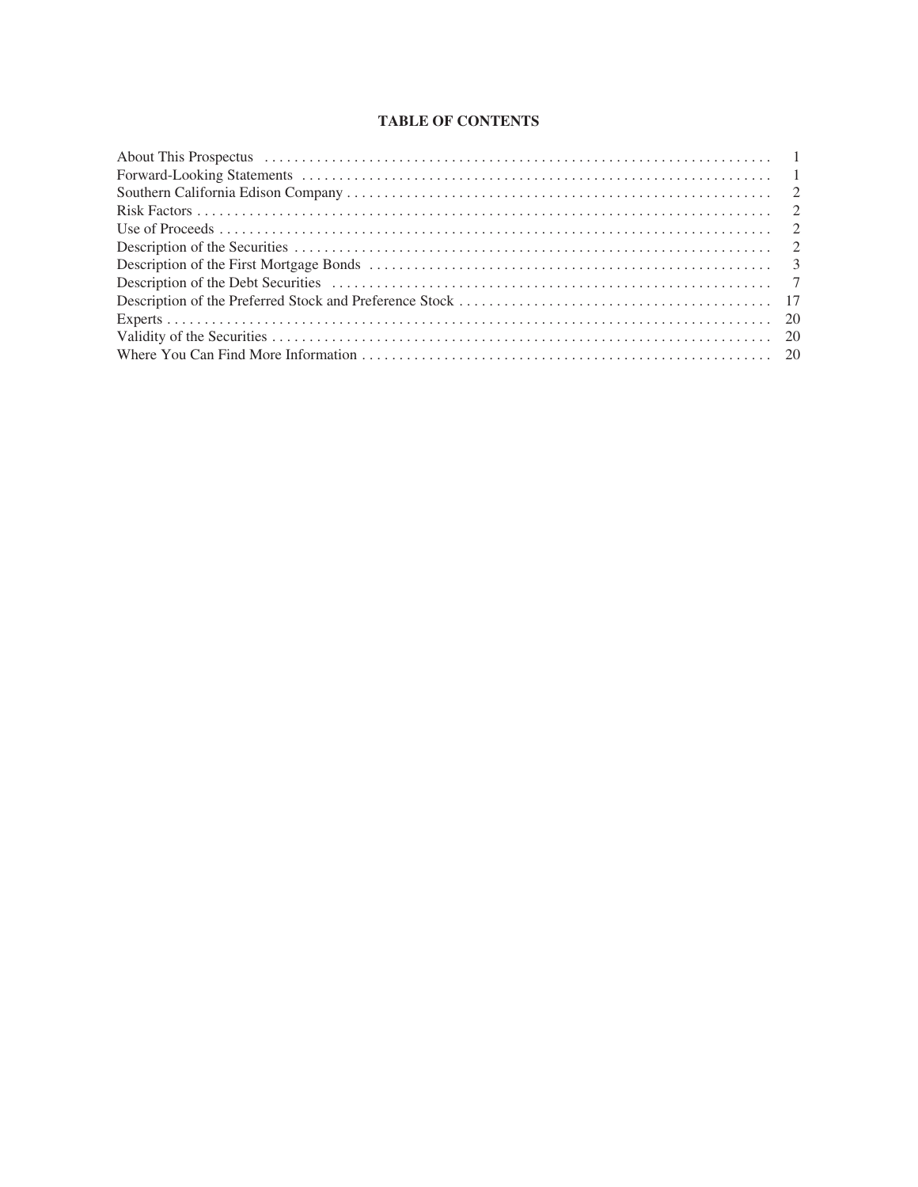## TABLE OF CONTENTS

| | |
|---|---|
| About This Prospectus | 1 |
| Forward-Looking Statements | 1 |
| Southern California Edison Company | 2 |
| Risk Factors | 2 |
| Use of Proceeds | 2 |
| Description of the Securities | 2 |
| Description of the First Mortgage Bonds | 3 |
| Description of the Debt Securities | 7 |
| Description of the Preferred Stock and Preference Stock | 17 |
| Experts | 20 |
| Validity of the Securities | 20 |
| Where You Can Find More Information | 20 |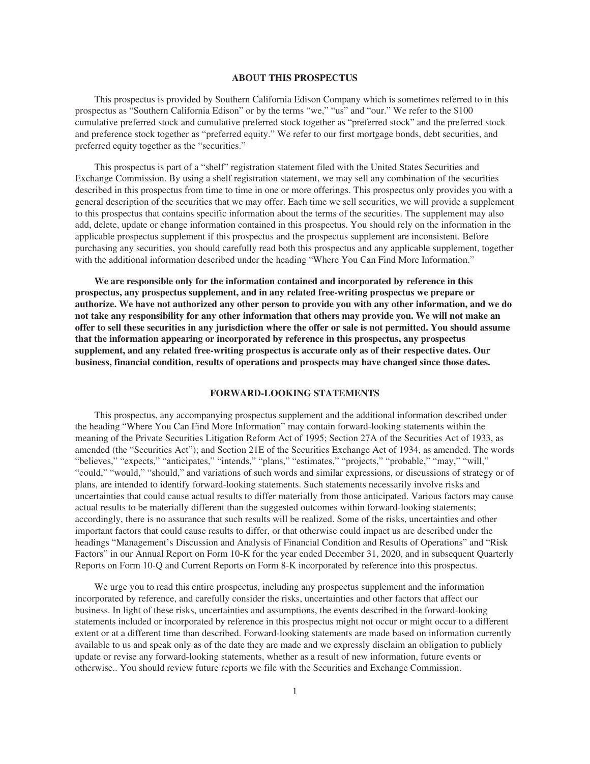## ABOUT THIS PROSPECTUS

This prospectus is provided by Southern California Edison Company which is sometimes referred to in this prospectus as "Southern California Edison" or by the terms "we," "us" and "our." We refer to the $100 cumulative preferred stock and cumulative preferred stock together as "preferred stock" and the preferred stock and preference stock together as "preferred equity." We refer to our first mortgage bonds, debt securities, and preferred equity together as the "securities."

This prospectus is part of a "shelf" registration statement filed with the United States Securities and Exchange Commission. By using a shelf registration statement, we may sell any combination of the securities described in this prospectus from time to time in one or more offerings. This prospectus only provides you with a general description of the securities that we may offer. Each time we sell securities, we will provide a supplement to this prospectus that contains specific information about the terms of the securities. The supplement may also add, delete, update or change information contained in this prospectus. You should rely on the information in the applicable prospectus supplement if this prospectus and the prospectus supplement are inconsistent. Before purchasing any securities, you should carefully read both this prospectus and any applicable supplement, together with the additional information described under the heading "Where You Can Find More Information."

**We are responsible only for the information contained and incorporated by reference in this prospectus, any prospectus supplement, and in any related free-writing prospectus we prepare or authorize. We have not authorized any other person to provide you with any other information, and we do not take any responsibility for any other information that others may provide you. We will not make an offer to sell these securities in any jurisdiction where the offer or sale is not permitted. You should assume that the information appearing or incorporated by reference in this prospectus, any prospectus supplement, and any related free-writing prospectus is accurate only as of their respective dates. Our business, financial condition, results of operations and prospects may have changed since those dates.**

## FORWARD-LOOKING STATEMENTS

This prospectus, any accompanying prospectus supplement and the additional information described under the heading "Where You Can Find More Information" may contain forward-looking statements within the meaning of the Private Securities Litigation Reform Act of 1995; Section 27A of the Securities Act of 1933, as amended (the "Securities Act"); and Section 21E of the Securities Exchange Act of 1934, as amended. The words "believes," "expects," "anticipates," "intends," "plans," "estimates," "projects," "probable," "may," "will," "could," "would," "should," and variations of such words and similar expressions, or discussions of strategy or of plans, are intended to identify forward-looking statements. Such statements necessarily involve risks and uncertainties that could cause actual results to differ materially from those anticipated. Various factors may cause actual results to be materially different than the suggested outcomes within forward-looking statements; accordingly, there is no assurance that such results will be realized. Some of the risks, uncertainties and other important factors that could cause results to differ, or that otherwise could impact us are described under the headings "Management's Discussion and Analysis of Financial Condition and Results of Operations" and "Risk Factors" in our Annual Report on Form 10-K for the year ended December 31, 2020, and in subsequent Quarterly Reports on Form 10-Q and Current Reports on Form 8-K incorporated by reference into this prospectus.

We urge you to read this entire prospectus, including any prospectus supplement and the information incorporated by reference, and carefully consider the risks, uncertainties and other factors that affect our business. In light of these risks, uncertainties and assumptions, the events described in the forward-looking statements included or incorporated by reference in this prospectus might not occur or might occur to a different extent or at a different time than described. Forward-looking statements are made based on information currently available to us and speak only as of the date they are made and we expressly disclaim an obligation to publicly update or revise any forward-looking statements, whether as a result of new information, future events or otherwise.. You should review future reports we file with the Securities and Exchange Commission.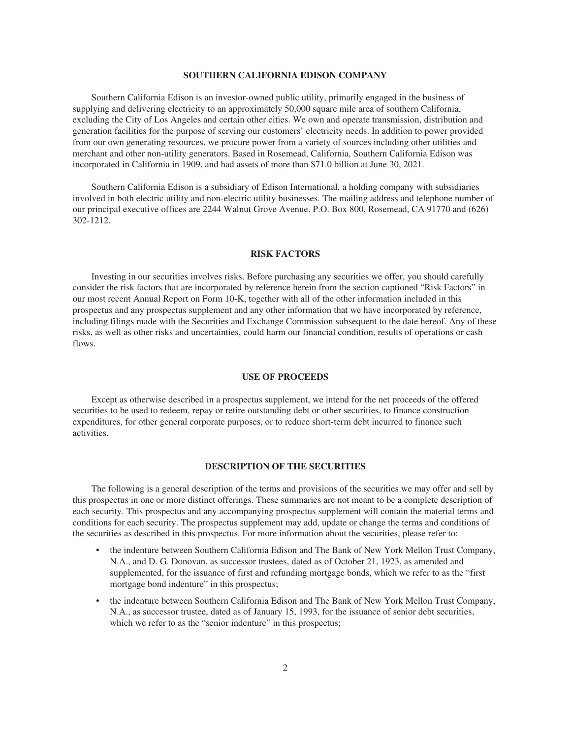## SOUTHERN CALIFORNIA EDISON COMPANY

Southern California Edison is an investor-owned public utility, primarily engaged in the business of supplying and delivering electricity to an approximately 50,000 square mile area of southern California, excluding the City of Los Angeles and certain other cities. We own and operate transmission, distribution and generation facilities for the purpose of serving our customers' electricity needs. In addition to power provided from our own generating resources, we procure power from a variety of sources including other utilities and merchant and other non-utility generators. Based in Rosemead, California, Southern California Edison was incorporated in California in 1909, and had assets of more than $71.0 billion at June 30, 2021.

Southern California Edison is a subsidiary of Edison International, a holding company with subsidiaries involved in both electric utility and non-electric utility businesses. The mailing address and telephone number of our principal executive offices are 2244 Walnut Grove Avenue, P.O. Box 800, Rosemead, CA 91770 and (626) 302-1212.

## RISK FACTORS

Investing in our securities involves risks. Before purchasing any securities we offer, you should carefully consider the risk factors that are incorporated by reference herein from the section captioned "Risk Factors" in our most recent Annual Report on Form 10-K, together with all of the other information included in this prospectus and any prospectus supplement and any other information that we have incorporated by reference, including filings made with the Securities and Exchange Commission subsequent to the date hereof. Any of these risks, as well as other risks and uncertainties, could harm our financial condition, results of operations or cash flows.

## USE OF PROCEEDS

Except as otherwise described in a prospectus supplement, we intend for the net proceeds of the offered securities to be used to redeem, repay or retire outstanding debt or other securities, to finance construction expenditures, for other general corporate purposes, or to reduce short-term debt incurred to finance such activities.

## DESCRIPTION OF THE SECURITIES

The following is a general description of the terms and provisions of the securities we may offer and sell by this prospectus in one or more distinct offerings. These summaries are not meant to be a complete description of each security. This prospectus and any accompanying prospectus supplement will contain the material terms and conditions for each security. The prospectus supplement may add, update or change the terms and conditions of the securities as described in this prospectus. For more information about the securities, please refer to:

- the indenture between Southern California Edison and The Bank of New York Mellon Trust Company, N.A., and D. G. Donovan, as successor trustees, dated as of October 21, 1923, as amended and supplemented, for the issuance of first and refunding mortgage bonds, which we refer to as the "first mortgage bond indenture" in this prospectus;
- the indenture between Southern California Edison and The Bank of New York Mellon Trust Company, N.A., as successor trustee, dated as of January 15, 1993, for the issuance of senior debt securities, which we refer to as the "senior indenture" in this prospectus;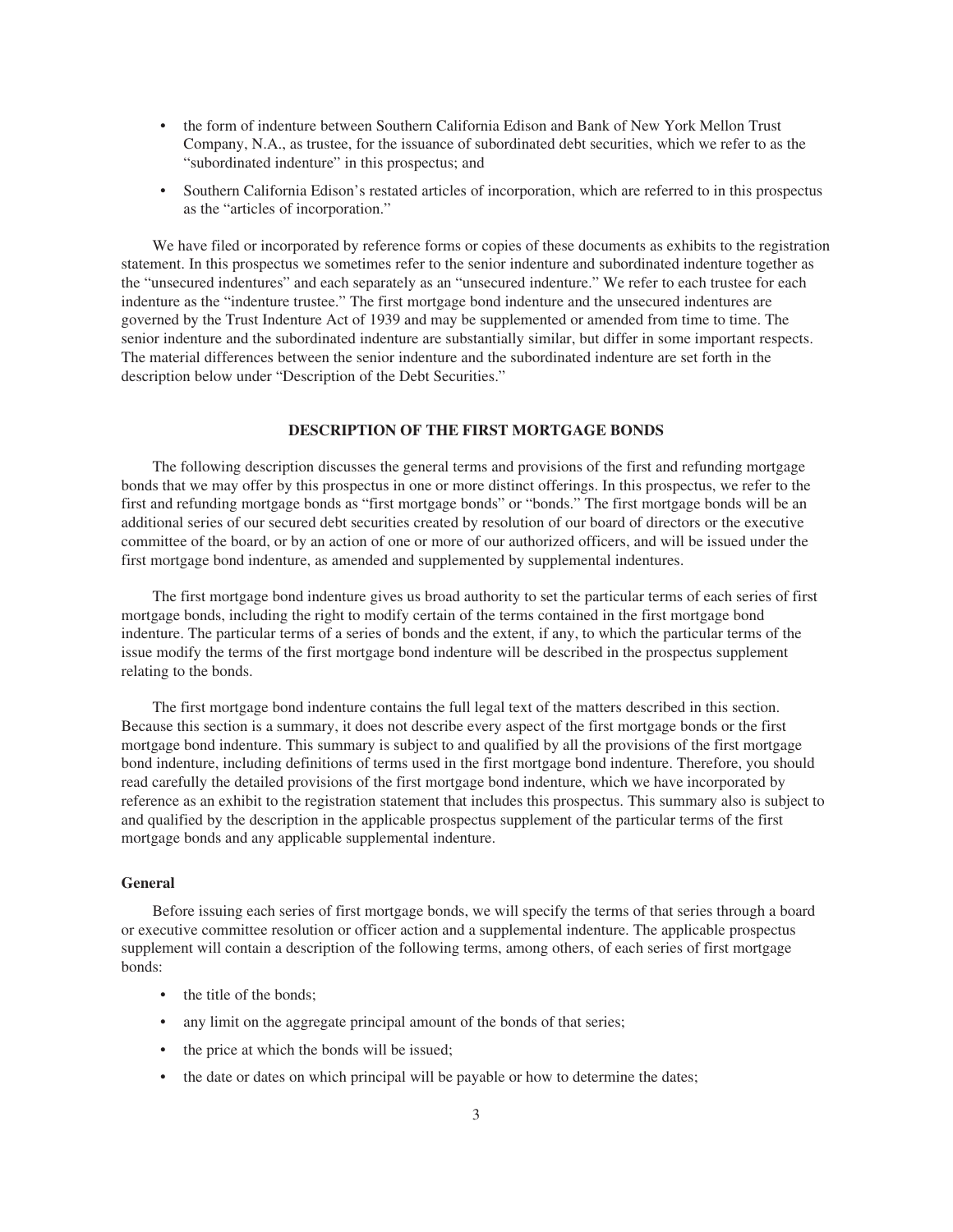- the form of indenture between Southern California Edison and Bank of New York Mellon Trust Company, N.A., as trustee, for the issuance of subordinated debt securities, which we refer to as the "subordinated indenture" in this prospectus; and
- Southern California Edison's restated articles of incorporation, which are referred to in this prospectus as the "articles of incorporation."

We have filed or incorporated by reference forms or copies of these documents as exhibits to the registration statement. In this prospectus we sometimes refer to the senior indenture and subordinated indenture together as the "unsecured indentures" and each separately as an "unsecured indenture." We refer to each trustee for each indenture as the "indenture trustee." The first mortgage bond indenture and the unsecured indentures are governed by the Trust Indenture Act of 1939 and may be supplemented or amended from time to time. The senior indenture and the subordinated indenture are substantially similar, but differ in some important respects. The material differences between the senior indenture and the subordinated indenture are set forth in the description below under "Description of the Debt Securities."

## DESCRIPTION OF THE FIRST MORTGAGE BONDS

The following description discusses the general terms and provisions of the first and refunding mortgage bonds that we may offer by this prospectus in one or more distinct offerings. In this prospectus, we refer to the first and refunding mortgage bonds as "first mortgage bonds" or "bonds." The first mortgage bonds will be an additional series of our secured debt securities created by resolution of our board of directors or the executive committee of the board, or by an action of one or more of our authorized officers, and will be issued under the first mortgage bond indenture, as amended and supplemented by supplemental indentures.

The first mortgage bond indenture gives us broad authority to set the particular terms of each series of first mortgage bonds, including the right to modify certain of the terms contained in the first mortgage bond indenture. The particular terms of a series of bonds and the extent, if any, to which the particular terms of the issue modify the terms of the first mortgage bond indenture will be described in the prospectus supplement relating to the bonds.

The first mortgage bond indenture contains the full legal text of the matters described in this section. Because this section is a summary, it does not describe every aspect of the first mortgage bonds or the first mortgage bond indenture. This summary is subject to and qualified by all the provisions of the first mortgage bond indenture, including definitions of terms used in the first mortgage bond indenture. Therefore, you should read carefully the detailed provisions of the first mortgage bond indenture, which we have incorporated by reference as an exhibit to the registration statement that includes this prospectus. This summary also is subject to and qualified by the description in the applicable prospectus supplement of the particular terms of the first mortgage bonds and any applicable supplemental indenture.

### General

Before issuing each series of first mortgage bonds, we will specify the terms of that series through a board or executive committee resolution or officer action and a supplemental indenture. The applicable prospectus supplement will contain a description of the following terms, among others, of each series of first mortgage bonds:

- the title of the bonds;
- any limit on the aggregate principal amount of the bonds of that series;
- the price at which the bonds will be issued;
- the date or dates on which principal will be payable or how to determine the dates;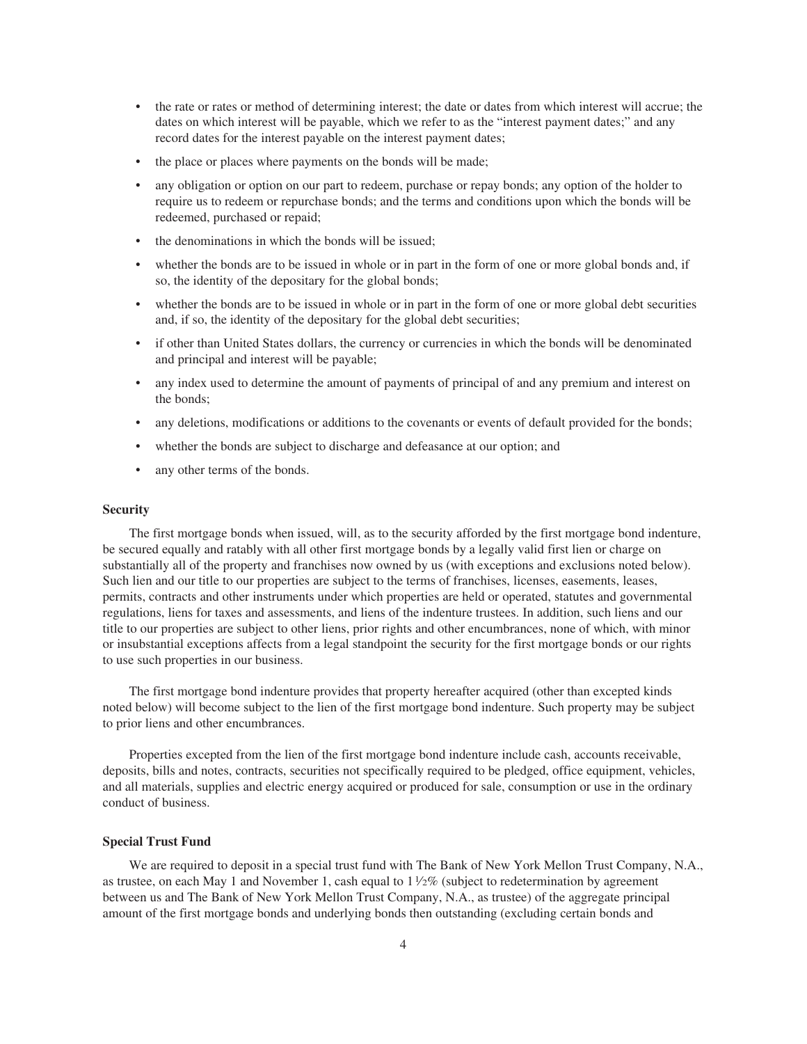- the rate or rates or method of determining interest; the date or dates from which interest will accrue; the dates on which interest will be payable, which we refer to as the "interest payment dates;" and any record dates for the interest payable on the interest payment dates;
- the place or places where payments on the bonds will be made;
- any obligation or option on our part to redeem, purchase or repay bonds; any option of the holder to require us to redeem or repurchase bonds; and the terms and conditions upon which the bonds will be redeemed, purchased or repaid;
- the denominations in which the bonds will be issued;
- whether the bonds are to be issued in whole or in part in the form of one or more global bonds and, if so, the identity of the depositary for the global bonds;
- whether the bonds are to be issued in whole or in part in the form of one or more global debt securities and, if so, the identity of the depositary for the global debt securities;
- if other than United States dollars, the currency or currencies in which the bonds will be denominated and principal and interest will be payable;
- any index used to determine the amount of payments of principal of and any premium and interest on the bonds;
- any deletions, modifications or additions to the covenants or events of default provided for the bonds;
- whether the bonds are subject to discharge and defeasance at our option; and
- any other terms of the bonds.

**Security**

The first mortgage bonds when issued, will, as to the security afforded by the first mortgage bond indenture, be secured equally and ratably with all other first mortgage bonds by a legally valid first lien or charge on substantially all of the property and franchises now owned by us (with exceptions and exclusions noted below). Such lien and our title to our properties are subject to the terms of franchises, licenses, easements, leases, permits, contracts and other instruments under which properties are held or operated, statutes and governmental regulations, liens for taxes and assessments, and liens of the indenture trustees. In addition, such liens and our title to our properties are subject to other liens, prior rights and other encumbrances, none of which, with minor or insubstantial exceptions affects from a legal standpoint the security for the first mortgage bonds or our rights to use such properties in our business.

The first mortgage bond indenture provides that property hereafter acquired (other than excepted kinds noted below) will become subject to the lien of the first mortgage bond indenture. Such property may be subject to prior liens and other encumbrances.

Properties excepted from the lien of the first mortgage bond indenture include cash, accounts receivable, deposits, bills and notes, contracts, securities not specifically required to be pledged, office equipment, vehicles, and all materials, supplies and electric energy acquired or produced for sale, consumption or use in the ordinary conduct of business.

**Special Trust Fund**

We are required to deposit in a special trust fund with The Bank of New York Mellon Trust Company, N.A., as trustee, on each May 1 and November 1, cash equal to 1½% (subject to redetermination by agreement between us and The Bank of New York Mellon Trust Company, N.A., as trustee) of the aggregate principal amount of the first mortgage bonds and underlying bonds then outstanding (excluding certain bonds and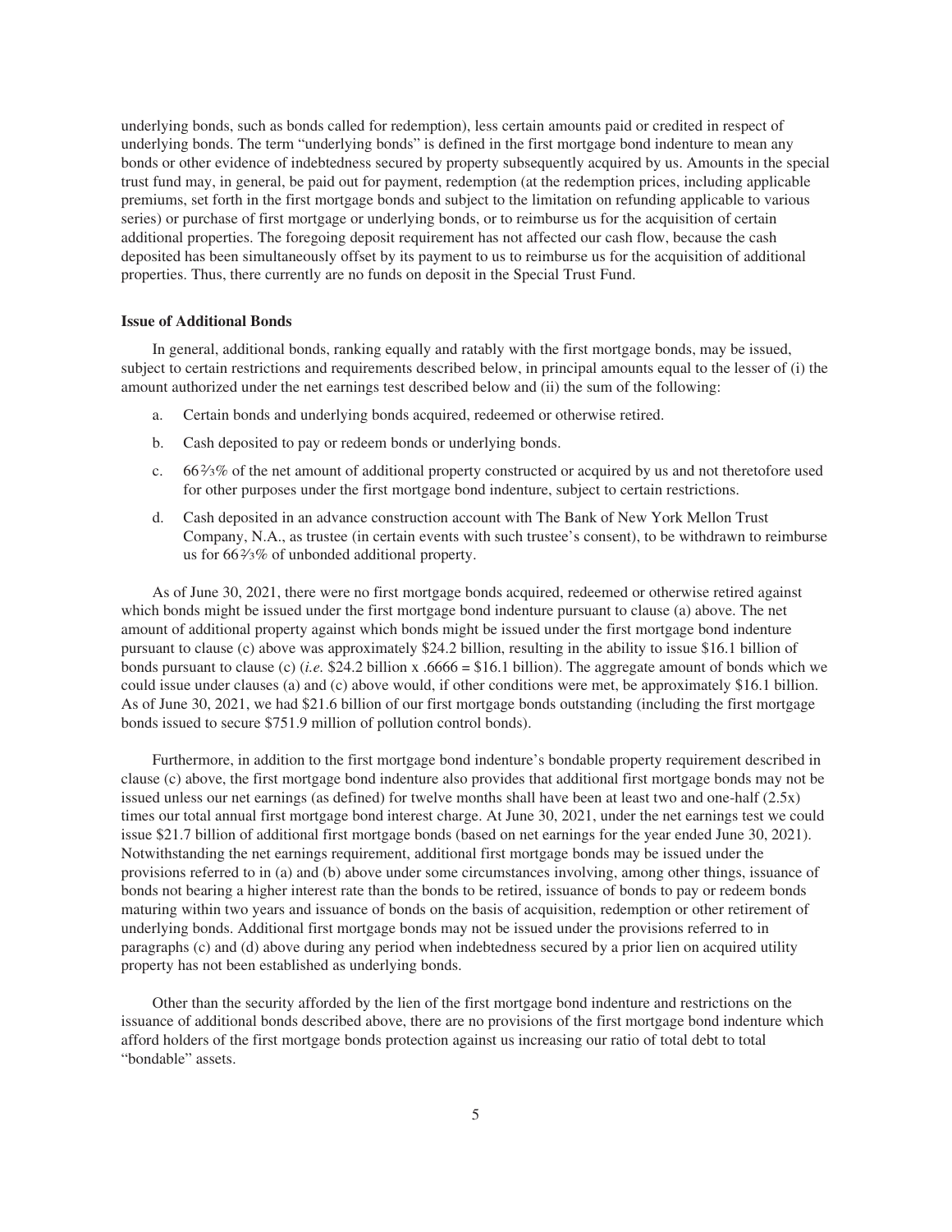underlying bonds, such as bonds called for redemption), less certain amounts paid or credited in respect of underlying bonds. The term "underlying bonds" is defined in the first mortgage bond indenture to mean any bonds or other evidence of indebtedness secured by property subsequently acquired by us. Amounts in the special trust fund may, in general, be paid out for payment, redemption (at the redemption prices, including applicable premiums, set forth in the first mortgage bonds and subject to the limitation on refunding applicable to various series) or purchase of first mortgage or underlying bonds, or to reimburse us for the acquisition of certain additional properties. The foregoing deposit requirement has not affected our cash flow, because the cash deposited has been simultaneously offset by its payment to us to reimburse us for the acquisition of additional properties. Thus, there currently are no funds on deposit in the Special Trust Fund.

**Issue of Additional Bonds**

In general, additional bonds, ranking equally and ratably with the first mortgage bonds, may be issued, subject to certain restrictions and requirements described below, in principal amounts equal to the lesser of (i) the amount authorized under the net earnings test described below and (ii) the sum of the following:

a. Certain bonds and underlying bonds acquired, redeemed or otherwise retired.

b. Cash deposited to pay or redeem bonds or underlying bonds.

c. 66⅔% of the net amount of additional property constructed or acquired by us and not theretofore used for other purposes under the first mortgage bond indenture, subject to certain restrictions.

d. Cash deposited in an advance construction account with The Bank of New York Mellon Trust Company, N.A., as trustee (in certain events with such trustee's consent), to be withdrawn to reimburse us for 66⅔% of unbonded additional property.

As of June 30, 2021, there were no first mortgage bonds acquired, redeemed or otherwise retired against which bonds might be issued under the first mortgage bond indenture pursuant to clause (a) above. The net amount of additional property against which bonds might be issued under the first mortgage bond indenture pursuant to clause (c) above was approximately $24.2 billion, resulting in the ability to issue $16.1 billion of bonds pursuant to clause (c) (*i.e.* $24.2 billion x .6666 = $16.1 billion). The aggregate amount of bonds which we could issue under clauses (a) and (c) above would, if other conditions were met, be approximately $16.1 billion. As of June 30, 2021, we had $21.6 billion of our first mortgage bonds outstanding (including the first mortgage bonds issued to secure $751.9 million of pollution control bonds).

Furthermore, in addition to the first mortgage bond indenture's bondable property requirement described in clause (c) above, the first mortgage bond indenture also provides that additional first mortgage bonds may not be issued unless our net earnings (as defined) for twelve months shall have been at least two and one-half (2.5x) times our total annual first mortgage bond interest charge. At June 30, 2021, under the net earnings test we could issue $21.7 billion of additional first mortgage bonds (based on net earnings for the year ended June 30, 2021). Notwithstanding the net earnings requirement, additional first mortgage bonds may be issued under the provisions referred to in (a) and (b) above under some circumstances involving, among other things, issuance of bonds not bearing a higher interest rate than the bonds to be retired, issuance of bonds to pay or redeem bonds maturing within two years and issuance of bonds on the basis of acquisition, redemption or other retirement of underlying bonds. Additional first mortgage bonds may not be issued under the provisions referred to in paragraphs (c) and (d) above during any period when indebtedness secured by a prior lien on acquired utility property has not been established as underlying bonds.

Other than the security afforded by the lien of the first mortgage bond indenture and restrictions on the issuance of additional bonds described above, there are no provisions of the first mortgage bond indenture which afford holders of the first mortgage bonds protection against us increasing our ratio of total debt to total "bondable" assets.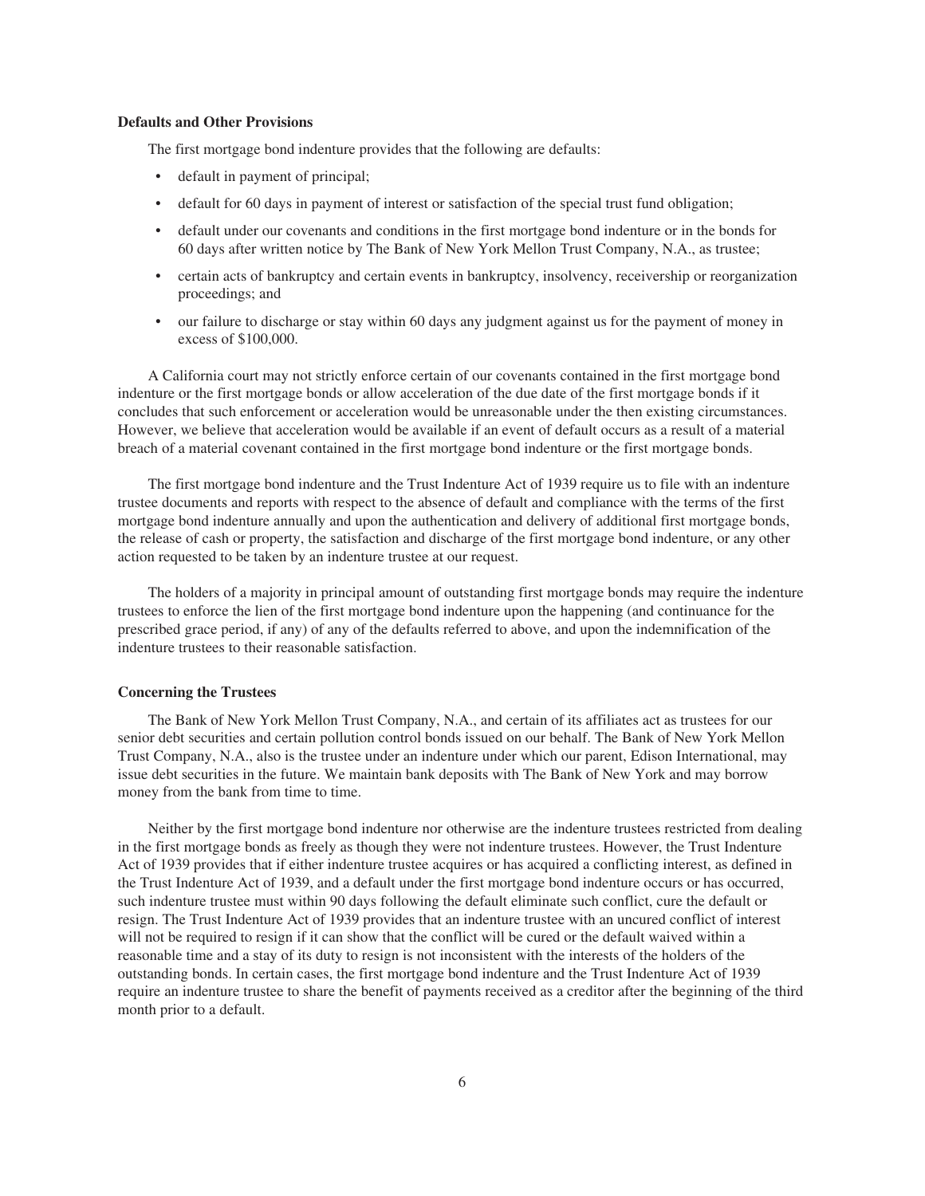**Defaults and Other Provisions**

The first mortgage bond indenture provides that the following are defaults:

- default in payment of principal;
- default for 60 days in payment of interest or satisfaction of the special trust fund obligation;
- default under our covenants and conditions in the first mortgage bond indenture or in the bonds for 60 days after written notice by The Bank of New York Mellon Trust Company, N.A., as trustee;
- certain acts of bankruptcy and certain events in bankruptcy, insolvency, receivership or reorganization proceedings; and
- our failure to discharge or stay within 60 days any judgment against us for the payment of money in excess of $100,000.

A California court may not strictly enforce certain of our covenants contained in the first mortgage bond indenture or the first mortgage bonds or allow acceleration of the due date of the first mortgage bonds if it concludes that such enforcement or acceleration would be unreasonable under the then existing circumstances. However, we believe that acceleration would be available if an event of default occurs as a result of a material breach of a material covenant contained in the first mortgage bond indenture or the first mortgage bonds.

The first mortgage bond indenture and the Trust Indenture Act of 1939 require us to file with an indenture trustee documents and reports with respect to the absence of default and compliance with the terms of the first mortgage bond indenture annually and upon the authentication and delivery of additional first mortgage bonds, the release of cash or property, the satisfaction and discharge of the first mortgage bond indenture, or any other action requested to be taken by an indenture trustee at our request.

The holders of a majority in principal amount of outstanding first mortgage bonds may require the indenture trustees to enforce the lien of the first mortgage bond indenture upon the happening (and continuance for the prescribed grace period, if any) of any of the defaults referred to above, and upon the indemnification of the indenture trustees to their reasonable satisfaction.

**Concerning the Trustees**

The Bank of New York Mellon Trust Company, N.A., and certain of its affiliates act as trustees for our senior debt securities and certain pollution control bonds issued on our behalf. The Bank of New York Mellon Trust Company, N.A., also is the trustee under an indenture under which our parent, Edison International, may issue debt securities in the future. We maintain bank deposits with The Bank of New York and may borrow money from the bank from time to time.

Neither by the first mortgage bond indenture nor otherwise are the indenture trustees restricted from dealing in the first mortgage bonds as freely as though they were not indenture trustees. However, the Trust Indenture Act of 1939 provides that if either indenture trustee acquires or has acquired a conflicting interest, as defined in the Trust Indenture Act of 1939, and a default under the first mortgage bond indenture occurs or has occurred, such indenture trustee must within 90 days following the default eliminate such conflict, cure the default or resign. The Trust Indenture Act of 1939 provides that an indenture trustee with an uncured conflict of interest will not be required to resign if it can show that the conflict will be cured or the default waived within a reasonable time and a stay of its duty to resign is not inconsistent with the interests of the holders of the outstanding bonds. In certain cases, the first mortgage bond indenture and the Trust Indenture Act of 1939 require an indenture trustee to share the benefit of payments received as a creditor after the beginning of the third month prior to a default.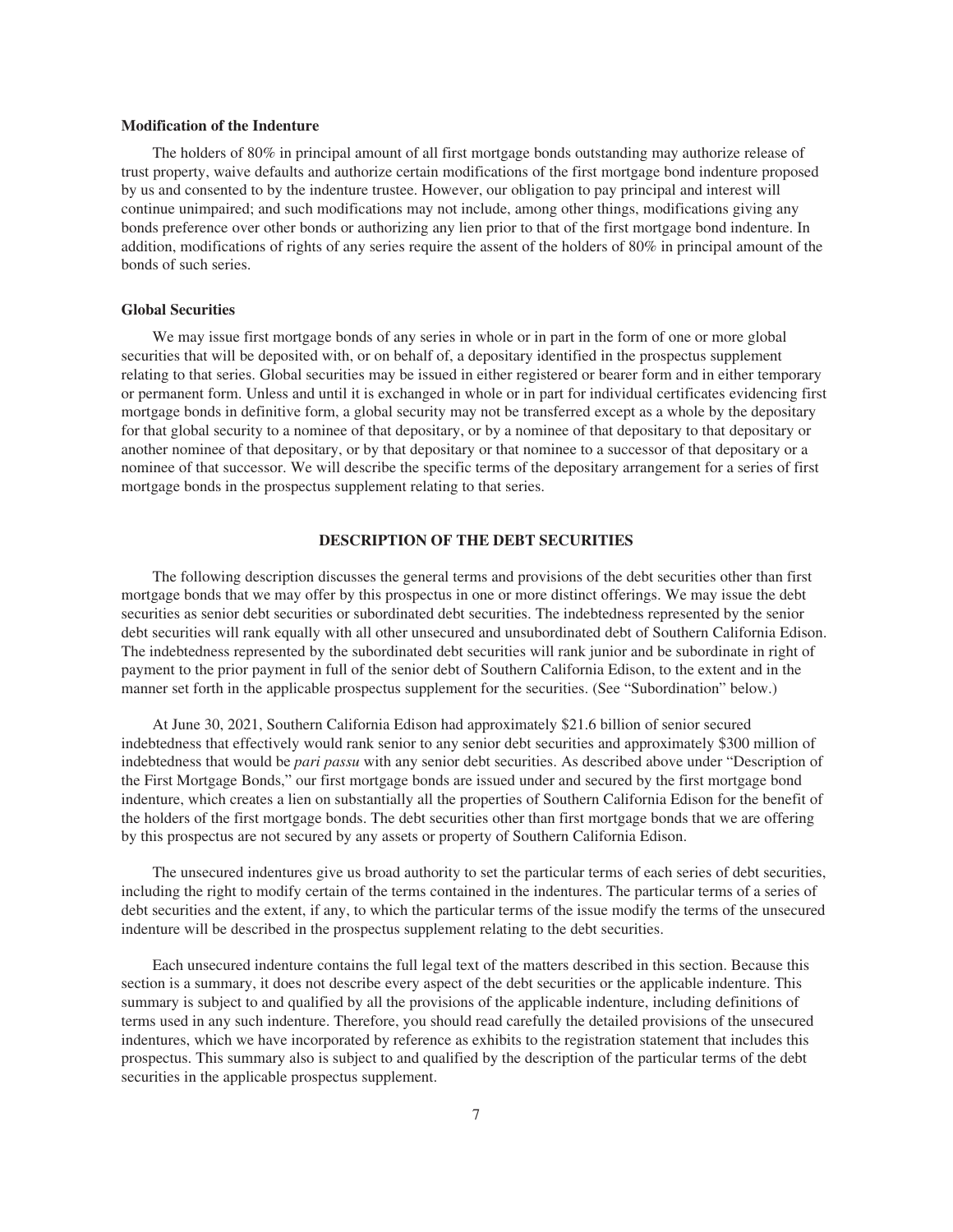### Modification of the Indenture

The holders of 80% in principal amount of all first mortgage bonds outstanding may authorize release of trust property, waive defaults and authorize certain modifications of the first mortgage bond indenture proposed by us and consented to by the indenture trustee. However, our obligation to pay principal and interest will continue unimpaired; and such modifications may not include, among other things, modifications giving any bonds preference over other bonds or authorizing any lien prior to that of the first mortgage bond indenture. In addition, modifications of rights of any series require the assent of the holders of 80% in principal amount of the bonds of such series.

### Global Securities

We may issue first mortgage bonds of any series in whole or in part in the form of one or more global securities that will be deposited with, or on behalf of, a depositary identified in the prospectus supplement relating to that series. Global securities may be issued in either registered or bearer form and in either temporary or permanent form. Unless and until it is exchanged in whole or in part for individual certificates evidencing first mortgage bonds in definitive form, a global security may not be transferred except as a whole by the depositary for that global security to a nominee of that depositary, or by a nominee of that depositary to that depositary or another nominee of that depositary, or by that depositary or that nominee to a successor of that depositary or a nominee of that successor. We will describe the specific terms of the depositary arrangement for a series of first mortgage bonds in the prospectus supplement relating to that series.

## DESCRIPTION OF THE DEBT SECURITIES

The following description discusses the general terms and provisions of the debt securities other than first mortgage bonds that we may offer by this prospectus in one or more distinct offerings. We may issue the debt securities as senior debt securities or subordinated debt securities. The indebtedness represented by the senior debt securities will rank equally with all other unsecured and unsubordinated debt of Southern California Edison. The indebtedness represented by the subordinated debt securities will rank junior and be subordinate in right of payment to the prior payment in full of the senior debt of Southern California Edison, to the extent and in the manner set forth in the applicable prospectus supplement for the securities. (See "Subordination" below.)

At June 30, 2021, Southern California Edison had approximately $21.6 billion of senior secured indebtedness that effectively would rank senior to any senior debt securities and approximately $300 million of indebtedness that would be *pari passu* with any senior debt securities. As described above under "Description of the First Mortgage Bonds," our first mortgage bonds are issued under and secured by the first mortgage bond indenture, which creates a lien on substantially all the properties of Southern California Edison for the benefit of the holders of the first mortgage bonds. The debt securities other than first mortgage bonds that we are offering by this prospectus are not secured by any assets or property of Southern California Edison.

The unsecured indentures give us broad authority to set the particular terms of each series of debt securities, including the right to modify certain of the terms contained in the indentures. The particular terms of a series of debt securities and the extent, if any, to which the particular terms of the issue modify the terms of the unsecured indenture will be described in the prospectus supplement relating to the debt securities.

Each unsecured indenture contains the full legal text of the matters described in this section. Because this section is a summary, it does not describe every aspect of the debt securities or the applicable indenture. This summary is subject to and qualified by all the provisions of the applicable indenture, including definitions of terms used in any such indenture. Therefore, you should read carefully the detailed provisions of the unsecured indentures, which we have incorporated by reference as exhibits to the registration statement that includes this prospectus. This summary also is subject to and qualified by the description of the particular terms of the debt securities in the applicable prospectus supplement.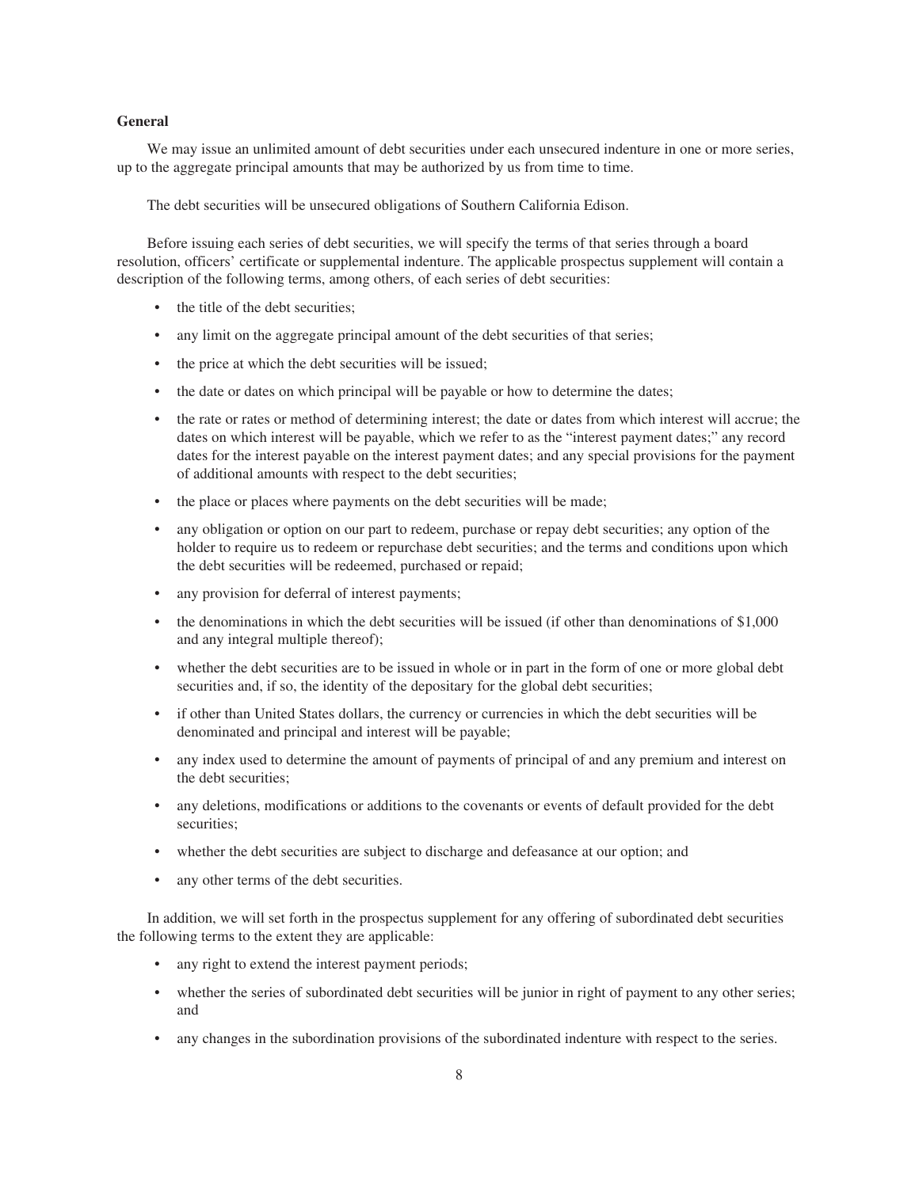### General

We may issue an unlimited amount of debt securities under each unsecured indenture in one or more series, up to the aggregate principal amounts that may be authorized by us from time to time.

The debt securities will be unsecured obligations of Southern California Edison.

Before issuing each series of debt securities, we will specify the terms of that series through a board resolution, officers' certificate or supplemental indenture. The applicable prospectus supplement will contain a description of the following terms, among others, of each series of debt securities:

- the title of the debt securities;
- any limit on the aggregate principal amount of the debt securities of that series;
- the price at which the debt securities will be issued;
- the date or dates on which principal will be payable or how to determine the dates;
- the rate or rates or method of determining interest; the date or dates from which interest will accrue; the dates on which interest will be payable, which we refer to as the "interest payment dates;" any record dates for the interest payable on the interest payment dates; and any special provisions for the payment of additional amounts with respect to the debt securities;
- the place or places where payments on the debt securities will be made;
- any obligation or option on our part to redeem, purchase or repay debt securities; any option of the holder to require us to redeem or repurchase debt securities; and the terms and conditions upon which the debt securities will be redeemed, purchased or repaid;
- any provision for deferral of interest payments;
- the denominations in which the debt securities will be issued (if other than denominations of $1,000 and any integral multiple thereof);
- whether the debt securities are to be issued in whole or in part in the form of one or more global debt securities and, if so, the identity of the depositary for the global debt securities;
- if other than United States dollars, the currency or currencies in which the debt securities will be denominated and principal and interest will be payable;
- any index used to determine the amount of payments of principal of and any premium and interest on the debt securities;
- any deletions, modifications or additions to the covenants or events of default provided for the debt securities;
- whether the debt securities are subject to discharge and defeasance at our option; and
- any other terms of the debt securities.

In addition, we will set forth in the prospectus supplement for any offering of subordinated debt securities the following terms to the extent they are applicable:

- any right to extend the interest payment periods;
- whether the series of subordinated debt securities will be junior in right of payment to any other series; and
- any changes in the subordination provisions of the subordinated indenture with respect to the series.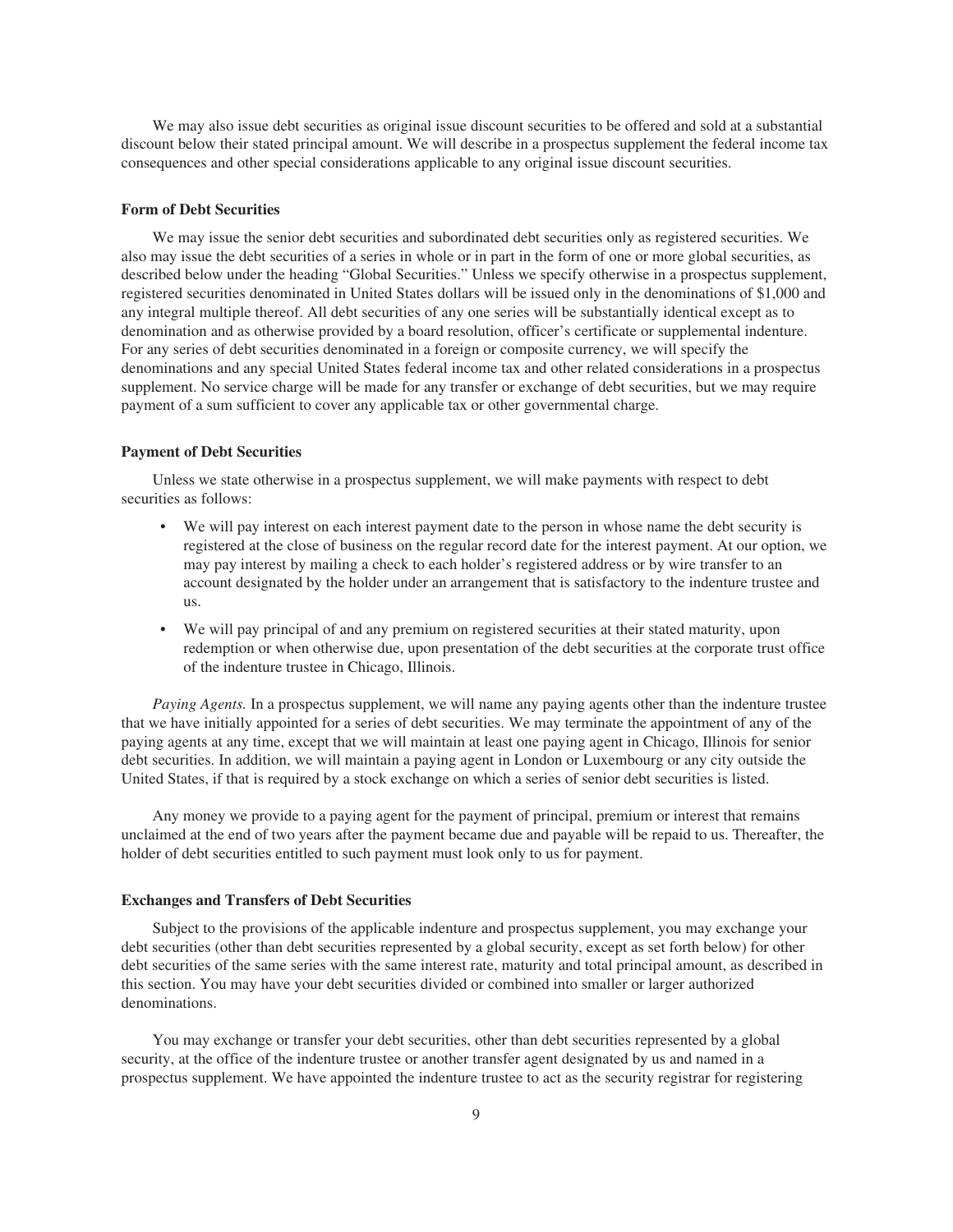We may also issue debt securities as original issue discount securities to be offered and sold at a substantial discount below their stated principal amount. We will describe in a prospectus supplement the federal income tax consequences and other special considerations applicable to any original issue discount securities.

**Form of Debt Securities**

We may issue the senior debt securities and subordinated debt securities only as registered securities. We also may issue the debt securities of a series in whole or in part in the form of one or more global securities, as described below under the heading "Global Securities." Unless we specify otherwise in a prospectus supplement, registered securities denominated in United States dollars will be issued only in the denominations of $1,000 and any integral multiple thereof. All debt securities of any one series will be substantially identical except as to denomination and as otherwise provided by a board resolution, officer's certificate or supplemental indenture. For any series of debt securities denominated in a foreign or composite currency, we will specify the denominations and any special United States federal income tax and other related considerations in a prospectus supplement. No service charge will be made for any transfer or exchange of debt securities, but we may require payment of a sum sufficient to cover any applicable tax or other governmental charge.

**Payment of Debt Securities**

Unless we state otherwise in a prospectus supplement, we will make payments with respect to debt securities as follows:

- We will pay interest on each interest payment date to the person in whose name the debt security is registered at the close of business on the regular record date for the interest payment. At our option, we may pay interest by mailing a check to each holder's registered address or by wire transfer to an account designated by the holder under an arrangement that is satisfactory to the indenture trustee and us.
- We will pay principal of and any premium on registered securities at their stated maturity, upon redemption or when otherwise due, upon presentation of the debt securities at the corporate trust office of the indenture trustee in Chicago, Illinois.

*Paying Agents.* In a prospectus supplement, we will name any paying agents other than the indenture trustee that we have initially appointed for a series of debt securities. We may terminate the appointment of any of the paying agents at any time, except that we will maintain at least one paying agent in Chicago, Illinois for senior debt securities. In addition, we will maintain a paying agent in London or Luxembourg or any city outside the United States, if that is required by a stock exchange on which a series of senior debt securities is listed.

Any money we provide to a paying agent for the payment of principal, premium or interest that remains unclaimed at the end of two years after the payment became due and payable will be repaid to us. Thereafter, the holder of debt securities entitled to such payment must look only to us for payment.

**Exchanges and Transfers of Debt Securities**

Subject to the provisions of the applicable indenture and prospectus supplement, you may exchange your debt securities (other than debt securities represented by a global security, except as set forth below) for other debt securities of the same series with the same interest rate, maturity and total principal amount, as described in this section. You may have your debt securities divided or combined into smaller or larger authorized denominations.

You may exchange or transfer your debt securities, other than debt securities represented by a global security, at the office of the indenture trustee or another transfer agent designated by us and named in a prospectus supplement. We have appointed the indenture trustee to act as the security registrar for registering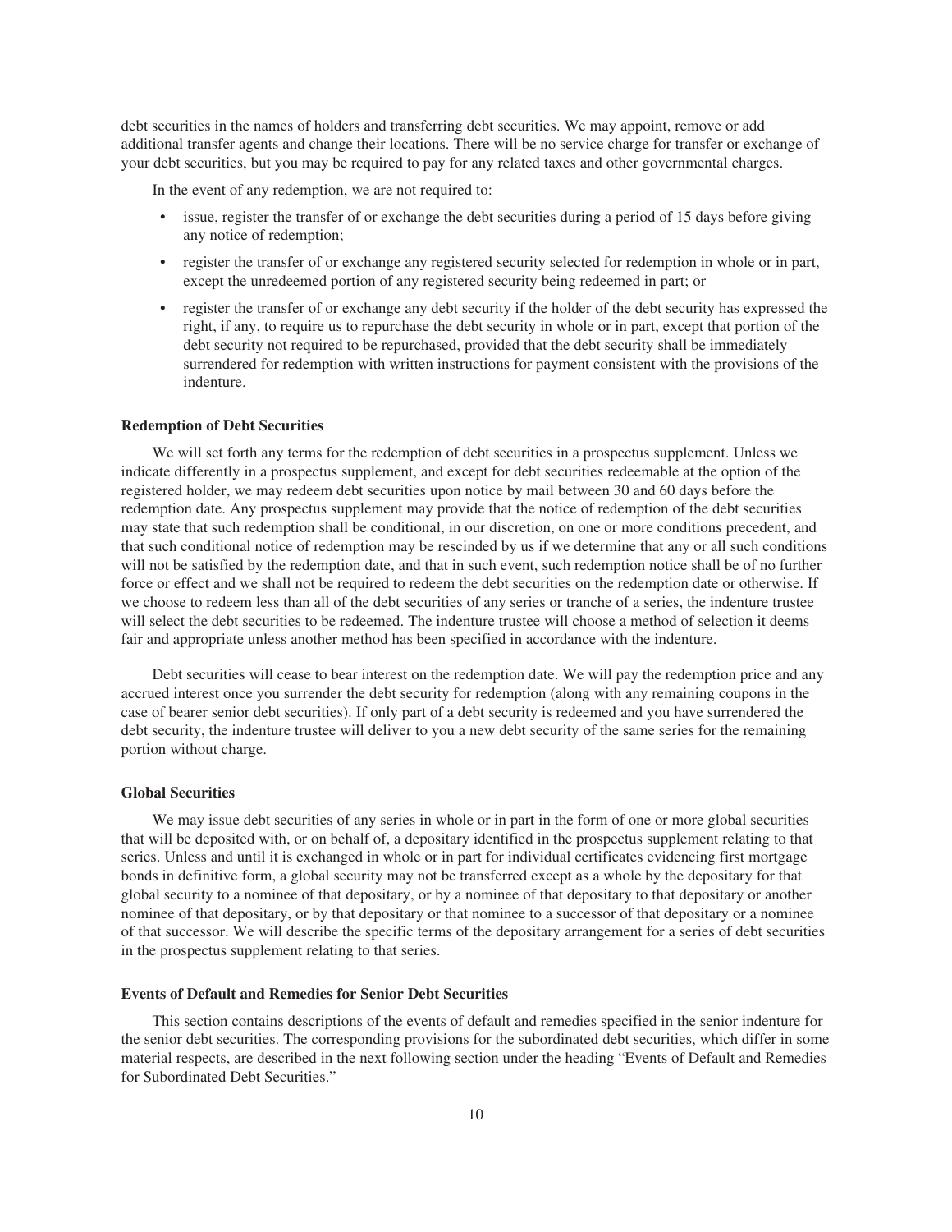debt securities in the names of holders and transferring debt securities. We may appoint, remove or add additional transfer agents and change their locations. There will be no service charge for transfer or exchange of your debt securities, but you may be required to pay for any related taxes and other governmental charges.

In the event of any redemption, we are not required to:

- issue, register the transfer of or exchange the debt securities during a period of 15 days before giving any notice of redemption;
- register the transfer of or exchange any registered security selected for redemption in whole or in part, except the unredeemed portion of any registered security being redeemed in part; or
- register the transfer of or exchange any debt security if the holder of the debt security has expressed the right, if any, to require us to repurchase the debt security in whole or in part, except that portion of the debt security not required to be repurchased, provided that the debt security shall be immediately surrendered for redemption with written instructions for payment consistent with the provisions of the indenture.

**Redemption of Debt Securities**

We will set forth any terms for the redemption of debt securities in a prospectus supplement. Unless we indicate differently in a prospectus supplement, and except for debt securities redeemable at the option of the registered holder, we may redeem debt securities upon notice by mail between 30 and 60 days before the redemption date. Any prospectus supplement may provide that the notice of redemption of the debt securities may state that such redemption shall be conditional, in our discretion, on one or more conditions precedent, and that such conditional notice of redemption may be rescinded by us if we determine that any or all such conditions will not be satisfied by the redemption date, and that in such event, such redemption notice shall be of no further force or effect and we shall not be required to redeem the debt securities on the redemption date or otherwise. If we choose to redeem less than all of the debt securities of any series or tranche of a series, the indenture trustee will select the debt securities to be redeemed. The indenture trustee will choose a method of selection it deems fair and appropriate unless another method has been specified in accordance with the indenture.

Debt securities will cease to bear interest on the redemption date. We will pay the redemption price and any accrued interest once you surrender the debt security for redemption (along with any remaining coupons in the case of bearer senior debt securities). If only part of a debt security is redeemed and you have surrendered the debt security, the indenture trustee will deliver to you a new debt security of the same series for the remaining portion without charge.

**Global Securities**

We may issue debt securities of any series in whole or in part in the form of one or more global securities that will be deposited with, or on behalf of, a depositary identified in the prospectus supplement relating to that series. Unless and until it is exchanged in whole or in part for individual certificates evidencing first mortgage bonds in definitive form, a global security may not be transferred except as a whole by the depositary for that global security to a nominee of that depositary, or by a nominee of that depositary to that depositary or another nominee of that depositary, or by that depositary or that nominee to a successor of that depositary or a nominee of that successor. We will describe the specific terms of the depositary arrangement for a series of debt securities in the prospectus supplement relating to that series.

**Events of Default and Remedies for Senior Debt Securities**

This section contains descriptions of the events of default and remedies specified in the senior indenture for the senior debt securities. The corresponding provisions for the subordinated debt securities, which differ in some material respects, are described in the next following section under the heading "Events of Default and Remedies for Subordinated Debt Securities."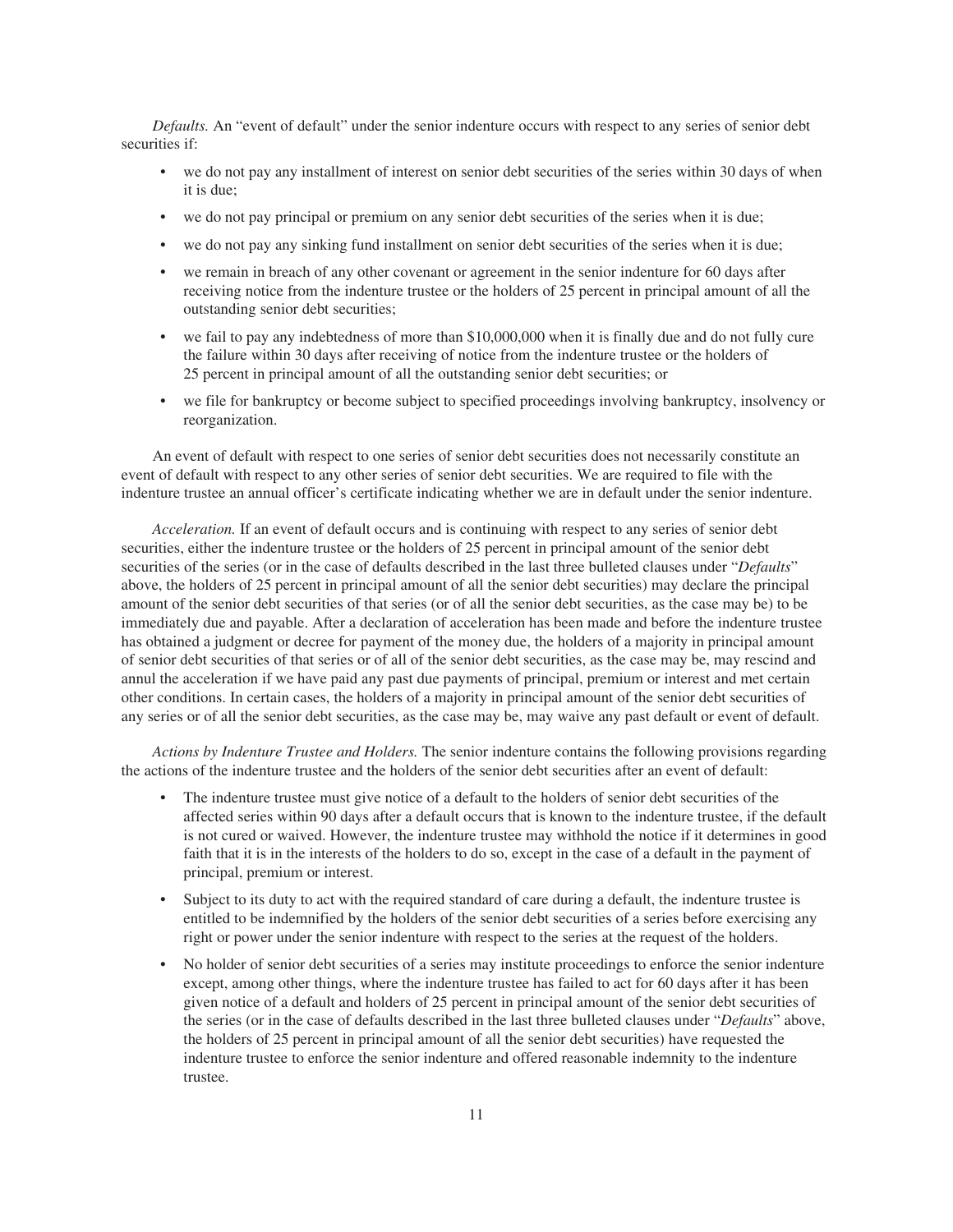*Defaults.* An "event of default" under the senior indenture occurs with respect to any series of senior debt securities if:

- we do not pay any installment of interest on senior debt securities of the series within 30 days of when it is due;
- we do not pay principal or premium on any senior debt securities of the series when it is due;
- we do not pay any sinking fund installment on senior debt securities of the series when it is due;
- we remain in breach of any other covenant or agreement in the senior indenture for 60 days after receiving notice from the indenture trustee or the holders of 25 percent in principal amount of all the outstanding senior debt securities;
- we fail to pay any indebtedness of more than $10,000,000 when it is finally due and do not fully cure the failure within 30 days after receiving of notice from the indenture trustee or the holders of 25 percent in principal amount of all the outstanding senior debt securities; or
- we file for bankruptcy or become subject to specified proceedings involving bankruptcy, insolvency or reorganization.

An event of default with respect to one series of senior debt securities does not necessarily constitute an event of default with respect to any other series of senior debt securities. We are required to file with the indenture trustee an annual officer's certificate indicating whether we are in default under the senior indenture.

*Acceleration.* If an event of default occurs and is continuing with respect to any series of senior debt securities, either the indenture trustee or the holders of 25 percent in principal amount of the senior debt securities of the series (or in the case of defaults described in the last three bulleted clauses under "*Defaults*" above, the holders of 25 percent in principal amount of all the senior debt securities) may declare the principal amount of the senior debt securities of that series (or of all the senior debt securities, as the case may be) to be immediately due and payable. After a declaration of acceleration has been made and before the indenture trustee has obtained a judgment or decree for payment of the money due, the holders of a majority in principal amount of senior debt securities of that series or of all of the senior debt securities, as the case may be, may rescind and annul the acceleration if we have paid any past due payments of principal, premium or interest and met certain other conditions. In certain cases, the holders of a majority in principal amount of the senior debt securities of any series or of all the senior debt securities, as the case may be, may waive any past default or event of default.

*Actions by Indenture Trustee and Holders.* The senior indenture contains the following provisions regarding the actions of the indenture trustee and the holders of the senior debt securities after an event of default:

- The indenture trustee must give notice of a default to the holders of senior debt securities of the affected series within 90 days after a default occurs that is known to the indenture trustee, if the default is not cured or waived. However, the indenture trustee may withhold the notice if it determines in good faith that it is in the interests of the holders to do so, except in the case of a default in the payment of principal, premium or interest.
- Subject to its duty to act with the required standard of care during a default, the indenture trustee is entitled to be indemnified by the holders of the senior debt securities of a series before exercising any right or power under the senior indenture with respect to the series at the request of the holders.
- No holder of senior debt securities of a series may institute proceedings to enforce the senior indenture except, among other things, where the indenture trustee has failed to act for 60 days after it has been given notice of a default and holders of 25 percent in principal amount of the senior debt securities of the series (or in the case of defaults described in the last three bulleted clauses under "*Defaults*" above, the holders of 25 percent in principal amount of all the senior debt securities) have requested the indenture trustee to enforce the senior indenture and offered reasonable indemnity to the indenture trustee.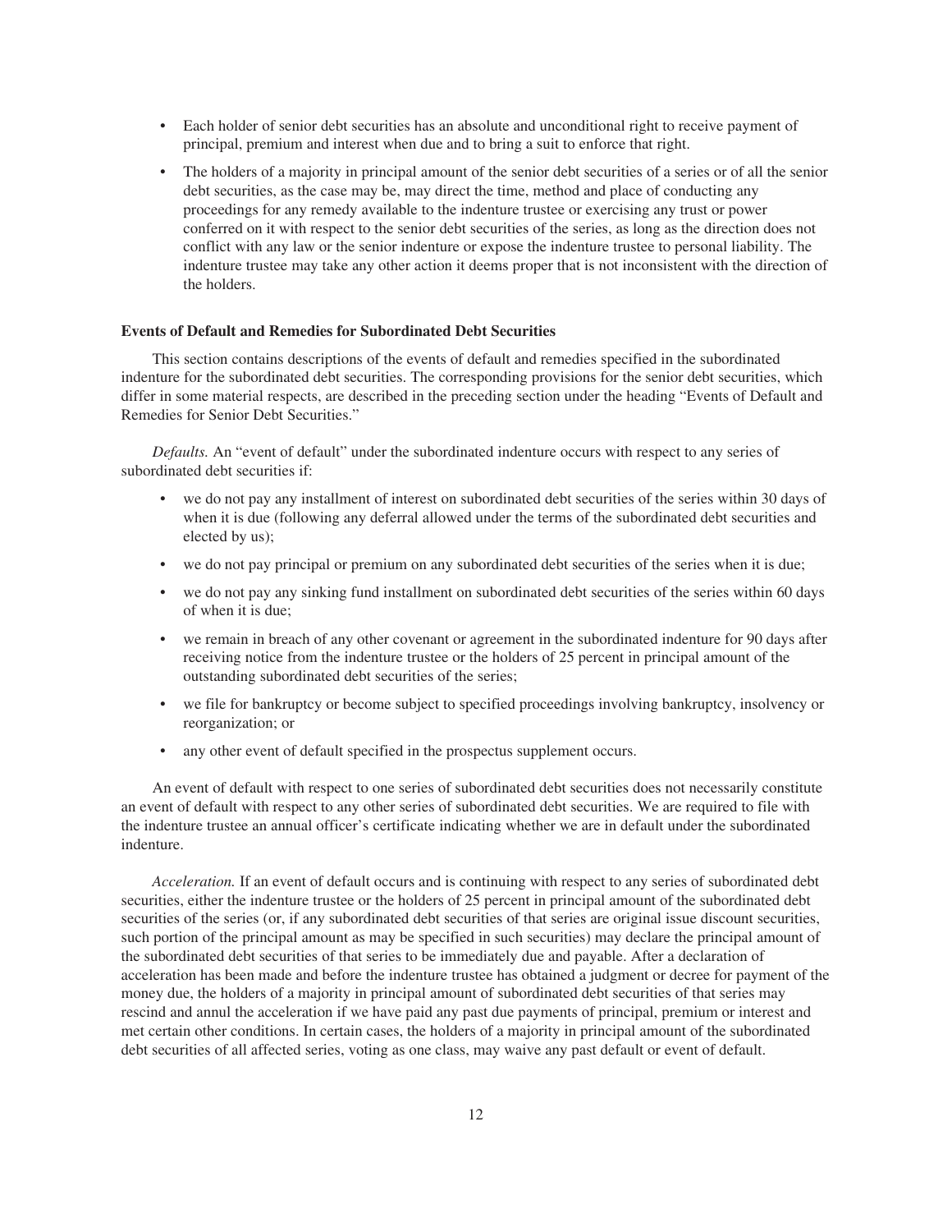- Each holder of senior debt securities has an absolute and unconditional right to receive payment of principal, premium and interest when due and to bring a suit to enforce that right.
- The holders of a majority in principal amount of the senior debt securities of a series or of all the senior debt securities, as the case may be, may direct the time, method and place of conducting any proceedings for any remedy available to the indenture trustee or exercising any trust or power conferred on it with respect to the senior debt securities of the series, as long as the direction does not conflict with any law or the senior indenture or expose the indenture trustee to personal liability. The indenture trustee may take any other action it deems proper that is not inconsistent with the direction of the holders.

**Events of Default and Remedies for Subordinated Debt Securities**

This section contains descriptions of the events of default and remedies specified in the subordinated indenture for the subordinated debt securities. The corresponding provisions for the senior debt securities, which differ in some material respects, are described in the preceding section under the heading "Events of Default and Remedies for Senior Debt Securities."

*Defaults.* An "event of default" under the subordinated indenture occurs with respect to any series of subordinated debt securities if:

- we do not pay any installment of interest on subordinated debt securities of the series within 30 days of when it is due (following any deferral allowed under the terms of the subordinated debt securities and elected by us);
- we do not pay principal or premium on any subordinated debt securities of the series when it is due;
- we do not pay any sinking fund installment on subordinated debt securities of the series within 60 days of when it is due;
- we remain in breach of any other covenant or agreement in the subordinated indenture for 90 days after receiving notice from the indenture trustee or the holders of 25 percent in principal amount of the outstanding subordinated debt securities of the series;
- we file for bankruptcy or become subject to specified proceedings involving bankruptcy, insolvency or reorganization; or
- any other event of default specified in the prospectus supplement occurs.

An event of default with respect to one series of subordinated debt securities does not necessarily constitute an event of default with respect to any other series of subordinated debt securities. We are required to file with the indenture trustee an annual officer's certificate indicating whether we are in default under the subordinated indenture.

*Acceleration.* If an event of default occurs and is continuing with respect to any series of subordinated debt securities, either the indenture trustee or the holders of 25 percent in principal amount of the subordinated debt securities of the series (or, if any subordinated debt securities of that series are original issue discount securities, such portion of the principal amount as may be specified in such securities) may declare the principal amount of the subordinated debt securities of that series to be immediately due and payable. After a declaration of acceleration has been made and before the indenture trustee has obtained a judgment or decree for payment of the money due, the holders of a majority in principal amount of subordinated debt securities of that series may rescind and annul the acceleration if we have paid any past due payments of principal, premium or interest and met certain other conditions. In certain cases, the holders of a majority in principal amount of the subordinated debt securities of all affected series, voting as one class, may waive any past default or event of default.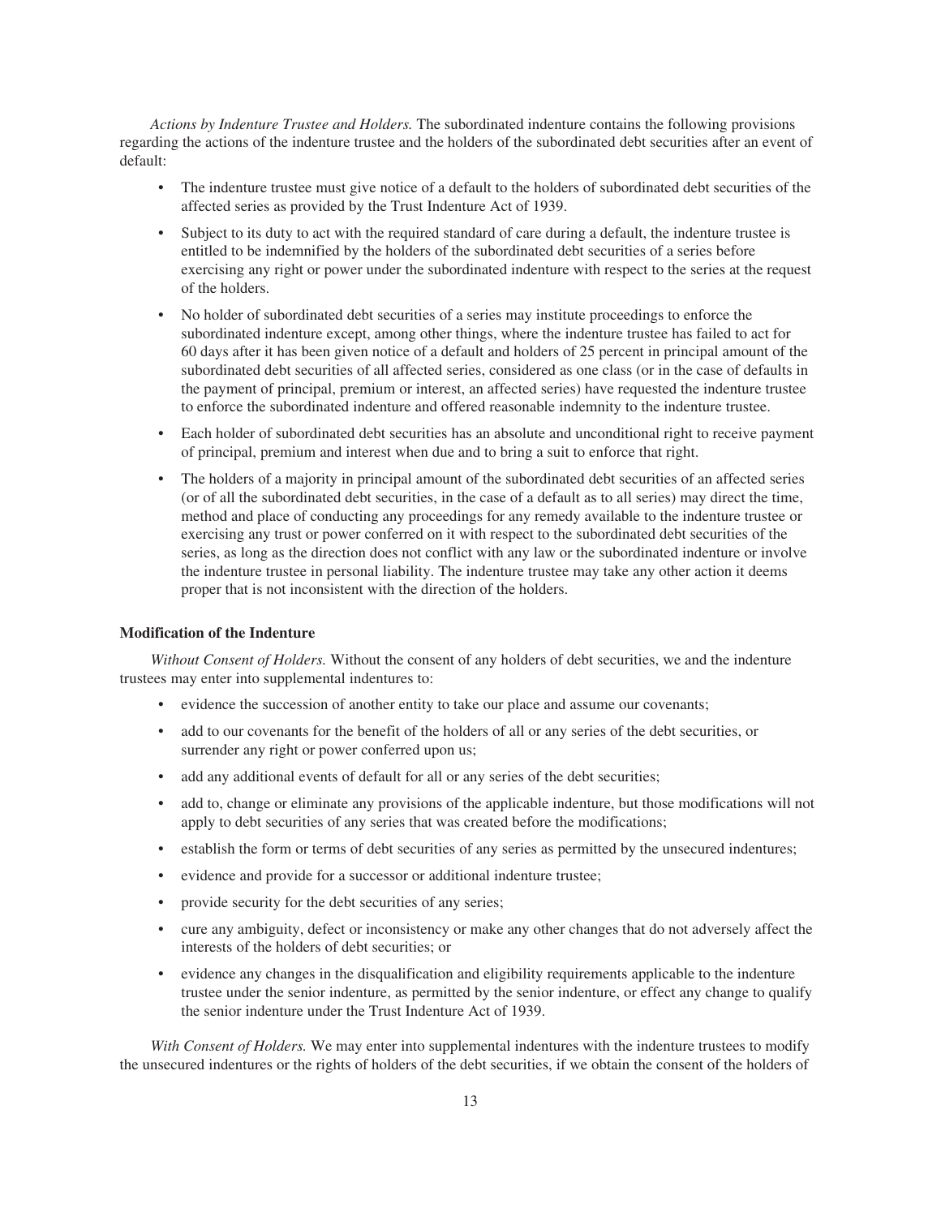*Actions by Indenture Trustee and Holders.* The subordinated indenture contains the following provisions regarding the actions of the indenture trustee and the holders of the subordinated debt securities after an event of default:

- The indenture trustee must give notice of a default to the holders of subordinated debt securities of the affected series as provided by the Trust Indenture Act of 1939.
- Subject to its duty to act with the required standard of care during a default, the indenture trustee is entitled to be indemnified by the holders of the subordinated debt securities of a series before exercising any right or power under the subordinated indenture with respect to the series at the request of the holders.
- No holder of subordinated debt securities of a series may institute proceedings to enforce the subordinated indenture except, among other things, where the indenture trustee has failed to act for 60 days after it has been given notice of a default and holders of 25 percent in principal amount of the subordinated debt securities of all affected series, considered as one class (or in the case of defaults in the payment of principal, premium or interest, an affected series) have requested the indenture trustee to enforce the subordinated indenture and offered reasonable indemnity to the indenture trustee.
- Each holder of subordinated debt securities has an absolute and unconditional right to receive payment of principal, premium and interest when due and to bring a suit to enforce that right.
- The holders of a majority in principal amount of the subordinated debt securities of an affected series (or of all the subordinated debt securities, in the case of a default as to all series) may direct the time, method and place of conducting any proceedings for any remedy available to the indenture trustee or exercising any trust or power conferred on it with respect to the subordinated debt securities of the series, as long as the direction does not conflict with any law or the subordinated indenture or involve the indenture trustee in personal liability. The indenture trustee may take any other action it deems proper that is not inconsistent with the direction of the holders.

**Modification of the Indenture**

*Without Consent of Holders.* Without the consent of any holders of debt securities, we and the indenture trustees may enter into supplemental indentures to:

- evidence the succession of another entity to take our place and assume our covenants;
- add to our covenants for the benefit of the holders of all or any series of the debt securities, or surrender any right or power conferred upon us;
- add any additional events of default for all or any series of the debt securities;
- add to, change or eliminate any provisions of the applicable indenture, but those modifications will not apply to debt securities of any series that was created before the modifications;
- establish the form or terms of debt securities of any series as permitted by the unsecured indentures;
- evidence and provide for a successor or additional indenture trustee;
- provide security for the debt securities of any series;
- cure any ambiguity, defect or inconsistency or make any other changes that do not adversely affect the interests of the holders of debt securities; or
- evidence any changes in the disqualification and eligibility requirements applicable to the indenture trustee under the senior indenture, as permitted by the senior indenture, or effect any change to qualify the senior indenture under the Trust Indenture Act of 1939.

*With Consent of Holders.* We may enter into supplemental indentures with the indenture trustees to modify the unsecured indentures or the rights of holders of the debt securities, if we obtain the consent of the holders of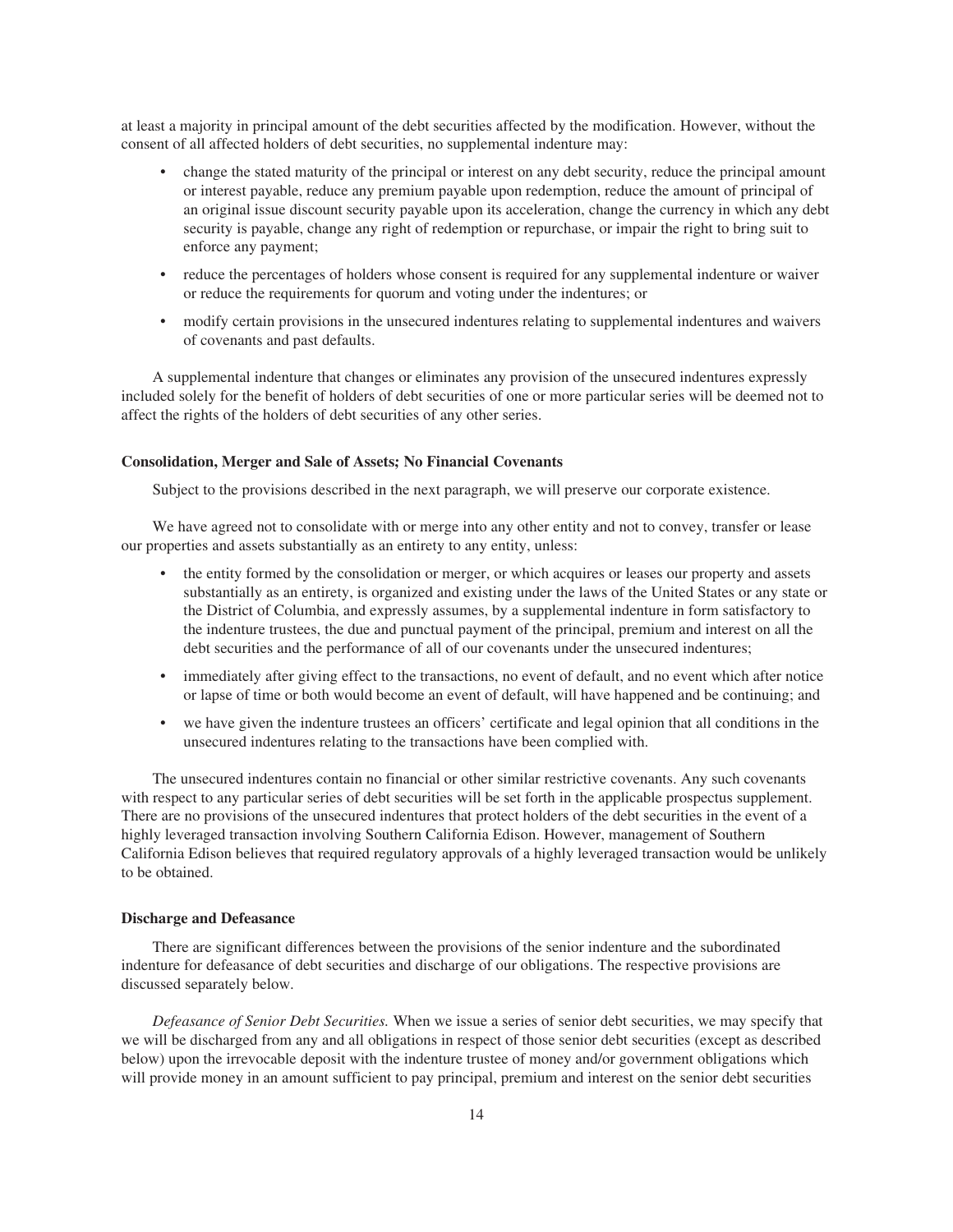at least a majority in principal amount of the debt securities affected by the modification. However, without the consent of all affected holders of debt securities, no supplemental indenture may:

- change the stated maturity of the principal or interest on any debt security, reduce the principal amount or interest payable, reduce any premium payable upon redemption, reduce the amount of principal of an original issue discount security payable upon its acceleration, change the currency in which any debt security is payable, change any right of redemption or repurchase, or impair the right to bring suit to enforce any payment;
- reduce the percentages of holders whose consent is required for any supplemental indenture or waiver or reduce the requirements for quorum and voting under the indentures; or
- modify certain provisions in the unsecured indentures relating to supplemental indentures and waivers of covenants and past defaults.

A supplemental indenture that changes or eliminates any provision of the unsecured indentures expressly included solely for the benefit of holders of debt securities of one or more particular series will be deemed not to affect the rights of the holders of debt securities of any other series.

**Consolidation, Merger and Sale of Assets; No Financial Covenants**

Subject to the provisions described in the next paragraph, we will preserve our corporate existence.

We have agreed not to consolidate with or merge into any other entity and not to convey, transfer or lease our properties and assets substantially as an entirety to any entity, unless:

- the entity formed by the consolidation or merger, or which acquires or leases our property and assets substantially as an entirety, is organized and existing under the laws of the United States or any state or the District of Columbia, and expressly assumes, by a supplemental indenture in form satisfactory to the indenture trustees, the due and punctual payment of the principal, premium and interest on all the debt securities and the performance of all of our covenants under the unsecured indentures;
- immediately after giving effect to the transactions, no event of default, and no event which after notice or lapse of time or both would become an event of default, will have happened and be continuing; and
- we have given the indenture trustees an officers' certificate and legal opinion that all conditions in the unsecured indentures relating to the transactions have been complied with.

The unsecured indentures contain no financial or other similar restrictive covenants. Any such covenants with respect to any particular series of debt securities will be set forth in the applicable prospectus supplement. There are no provisions of the unsecured indentures that protect holders of the debt securities in the event of a highly leveraged transaction involving Southern California Edison. However, management of Southern California Edison believes that required regulatory approvals of a highly leveraged transaction would be unlikely to be obtained.

**Discharge and Defeasance**

There are significant differences between the provisions of the senior indenture and the subordinated indenture for defeasance of debt securities and discharge of our obligations. The respective provisions are discussed separately below.

*Defeasance of Senior Debt Securities.* When we issue a series of senior debt securities, we may specify that we will be discharged from any and all obligations in respect of those senior debt securities (except as described below) upon the irrevocable deposit with the indenture trustee of money and/or government obligations which will provide money in an amount sufficient to pay principal, premium and interest on the senior debt securities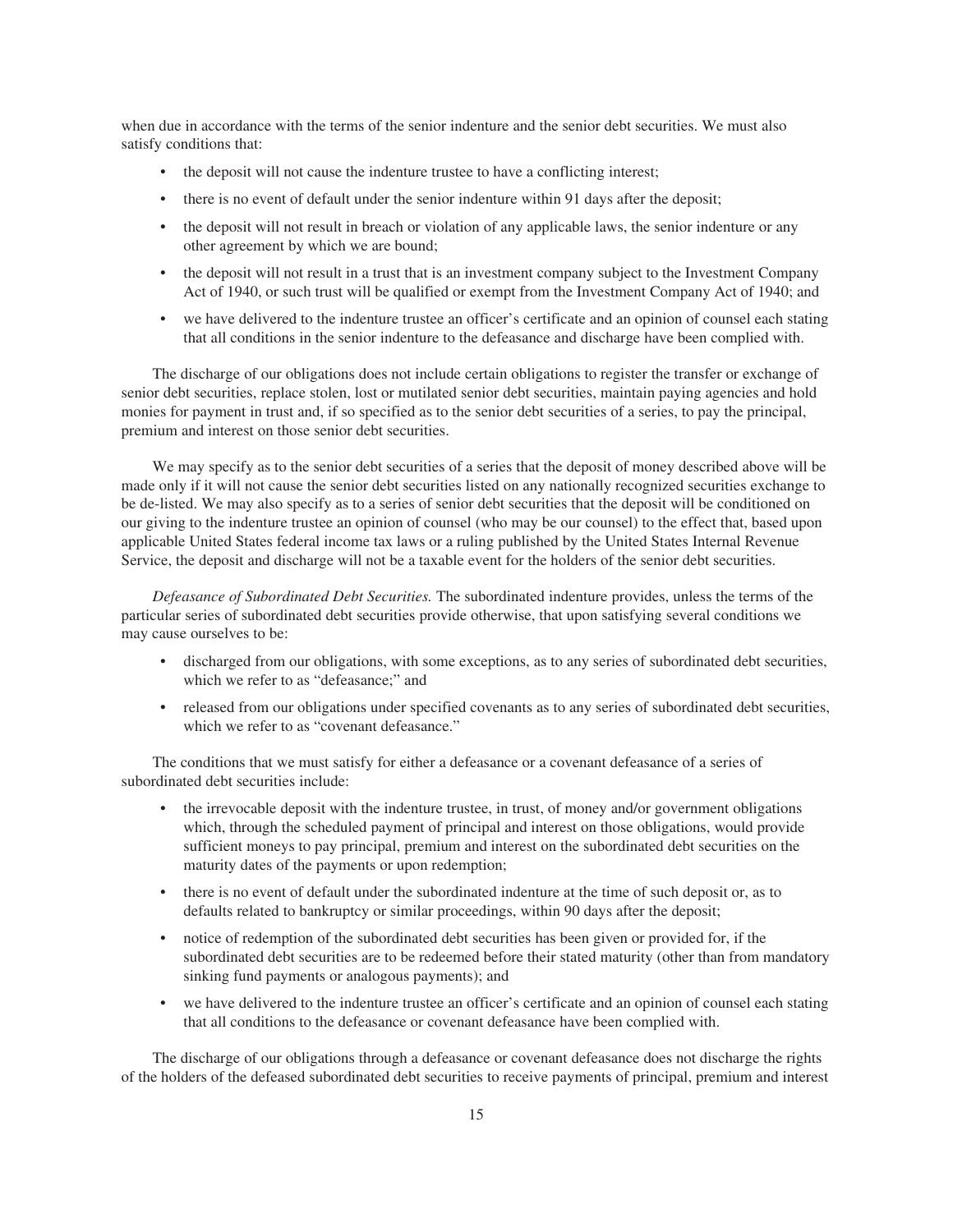when due in accordance with the terms of the senior indenture and the senior debt securities. We must also satisfy conditions that:

- the deposit will not cause the indenture trustee to have a conflicting interest;
- there is no event of default under the senior indenture within 91 days after the deposit;
- the deposit will not result in breach or violation of any applicable laws, the senior indenture or any other agreement by which we are bound;
- the deposit will not result in a trust that is an investment company subject to the Investment Company Act of 1940, or such trust will be qualified or exempt from the Investment Company Act of 1940; and
- we have delivered to the indenture trustee an officer's certificate and an opinion of counsel each stating that all conditions in the senior indenture to the defeasance and discharge have been complied with.

The discharge of our obligations does not include certain obligations to register the transfer or exchange of senior debt securities, replace stolen, lost or mutilated senior debt securities, maintain paying agencies and hold monies for payment in trust and, if so specified as to the senior debt securities of a series, to pay the principal, premium and interest on those senior debt securities.

We may specify as to the senior debt securities of a series that the deposit of money described above will be made only if it will not cause the senior debt securities listed on any nationally recognized securities exchange to be de-listed. We may also specify as to a series of senior debt securities that the deposit will be conditioned on our giving to the indenture trustee an opinion of counsel (who may be our counsel) to the effect that, based upon applicable United States federal income tax laws or a ruling published by the United States Internal Revenue Service, the deposit and discharge will not be a taxable event for the holders of the senior debt securities.

*Defeasance of Subordinated Debt Securities.* The subordinated indenture provides, unless the terms of the particular series of subordinated debt securities provide otherwise, that upon satisfying several conditions we may cause ourselves to be:

- discharged from our obligations, with some exceptions, as to any series of subordinated debt securities, which we refer to as "defeasance;" and
- released from our obligations under specified covenants as to any series of subordinated debt securities, which we refer to as "covenant defeasance."

The conditions that we must satisfy for either a defeasance or a covenant defeasance of a series of subordinated debt securities include:

- the irrevocable deposit with the indenture trustee, in trust, of money and/or government obligations which, through the scheduled payment of principal and interest on those obligations, would provide sufficient moneys to pay principal, premium and interest on the subordinated debt securities on the maturity dates of the payments or upon redemption;
- there is no event of default under the subordinated indenture at the time of such deposit or, as to defaults related to bankruptcy or similar proceedings, within 90 days after the deposit;
- notice of redemption of the subordinated debt securities has been given or provided for, if the subordinated debt securities are to be redeemed before their stated maturity (other than from mandatory sinking fund payments or analogous payments); and
- we have delivered to the indenture trustee an officer's certificate and an opinion of counsel each stating that all conditions to the defeasance or covenant defeasance have been complied with.

The discharge of our obligations through a defeasance or covenant defeasance does not discharge the rights of the holders of the defeased subordinated debt securities to receive payments of principal, premium and interest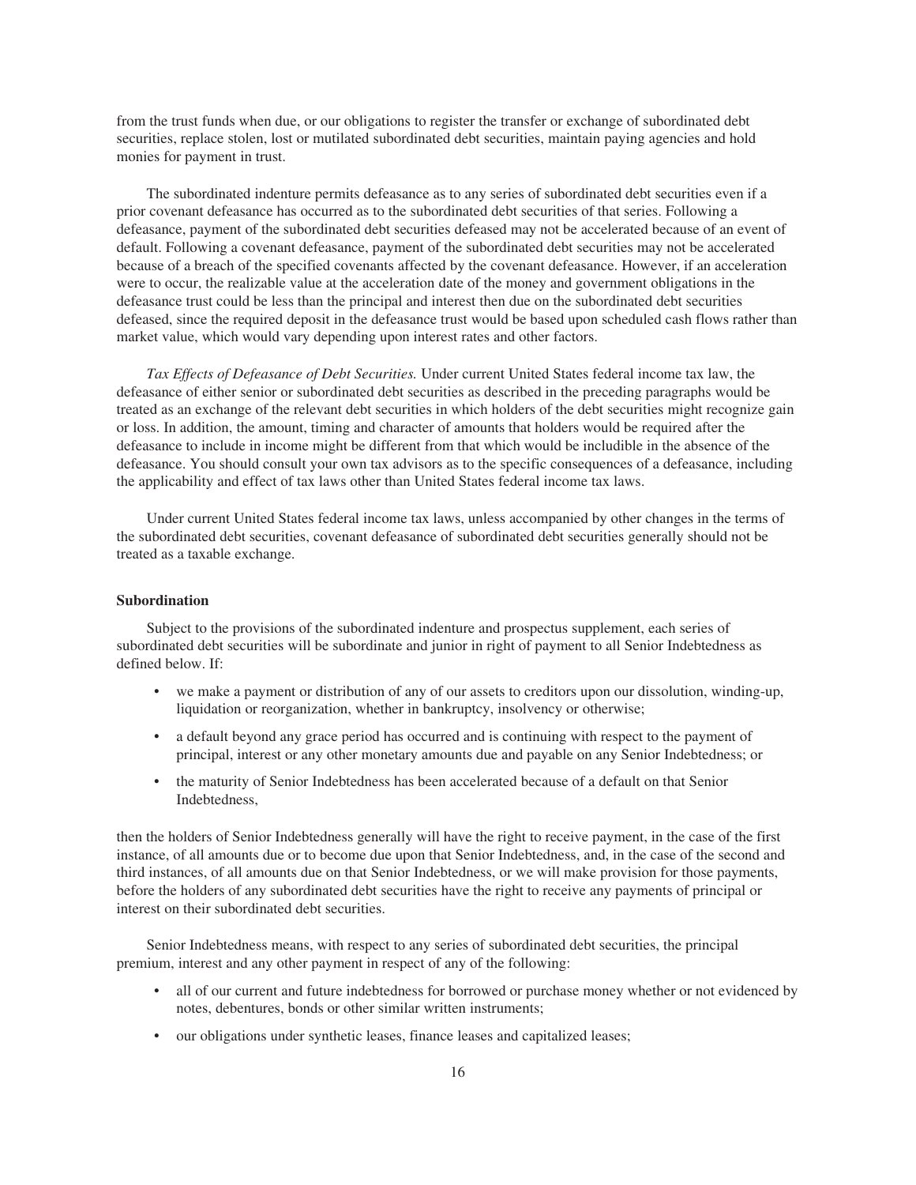from the trust funds when due, or our obligations to register the transfer or exchange of subordinated debt securities, replace stolen, lost or mutilated subordinated debt securities, maintain paying agencies and hold monies for payment in trust.

The subordinated indenture permits defeasance as to any series of subordinated debt securities even if a prior covenant defeasance has occurred as to the subordinated debt securities of that series. Following a defeasance, payment of the subordinated debt securities defeased may not be accelerated because of an event of default. Following a covenant defeasance, payment of the subordinated debt securities may not be accelerated because of a breach of the specified covenants affected by the covenant defeasance. However, if an acceleration were to occur, the realizable value at the acceleration date of the money and government obligations in the defeasance trust could be less than the principal and interest then due on the subordinated debt securities defeased, since the required deposit in the defeasance trust would be based upon scheduled cash flows rather than market value, which would vary depending upon interest rates and other factors.

*Tax Effects of Defeasance of Debt Securities.* Under current United States federal income tax law, the defeasance of either senior or subordinated debt securities as described in the preceding paragraphs would be treated as an exchange of the relevant debt securities in which holders of the debt securities might recognize gain or loss. In addition, the amount, timing and character of amounts that holders would be required after the defeasance to include in income might be different from that which would be includible in the absence of the defeasance. You should consult your own tax advisors as to the specific consequences of a defeasance, including the applicability and effect of tax laws other than United States federal income tax laws.

Under current United States federal income tax laws, unless accompanied by other changes in the terms of the subordinated debt securities, covenant defeasance of subordinated debt securities generally should not be treated as a taxable exchange.

**Subordination**

Subject to the provisions of the subordinated indenture and prospectus supplement, each series of subordinated debt securities will be subordinate and junior in right of payment to all Senior Indebtedness as defined below. If:

- we make a payment or distribution of any of our assets to creditors upon our dissolution, winding-up, liquidation or reorganization, whether in bankruptcy, insolvency or otherwise;
- a default beyond any grace period has occurred and is continuing with respect to the payment of principal, interest or any other monetary amounts due and payable on any Senior Indebtedness; or
- the maturity of Senior Indebtedness has been accelerated because of a default on that Senior Indebtedness,

then the holders of Senior Indebtedness generally will have the right to receive payment, in the case of the first instance, of all amounts due or to become due upon that Senior Indebtedness, and, in the case of the second and third instances, of all amounts due on that Senior Indebtedness, or we will make provision for those payments, before the holders of any subordinated debt securities have the right to receive any payments of principal or interest on their subordinated debt securities.

Senior Indebtedness means, with respect to any series of subordinated debt securities, the principal premium, interest and any other payment in respect of any of the following:

- all of our current and future indebtedness for borrowed or purchase money whether or not evidenced by notes, debentures, bonds or other similar written instruments;
- our obligations under synthetic leases, finance leases and capitalized leases;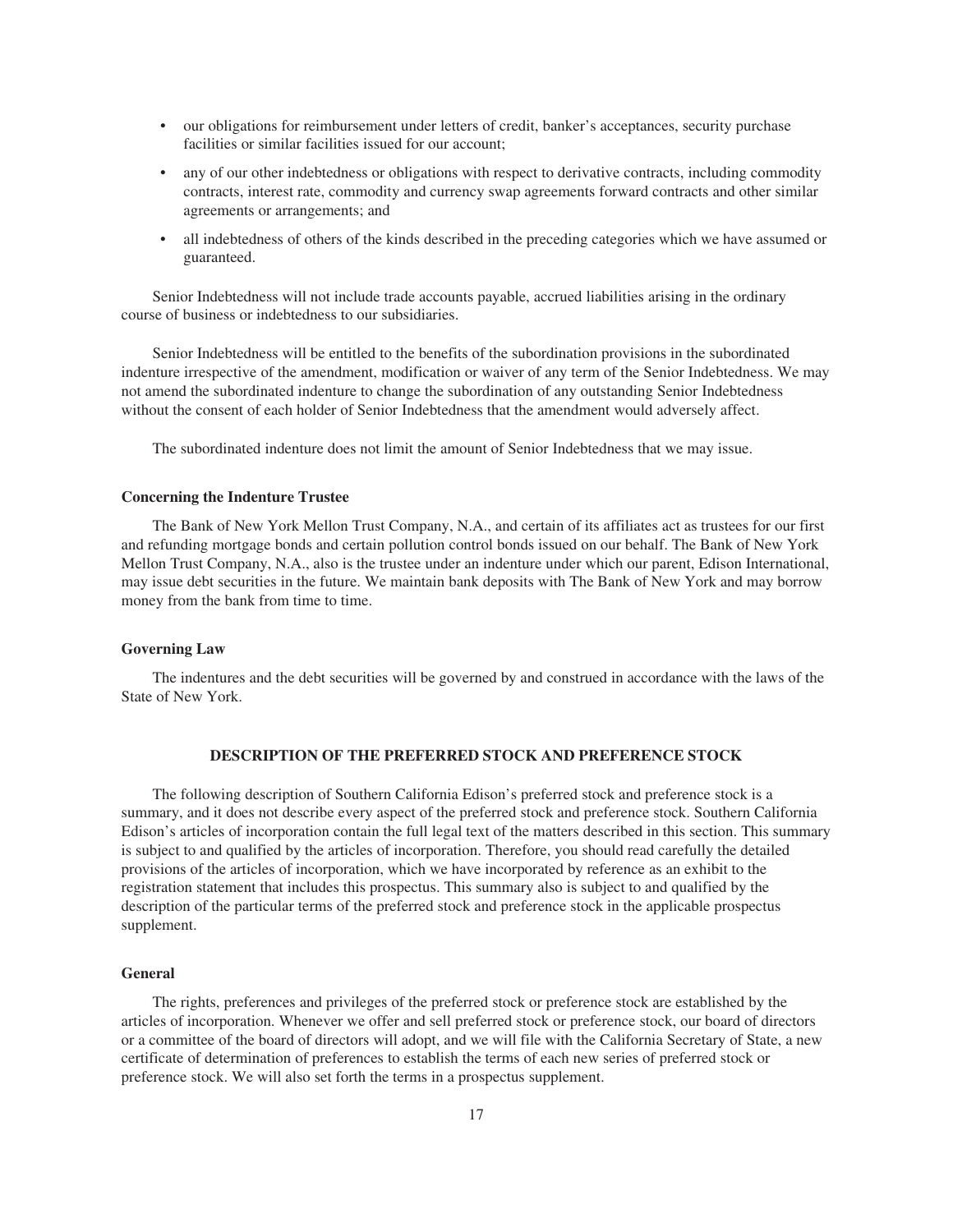- our obligations for reimbursement under letters of credit, banker's acceptances, security purchase facilities or similar facilities issued for our account;
- any of our other indebtedness or obligations with respect to derivative contracts, including commodity contracts, interest rate, commodity and currency swap agreements forward contracts and other similar agreements or arrangements; and
- all indebtedness of others of the kinds described in the preceding categories which we have assumed or guaranteed.

Senior Indebtedness will not include trade accounts payable, accrued liabilities arising in the ordinary course of business or indebtedness to our subsidiaries.

Senior Indebtedness will be entitled to the benefits of the subordination provisions in the subordinated indenture irrespective of the amendment, modification or waiver of any term of the Senior Indebtedness. We may not amend the subordinated indenture to change the subordination of any outstanding Senior Indebtedness without the consent of each holder of Senior Indebtedness that the amendment would adversely affect.

The subordinated indenture does not limit the amount of Senior Indebtedness that we may issue.

### Concerning the Indenture Trustee

The Bank of New York Mellon Trust Company, N.A., and certain of its affiliates act as trustees for our first and refunding mortgage bonds and certain pollution control bonds issued on our behalf. The Bank of New York Mellon Trust Company, N.A., also is the trustee under an indenture under which our parent, Edison International, may issue debt securities in the future. We maintain bank deposits with The Bank of New York and may borrow money from the bank from time to time.

### Governing Law

The indentures and the debt securities will be governed by and construed in accordance with the laws of the State of New York.

## DESCRIPTION OF THE PREFERRED STOCK AND PREFERENCE STOCK

The following description of Southern California Edison's preferred stock and preference stock is a summary, and it does not describe every aspect of the preferred stock and preference stock. Southern California Edison's articles of incorporation contain the full legal text of the matters described in this section. This summary is subject to and qualified by the articles of incorporation. Therefore, you should read carefully the detailed provisions of the articles of incorporation, which we have incorporated by reference as an exhibit to the registration statement that includes this prospectus. This summary also is subject to and qualified by the description of the particular terms of the preferred stock and preference stock in the applicable prospectus supplement.

### General

The rights, preferences and privileges of the preferred stock or preference stock are established by the articles of incorporation. Whenever we offer and sell preferred stock or preference stock, our board of directors or a committee of the board of directors will adopt, and we will file with the California Secretary of State, a new certificate of determination of preferences to establish the terms of each new series of preferred stock or preference stock. We will also set forth the terms in a prospectus supplement.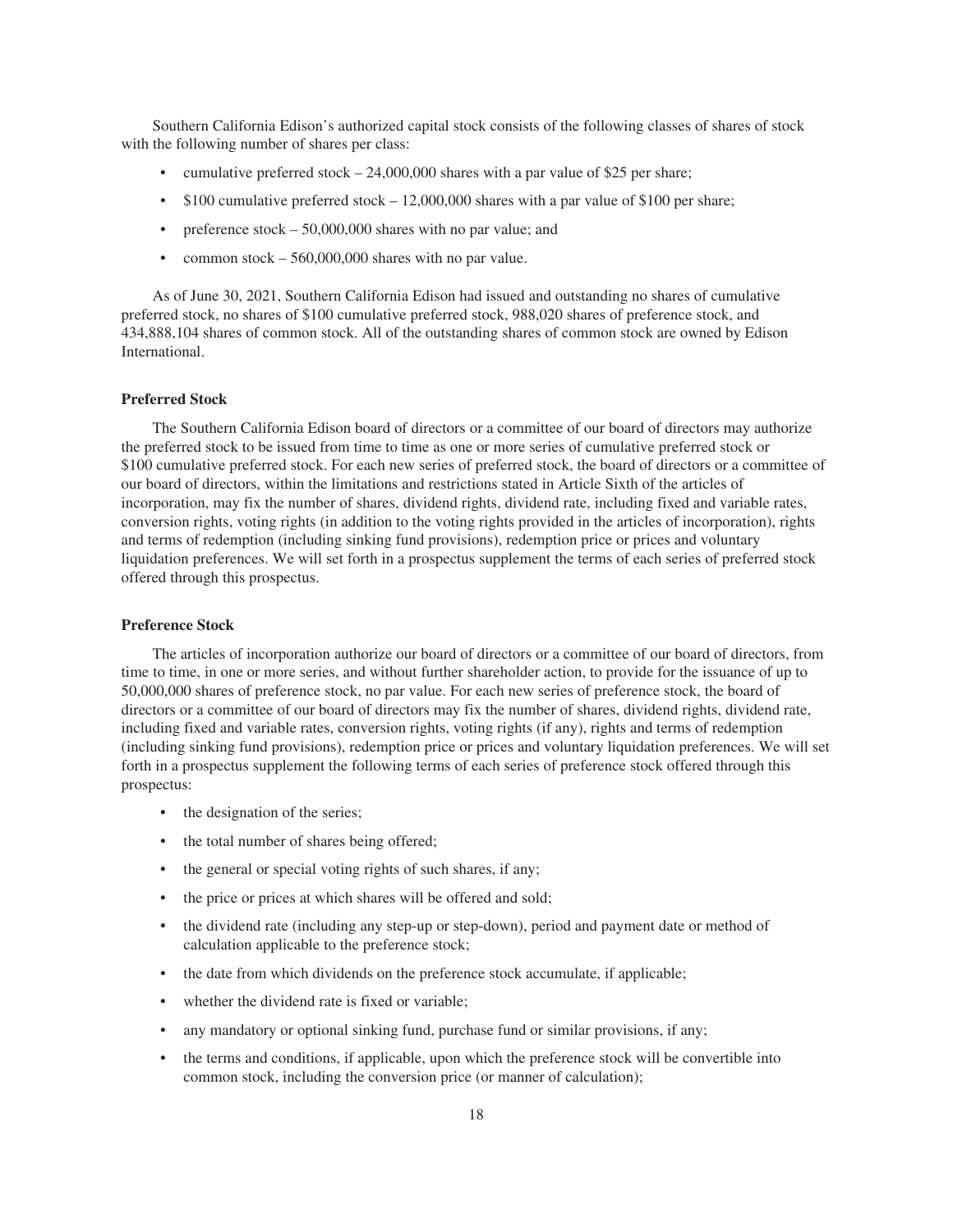Southern California Edison's authorized capital stock consists of the following classes of shares of stock with the following number of shares per class:

- cumulative preferred stock – 24,000,000 shares with a par value of $25 per share;
- $100 cumulative preferred stock – 12,000,000 shares with a par value of $100 per share;
- preference stock – 50,000,000 shares with no par value; and
- common stock – 560,000,000 shares with no par value.

As of June 30, 2021, Southern California Edison had issued and outstanding no shares of cumulative preferred stock, no shares of $100 cumulative preferred stock, 988,020 shares of preference stock, and 434,888,104 shares of common stock. All of the outstanding shares of common stock are owned by Edison International.

**Preferred Stock**

The Southern California Edison board of directors or a committee of our board of directors may authorize the preferred stock to be issued from time to time as one or more series of cumulative preferred stock or $100 cumulative preferred stock. For each new series of preferred stock, the board of directors or a committee of our board of directors, within the limitations and restrictions stated in Article Sixth of the articles of incorporation, may fix the number of shares, dividend rights, dividend rate, including fixed and variable rates, conversion rights, voting rights (in addition to the voting rights provided in the articles of incorporation), rights and terms of redemption (including sinking fund provisions), redemption price or prices and voluntary liquidation preferences. We will set forth in a prospectus supplement the terms of each series of preferred stock offered through this prospectus.

**Preference Stock**

The articles of incorporation authorize our board of directors or a committee of our board of directors, from time to time, in one or more series, and without further shareholder action, to provide for the issuance of up to 50,000,000 shares of preference stock, no par value. For each new series of preference stock, the board of directors or a committee of our board of directors may fix the number of shares, dividend rights, dividend rate, including fixed and variable rates, conversion rights, voting rights (if any), rights and terms of redemption (including sinking fund provisions), redemption price or prices and voluntary liquidation preferences. We will set forth in a prospectus supplement the following terms of each series of preference stock offered through this prospectus:

- the designation of the series;
- the total number of shares being offered;
- the general or special voting rights of such shares, if any;
- the price or prices at which shares will be offered and sold;
- the dividend rate (including any step-up or step-down), period and payment date or method of calculation applicable to the preference stock;
- the date from which dividends on the preference stock accumulate, if applicable;
- whether the dividend rate is fixed or variable;
- any mandatory or optional sinking fund, purchase fund or similar provisions, if any;
- the terms and conditions, if applicable, upon which the preference stock will be convertible into common stock, including the conversion price (or manner of calculation);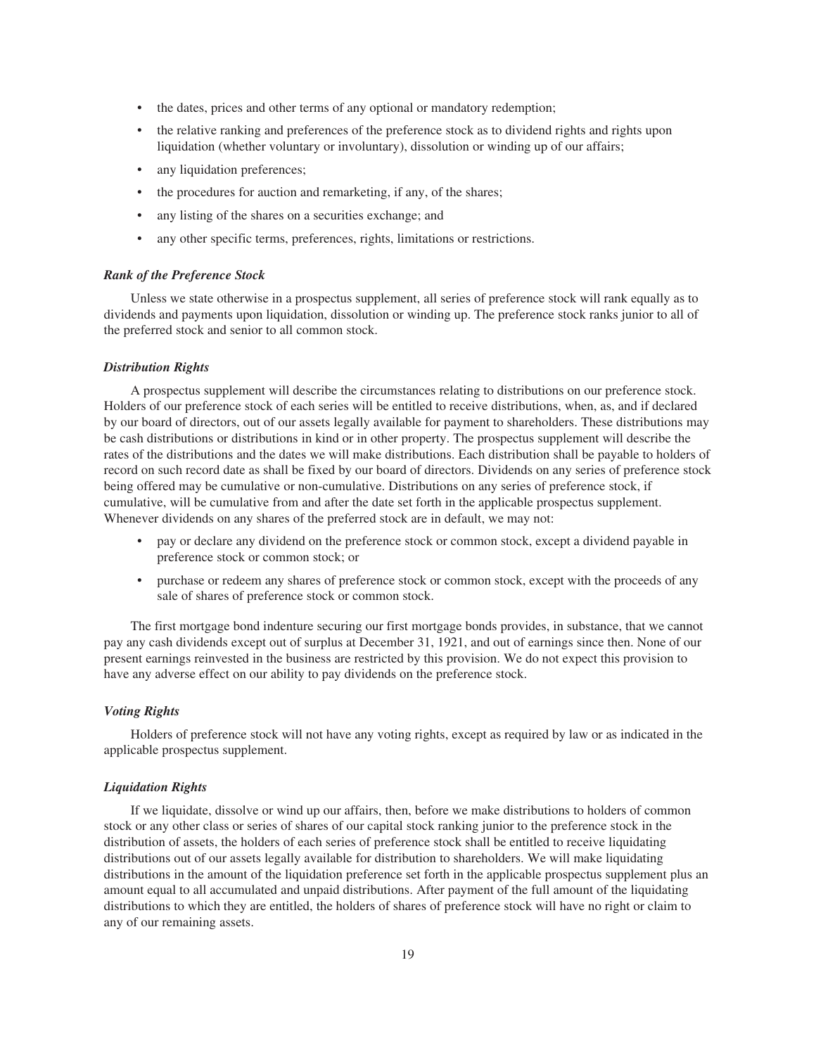- the dates, prices and other terms of any optional or mandatory redemption;
- the relative ranking and preferences of the preference stock as to dividend rights and rights upon liquidation (whether voluntary or involuntary), dissolution or winding up of our affairs;
- any liquidation preferences;
- the procedures for auction and remarketing, if any, of the shares;
- any listing of the shares on a securities exchange; and
- any other specific terms, preferences, rights, limitations or restrictions.

***Rank of the Preference Stock***

Unless we state otherwise in a prospectus supplement, all series of preference stock will rank equally as to dividends and payments upon liquidation, dissolution or winding up. The preference stock ranks junior to all of the preferred stock and senior to all common stock.

***Distribution Rights***

A prospectus supplement will describe the circumstances relating to distributions on our preference stock. Holders of our preference stock of each series will be entitled to receive distributions, when, as, and if declared by our board of directors, out of our assets legally available for payment to shareholders. These distributions may be cash distributions or distributions in kind or in other property. The prospectus supplement will describe the rates of the distributions and the dates we will make distributions. Each distribution shall be payable to holders of record on such record date as shall be fixed by our board of directors. Dividends on any series of preference stock being offered may be cumulative or non-cumulative. Distributions on any series of preference stock, if cumulative, will be cumulative from and after the date set forth in the applicable prospectus supplement. Whenever dividends on any shares of the preferred stock are in default, we may not:

- pay or declare any dividend on the preference stock or common stock, except a dividend payable in preference stock or common stock; or
- purchase or redeem any shares of preference stock or common stock, except with the proceeds of any sale of shares of preference stock or common stock.

The first mortgage bond indenture securing our first mortgage bonds provides, in substance, that we cannot pay any cash dividends except out of surplus at December 31, 1921, and out of earnings since then. None of our present earnings reinvested in the business are restricted by this provision. We do not expect this provision to have any adverse effect on our ability to pay dividends on the preference stock.

***Voting Rights***

Holders of preference stock will not have any voting rights, except as required by law or as indicated in the applicable prospectus supplement.

***Liquidation Rights***

If we liquidate, dissolve or wind up our affairs, then, before we make distributions to holders of common stock or any other class or series of shares of our capital stock ranking junior to the preference stock in the distribution of assets, the holders of each series of preference stock shall be entitled to receive liquidating distributions out of our assets legally available for distribution to shareholders. We will make liquidating distributions in the amount of the liquidation preference set forth in the applicable prospectus supplement plus an amount equal to all accumulated and unpaid distributions. After payment of the full amount of the liquidating distributions to which they are entitled, the holders of shares of preference stock will have no right or claim to any of our remaining assets.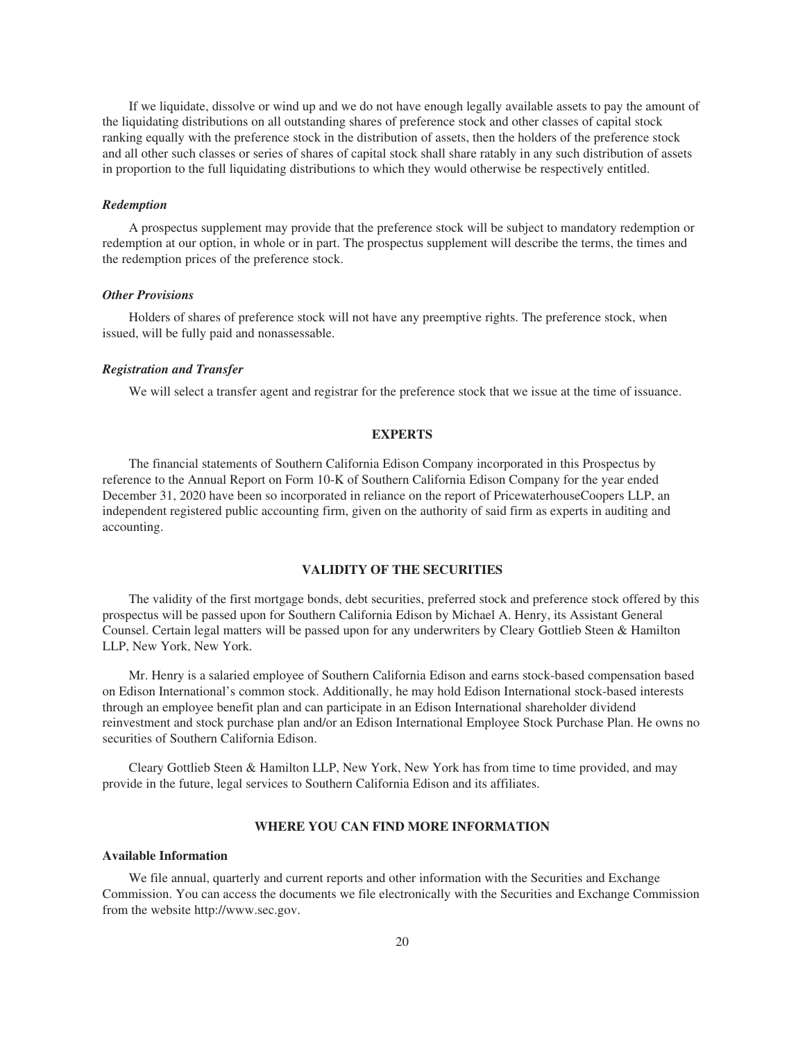If we liquidate, dissolve or wind up and we do not have enough legally available assets to pay the amount of the liquidating distributions on all outstanding shares of preference stock and other classes of capital stock ranking equally with the preference stock in the distribution of assets, then the holders of the preference stock and all other such classes or series of shares of capital stock shall share ratably in any such distribution of assets in proportion to the full liquidating distributions to which they would otherwise be respectively entitled.

### *Redemption*

A prospectus supplement may provide that the preference stock will be subject to mandatory redemption or redemption at our option, in whole or in part. The prospectus supplement will describe the terms, the times and the redemption prices of the preference stock.

### *Other Provisions*

Holders of shares of preference stock will not have any preemptive rights. The preference stock, when issued, will be fully paid and nonassessable.

### *Registration and Transfer*

We will select a transfer agent and registrar for the preference stock that we issue at the time of issuance.

## EXPERTS

The financial statements of Southern California Edison Company incorporated in this Prospectus by reference to the Annual Report on Form 10-K of Southern California Edison Company for the year ended December 31, 2020 have been so incorporated in reliance on the report of PricewaterhouseCoopers LLP, an independent registered public accounting firm, given on the authority of said firm as experts in auditing and accounting.

## VALIDITY OF THE SECURITIES

The validity of the first mortgage bonds, debt securities, preferred stock and preference stock offered by this prospectus will be passed upon for Southern California Edison by Michael A. Henry, its Assistant General Counsel. Certain legal matters will be passed upon for any underwriters by Cleary Gottlieb Steen & Hamilton LLP, New York, New York.

Mr. Henry is a salaried employee of Southern California Edison and earns stock-based compensation based on Edison International's common stock. Additionally, he may hold Edison International stock-based interests through an employee benefit plan and can participate in an Edison International shareholder dividend reinvestment and stock purchase plan and/or an Edison International Employee Stock Purchase Plan. He owns no securities of Southern California Edison.

Cleary Gottlieb Steen & Hamilton LLP, New York, New York has from time to time provided, and may provide in the future, legal services to Southern California Edison and its affiliates.

## WHERE YOU CAN FIND MORE INFORMATION

### Available Information

We file annual, quarterly and current reports and other information with the Securities and Exchange Commission. You can access the documents we file electronically with the Securities and Exchange Commission from the website http://www.sec.gov.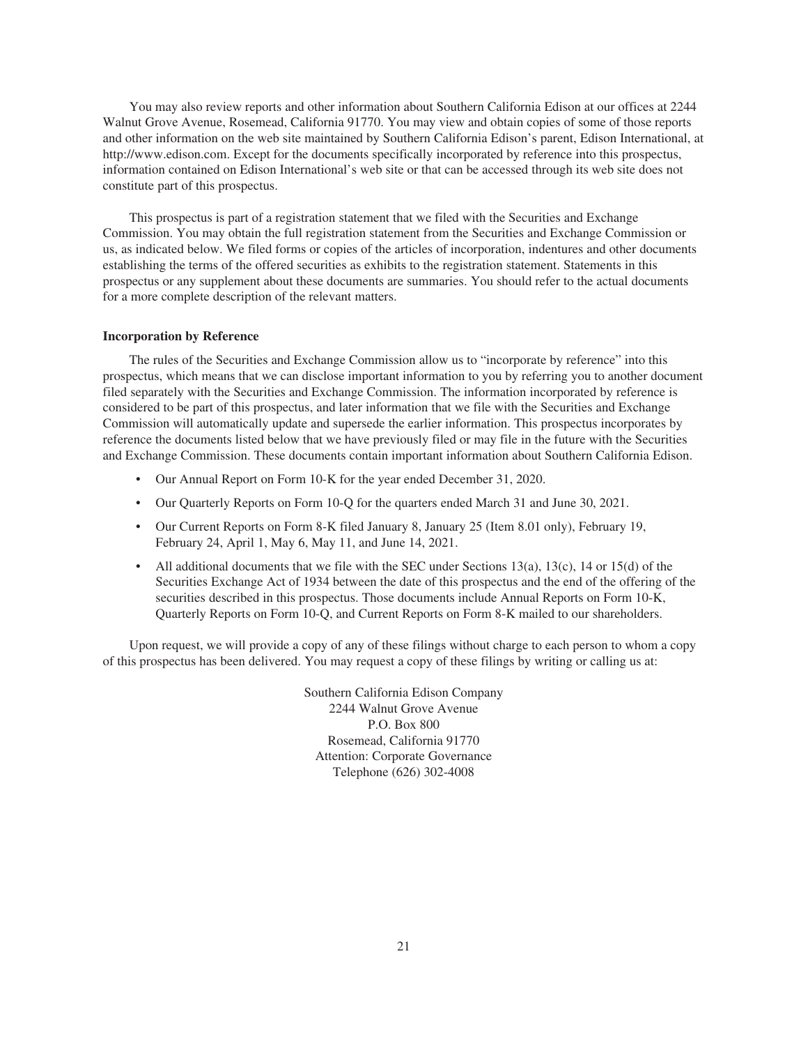You may also review reports and other information about Southern California Edison at our offices at 2244 Walnut Grove Avenue, Rosemead, California 91770. You may view and obtain copies of some of those reports and other information on the web site maintained by Southern California Edison's parent, Edison International, at http://www.edison.com. Except for the documents specifically incorporated by reference into this prospectus, information contained on Edison International's web site or that can be accessed through its web site does not constitute part of this prospectus.

This prospectus is part of a registration statement that we filed with the Securities and Exchange Commission. You may obtain the full registration statement from the Securities and Exchange Commission or us, as indicated below. We filed forms or copies of the articles of incorporation, indentures and other documents establishing the terms of the offered securities as exhibits to the registration statement. Statements in this prospectus or any supplement about these documents are summaries. You should refer to the actual documents for a more complete description of the relevant matters.

**Incorporation by Reference**

The rules of the Securities and Exchange Commission allow us to "incorporate by reference" into this prospectus, which means that we can disclose important information to you by referring you to another document filed separately with the Securities and Exchange Commission. The information incorporated by reference is considered to be part of this prospectus, and later information that we file with the Securities and Exchange Commission will automatically update and supersede the earlier information. This prospectus incorporates by reference the documents listed below that we have previously filed or may file in the future with the Securities and Exchange Commission. These documents contain important information about Southern California Edison.

- Our Annual Report on Form 10-K for the year ended December 31, 2020.
- Our Quarterly Reports on Form 10-Q for the quarters ended March 31 and June 30, 2021.
- Our Current Reports on Form 8-K filed January 8, January 25 (Item 8.01 only), February 19, February 24, April 1, May 6, May 11, and June 14, 2021.
- All additional documents that we file with the SEC under Sections 13(a), 13(c), 14 or 15(d) of the Securities Exchange Act of 1934 between the date of this prospectus and the end of the offering of the securities described in this prospectus. Those documents include Annual Reports on Form 10-K, Quarterly Reports on Form 10-Q, and Current Reports on Form 8-K mailed to our shareholders.

Upon request, we will provide a copy of any of these filings without charge to each person to whom a copy of this prospectus has been delivered. You may request a copy of these filings by writing or calling us at:

Southern California Edison Company
2244 Walnut Grove Avenue
P.O. Box 800
Rosemead, California 91770
Attention: Corporate Governance
Telephone (626) 302-4008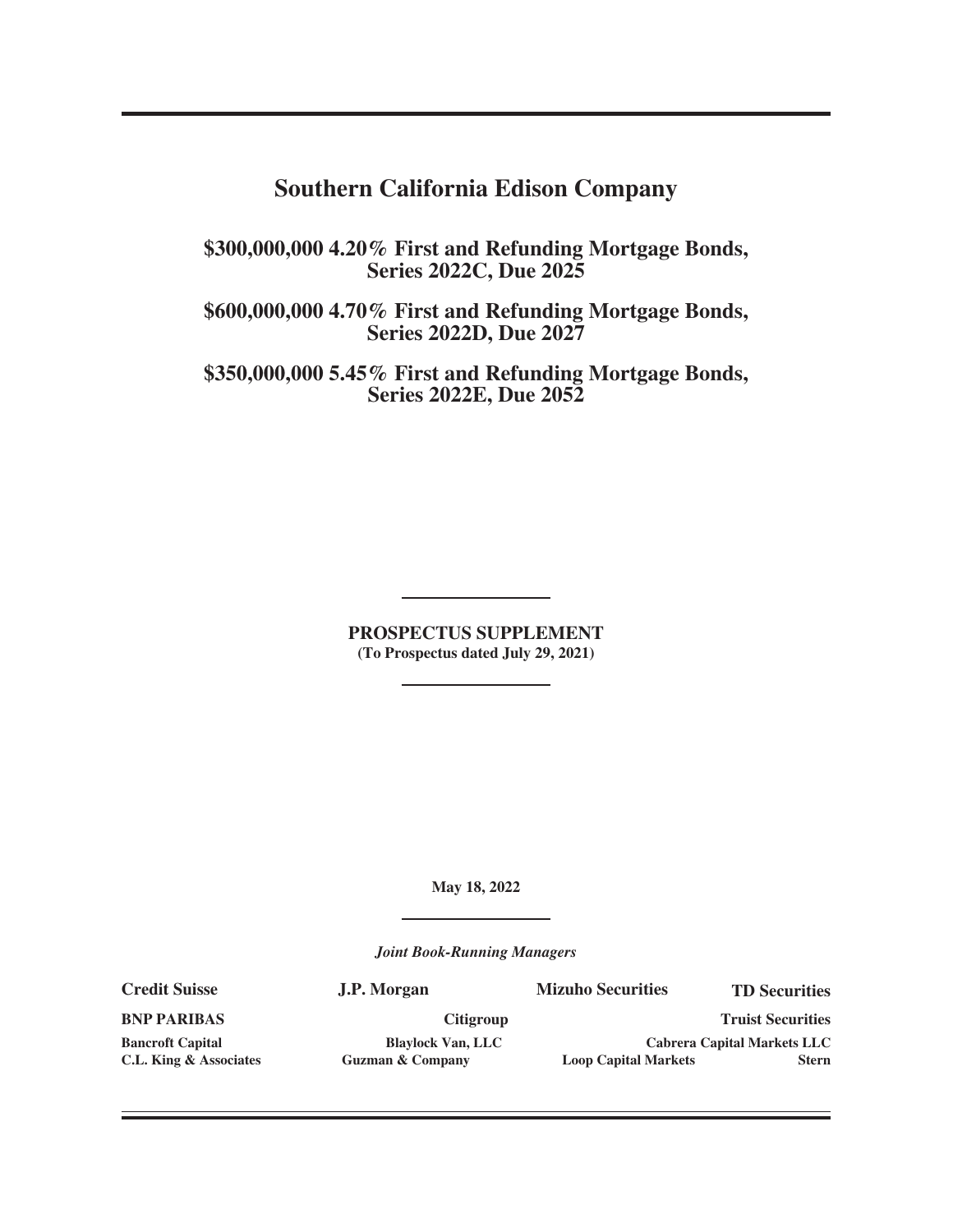# Southern California Edison Company

## $300,000,000 4.20% First and Refunding Mortgage Bonds, Series 2022C, Due 2025

## $600,000,000 4.70% First and Refunding Mortgage Bonds, Series 2022D, Due 2027

## $350,000,000 5.45% First and Refunding Mortgage Bonds, Series 2022E, Due 2052

---

**PROSPECTUS SUPPLEMENT**
**(To Prospectus dated July 29, 2021)**

---

**May 18, 2022**

---

***Joint Book-Running Managers***

**Credit Suisse** **J.P. Morgan** **Mizuho Securities** **TD Securities**

**BNP PARIBAS** **Citigroup** **Truist Securities**

**Bancroft Capital** **Blaylock Van, LLC** **Cabrera Capital Markets LLC**
**C.L. King & Associates** **Guzman & Company** **Loop Capital Markets** **Stern**